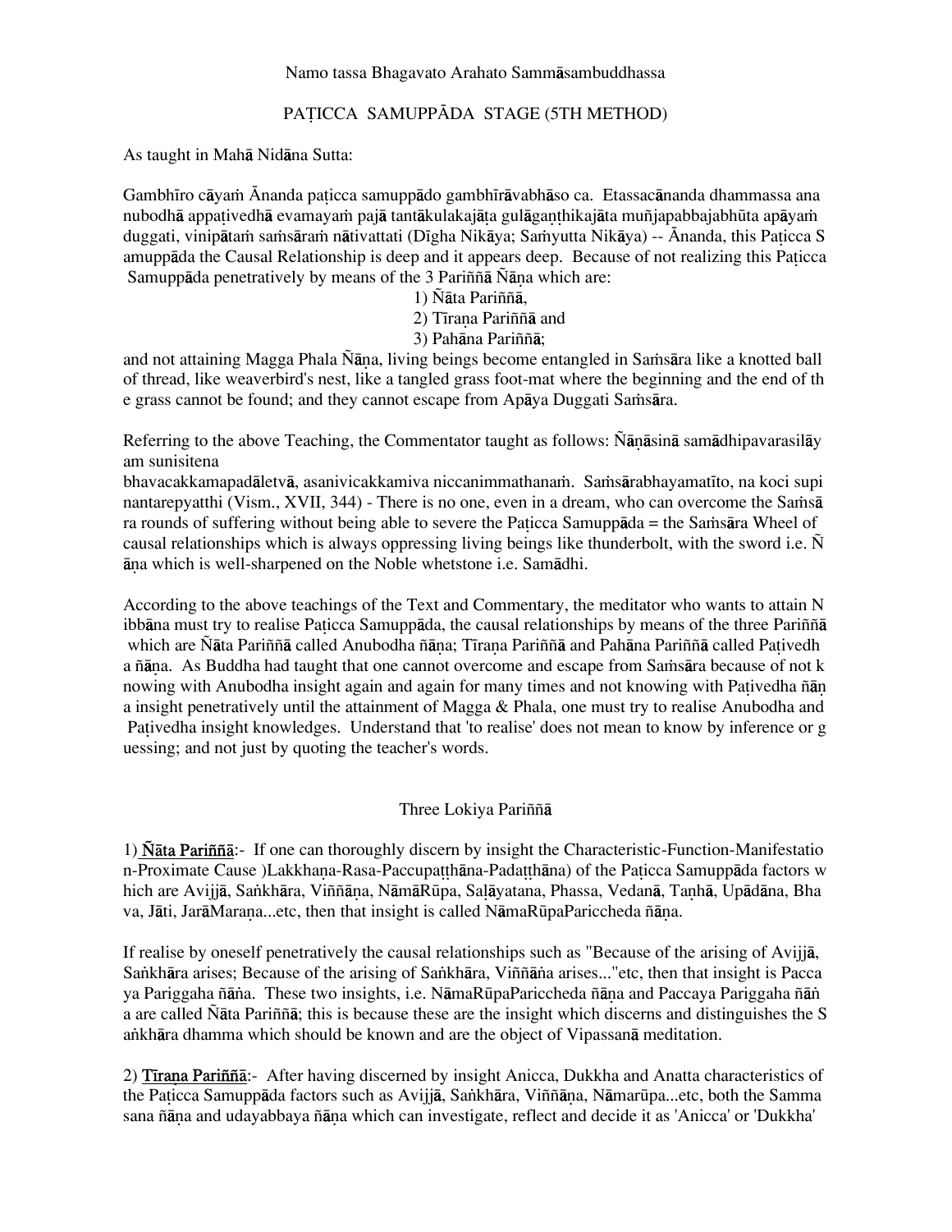Namo tassa Bhagavato Arahato Sammāsambuddhassa

# PAṬICCA SAMUPPĀDA STAGE (5TH METHOD)

As taught in Mahā Nidāna Sutta:

Gambhīro cāyaṁ Ānanda paṭicca samuppādo gambhīrāvabhāso ca. Etassacānanda dhammassa ananubodhā appaṭivedhā evamayaṁ pajā tantākulakajāṭa gulāganṭhikajāta muñjapabbajabhūta apāyaṁ duggati, vinipātaṁ saṁsāraṁ nātivattati (Dīgha Nikāya; Saṁyutta Nikāya) -- Ānanda, this Paṭicca Samuppāda the Causal Relationship is deep and it appears deep. Because of not realizing this Paṭicca Samuppāda penetratively by means of the 3 Pariññā Ñāṇa which are:

1) Ñāta Pariññā,
2) Tīraṇa Pariññā and
3) Pahāna Pariññā;

and not attaining Magga Phala Ñāṇa, living beings become entangled in Saṁsāra like a knotted ball of thread, like weaverbird's nest, like a tangled grass foot-mat where the beginning and the end of the grass cannot be found; and they cannot escape from Apāya Duggati Saṁsāra.

Referring to the above Teaching, the Commentator taught as follows: Ñāṇāsinā samādhipavarasilāyam sunisitena bhavacakkamapadāletvā, asanivicakkamiva niccanimmathanaṁ. Saṁsārabhayamatīto, na koci supinantarepyatthi (Vism., XVII, 344) - There is no one, even in a dream, who can overcome the Saṁsāra rounds of suffering without being able to severe the Paṭicca Samuppāda = the Saṁsāra Wheel of causal relationships which is always oppressing living beings like thunderbolt, with the sword i.e. Ñāṇa which is well-sharpened on the Noble whetstone i.e. Samādhi.

According to the above teachings of the Text and Commentary, the meditator who wants to attain Nibbāna must try to realise Paṭicca Samuppāda, the causal relationships by means of the three Pariññā which are Ñāta Pariññā called Anubodha ñāṇa; Tīraṇa Pariññā and Pahāna Pariññā called Paṭivedha ñāṇa. As Buddha had taught that one cannot overcome and escape from Saṁsāra because of not knowing with Anubodha insight again and again for many times and not knowing with Paṭivedha ñāṇa insight penetratively until the attainment of Magga & Phala, one must try to realise Anubodha and Paṭivedha insight knowledges. Understand that 'to realise' does not mean to know by inference or guessing; and not just by quoting the teacher's words.

## Three Lokiya Pariññā

1) <u>Ñāta Pariññā</u>:- If one can thoroughly discern by insight the Characteristic-Function-Manifestation-Proximate Cause )Lakkhaṇa-Rasa-Paccupaṭṭhāna-Padaṭṭhāna) of the Paṭicca Samuppāda factors which are Avijjā, Saṅkhāra, Viññāṇa, NāmāRūpa, Saḷāyatana, Phassa, Vedanā, Taṇhā, Upādāna, Bhava, Jāti, JarāMaraṇa...etc, then that insight is called NāmaRūpaPariccheda ñāṇa.

If realise by oneself penetratively the causal relationships such as "Because of the arising of Avijjā, Saṅkhāra arises; Because of the arising of Saṅkhāra, Viññāṅa arises..."etc, then that insight is Paccaya Pariggaha ñāṅa. These two insights, i.e. NāmaRūpaPariccheda ñāṇa and Paccaya Pariggaha ñāṅa are called Ñāta Pariññā; this is because these are the insight which discerns and distinguishes the Saṅkhāra dhamma which should be known and are the object of Vipassanā meditation.

2) <u>Tīraṇa Pariññā</u>:- After having discerned by insight Anicca, Dukkha and Anatta characteristics of the Paṭicca Samuppāda factors such as Avijjā, Saṅkhāra, Viññāṇa, Nāmarūpa...etc, both the Sammasana ñāṇa and udayabbaya ñāṇa which can investigate, reflect and decide it as 'Anicca' or 'Dukkha'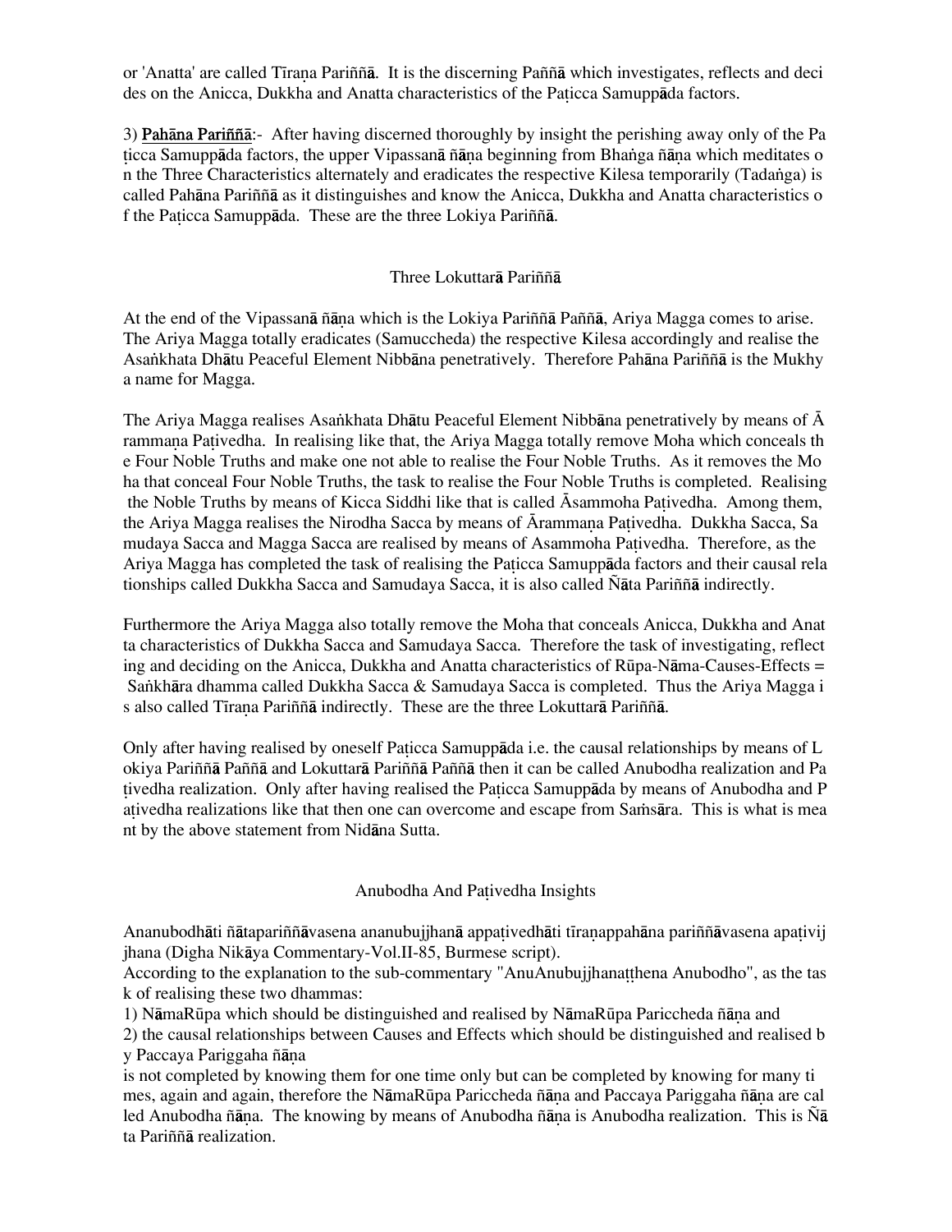or 'Anatta' are called Tīraṇa Pariññā. It is the discerning Paññā which investigates, reflects and decides on the Anicca, Dukkha and Anatta characteristics of the Paṭicca Samuppāda factors.

3) **Pahāna Pariññā**:- After having discerned thoroughly by insight the perishing away only of the Paṭicca Samuppāda factors, the upper Vipassanā ñāṇa beginning from Bhaṅga ñāṇa which meditates on the Three Characteristics alternately and eradicates the respective Kilesa temporarily (Tadaṅga) is called Pahāna Pariññā as it distinguishes and know the Anicca, Dukkha and Anatta characteristics of the Paṭicca Samuppāda. These are the three Lokiya Pariññā.

## Three Lokuttarā Pariññā

At the end of the Vipassanā ñāṇa which is the Lokiya Pariññā Paññā, Ariya Magga comes to arise. The Ariya Magga totally eradicates (Samuccheda) the respective Kilesa accordingly and realise the Asaṅkhata Dhātu Peaceful Element Nibbāna penetratively. Therefore Pahāna Pariññā is the Mukhya name for Magga.

The Ariya Magga realises Asaṅkhata Dhātu Peaceful Element Nibbāna penetratively by means of Ārammaṇa Paṭivedha. In realising like that, the Ariya Magga totally remove Moha which conceals the Four Noble Truths and make one not able to realise the Four Noble Truths. As it removes the Moha that conceal Four Noble Truths, the task to realise the Four Noble Truths is completed. Realising the Noble Truths by means of Kicca Siddhi like that is called Āsammoha Paṭivedha. Among them, the Ariya Magga realises the Nirodha Sacca by means of Ārammaṇa Paṭivedha. Dukkha Sacca, Samudaya Sacca and Magga Sacca are realised by means of Asammoha Paṭivedha. Therefore, as the Ariya Magga has completed the task of realising the Paṭicca Samuppāda factors and their causal relationships called Dukkha Sacca and Samudaya Sacca, it is also called Ñāta Pariññā indirectly.

Furthermore the Ariya Magga also totally remove the Moha that conceals Anicca, Dukkha and Anatta characteristics of Dukkha Sacca and Samudaya Sacca. Therefore the task of investigating, reflecting and deciding on the Anicca, Dukkha and Anatta characteristics of Rūpa-Nāma-Causes-Effects = Saṅkhāra dhamma called Dukkha Sacca & Samudaya Sacca is completed. Thus the Ariya Magga is also called Tīraṇa Pariññā indirectly. These are the three Lokuttarā Pariññā.

Only after having realised by oneself Paṭicca Samuppāda i.e. the causal relationships by means of Lokiya Pariññā Paññā and Lokuttarā Pariññā Paññā then it can be called Anubodha realization and Paṭivedha realization. Only after having realised the Paṭicca Samuppāda by means of Anubodha and Paṭivedha realizations like that then one can overcome and escape from Saṁsāra. This is what is meant by the above statement from Nidāna Sutta.

## Anubodha And Paṭivedha Insights

Ananubodhāti ñātapariññāvasena ananubujjhanā appaṭivedhāti tīraṇappahāna pariññāvasena apaṭivijjhana (Digha Nikāya Commentary-Vol.II-85, Burmese script).

According to the explanation to the sub-commentary "AnuAnubujjhanaṭṭhena Anubodho", as the task of realising these two dhammas:

1) NāmaRūpa which should be distinguished and realised by NāmaRūpa Pariccheda ñāṇa and

2) the causal relationships between Causes and Effects which should be distinguished and realised by Paccaya Pariggaha ñāṇa

is not completed by knowing them for one time only but can be completed by knowing for many times, again and again, therefore the NāmaRūpa Pariccheda ñāṇa and Paccaya Pariggaha ñāṇa are called Anubodha ñāṇa. The knowing by means of Anubodha ñāṇa is Anubodha realization. This is Ñāta Pariññā realization.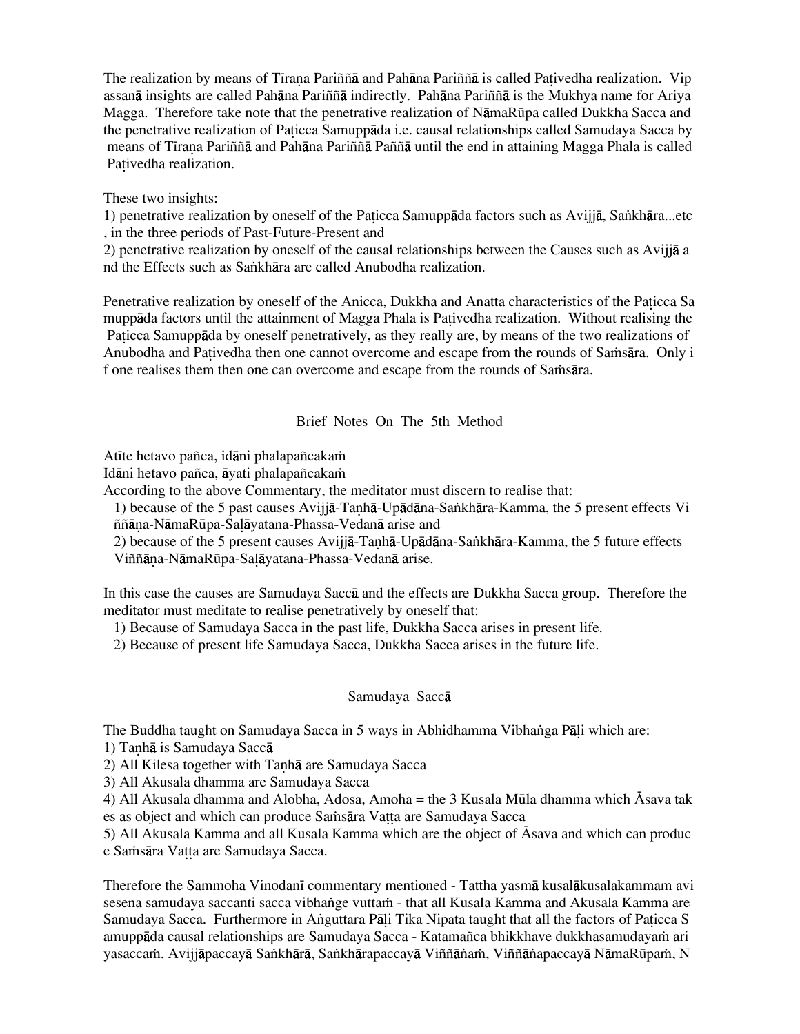The realization by means of Tīraṇa Pariññā and Pahāna Pariññā is called Paṭivedha realization. Vipassanā insights are called Pahāna Pariññā indirectly. Pahāna Pariññā is the Mukhya name for Ariya Magga. Therefore take note that the penetrative realization of NāmaRūpa called Dukkha Sacca and the penetrative realization of Paṭicca Samuppāda i.e. causal relationships called Samudaya Sacca by means of Tīraṇa Pariññā and Pahāna Pariññā Paññā until the end in attaining Magga Phala is called Paṭivedha realization.

These two insights:
1) penetrative realization by oneself of the Paṭicca Samuppāda factors such as Avijjā, Saṅkhāra...etc, in the three periods of Past-Future-Present and
2) penetrative realization by oneself of the causal relationships between the Causes such as Avijjā and the Effects such as Saṅkhāra are called Anubodha realization.

Penetrative realization by oneself of the Anicca, Dukkha and Anatta characteristics of the Paṭicca Samuppāda factors until the attainment of Magga Phala is Paṭivedha realization. Without realising the Paṭicca Samuppāda by oneself penetratively, as they really are, by means of the two realizations of Anubodha and Paṭivedha then one cannot overcome and escape from the rounds of Saṁsāra. Only if one realises them then one can overcome and escape from the rounds of Saṁsāra.

## Brief Notes On The 5th Method

Atīte hetavo pañca, idāni phalapañcakaṁ
Idāni hetavo pañca, āyati phalapañcakaṁ
According to the above Commentary, the meditator must discern to realise that:
1) because of the 5 past causes Avijjā-Taṇhā-Upādāna-Saṅkhāra-Kamma, the 5 present effects Viññāṇa-NāmaRūpa-Saḷāyatana-Phassa-Vedanā arise and
2) because of the 5 present causes Avijjā-Taṇhā-Upādāna-Saṅkhāra-Kamma, the 5 future effects Viññāṇa-NāmaRūpa-Saḷāyatana-Phassa-Vedanā arise.

In this case the causes are Samudaya Saccā and the effects are Dukkha Sacca group. Therefore the meditator must meditate to realise penetratively by oneself that:
1) Because of Samudaya Sacca in the past life, Dukkha Sacca arises in present life.
2) Because of present life Samudaya Sacca, Dukkha Sacca arises in the future life.

## Samudaya Saccā

The Buddha taught on Samudaya Sacca in 5 ways in Abhidhamma Vibhaṅga Pāḷi which are:
1) Taṇhā is Samudaya Saccā
2) All Kilesa together with Taṇhā are Samudaya Sacca
3) All Akusala dhamma are Samudaya Sacca
4) All Akusala dhamma and Alobha, Adosa, Amoha = the 3 Kusala Mūla dhamma which Āsava takes as object and which can produce Saṁsāra Vaṭṭa are Samudaya Sacca
5) All Akusala Kamma and all Kusala Kamma which are the object of Āsava and which can produce Saṁsāra Vaṭṭa are Samudaya Sacca.

Therefore the Sammoha Vinodanī commentary mentioned - Tattha yasmā kusalākusalakammam avisesena samudaya saccanti sacca vibhaṅge vuttaṁ - that all Kusala Kamma and Akusala Kamma are Samudaya Sacca. Furthermore in Aṅguttara Pāḷi Tika Nipata taught that all the factors of Paṭicca Samuppāda causal relationships are Samudaya Sacca - Katamañca bhikkhave dukkhasamudayaṁ ariyasaccaṁ. Avijjāpaccayā Saṅkhārā, Saṅkhārapaccayā Viññāṇaṁ, Viññāṇapaccayā NāmaRūpaṁ, N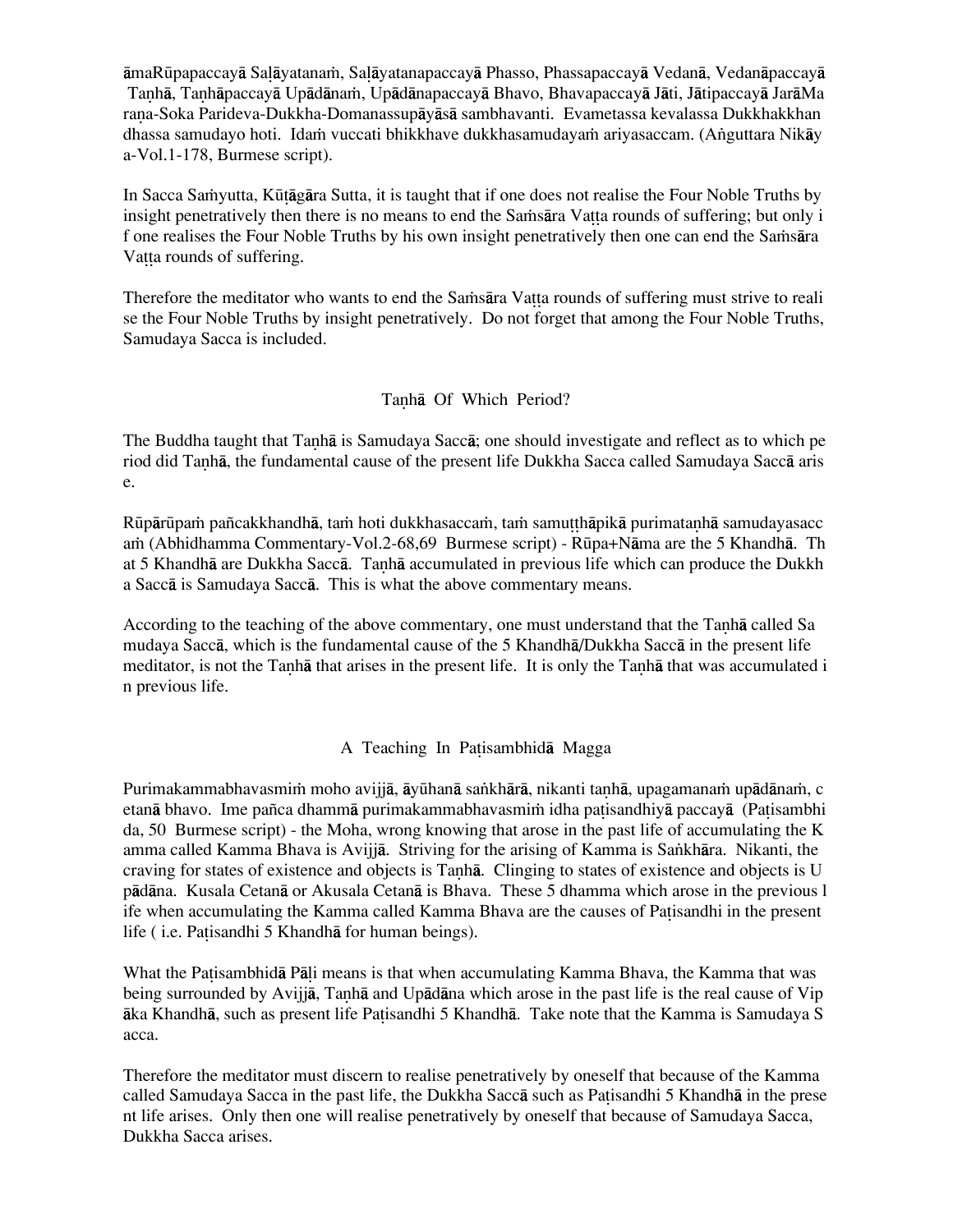āmaRūpapaccayā Saḷāyatanaṁ, Saḷāyatanapaccayā Phasso, Phassapaccayā Vedanā, Vedanāpaccayā Taṇhā, Taṇhāpaccayā Upādānaṁ, Upādānapaccayā Bhavo, Bhavapaccayā Jāti, Jātipaccayā JarāMaraṇa-Soka Parideva-Dukkha-Domanassupāyāsā sambhavanti. Evametassa kevalassa Dukkhakkhandhassa samudayo hoti. Idaṁ vuccati bhikkhave dukkhasamudayaṁ ariyasaccam. (Aṅguttara Nikāya-Vol.1-178, Burmese script).

In Sacca Saṁyutta, Kūṭāgāra Sutta, it is taught that if one does not realise the Four Noble Truths by insight penetratively then there is no means to end the Saṁsāra Vaṭṭa rounds of suffering; but only if one realises the Four Noble Truths by his own insight penetratively then one can end the Saṁsāra Vaṭṭa rounds of suffering.

Therefore the meditator who wants to end the Saṁsāra Vaṭṭa rounds of suffering must strive to realise the Four Noble Truths by insight penetratively. Do not forget that among the Four Noble Truths, Samudaya Sacca is included.

## Taṇhā Of Which Period?

The Buddha taught that Taṇhā is Samudaya Saccā; one should investigate and reflect as to which period did Taṇhā, the fundamental cause of the present life Dukkha Sacca called Samudaya Saccā arise.

Rūpārūpaṁ pañcakkhandhā, taṁ hoti dukkhasaccaṁ, taṁ samuṭṭhāpikā purimataṇhā samudayasaccaṁ (Abhidhamma Commentary-Vol.2-68,69 Burmese script) - Rūpa+Nāma are the 5 Khandhā. That 5 Khandhā are Dukkha Saccā. Taṇhā accumulated in previous life which can produce the Dukkha Saccā is Samudaya Saccā. This is what the above commentary means.

According to the teaching of the above commentary, one must understand that the Taṇhā called Samudaya Saccā, which is the fundamental cause of the 5 Khandhā/Dukkha Saccā in the present life meditator, is not the Taṇhā that arises in the present life. It is only the Taṇhā that was accumulated in previous life.

## A Teaching In Paṭisambhidā Magga

Purimakammabhavasmiṁ moho avijjā, āyūhanā saṅkhārā, nikanti taṇhā, upagamanaṁ upādānaṁ, cetanā bhavo. Ime pañca dhammā purimakammabhavasmiṁ idha paṭisandhiyā paccayā (Paṭisambhida, 50 Burmese script) - the Moha, wrong knowing that arose in the past life of accumulating the Kamma called Kamma Bhava is Avijjā. Striving for the arising of Kamma is Saṅkhāra. Nikanti, the craving for states of existence and objects is Taṇhā. Clinging to states of existence and objects is Upādāna. Kusala Cetanā or Akusala Cetanā is Bhava. These 5 dhamma which arose in the previous life when accumulating the Kamma called Kamma Bhava are the causes of Paṭisandhi in the present life ( i.e. Paṭisandhi 5 Khandhā for human beings).

What the Paṭisambhidā Pāḷi means is that when accumulating Kamma Bhava, the Kamma that was being surrounded by Avijjā, Taṇhā and Upādāna which arose in the past life is the real cause of Vipāka Khandhā, such as present life Paṭisandhi 5 Khandhā. Take note that the Kamma is Samudaya Sacca.

Therefore the meditator must discern to realise penetratively by oneself that because of the Kamma called Samudaya Sacca in the past life, the Dukkha Saccā such as Paṭisandhi 5 Khandhā in the present life arises. Only then one will realise penetratively by oneself that because of Samudaya Sacca, Dukkha Sacca arises.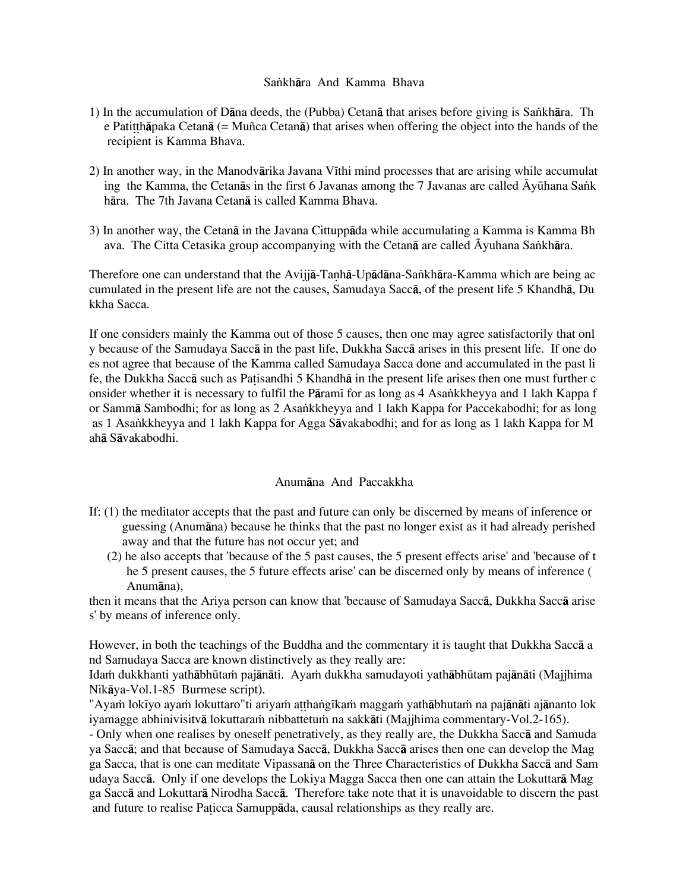## Saṅkhāra And Kamma Bhava

1) In the accumulation of Dāna deeds, the (Pubba) Cetanā that arises before giving is Saṅkhāra. The Patiṭṭhāpaka Cetanā (= Muñca Cetanā) that arises when offering the object into the hands of the recipient is Kamma Bhava.

2) In another way, in the Manodvārika Javana Vīthi mind processes that are arising while accumulating the Kamma, the Cetanās in the first 6 Javanas among the 7 Javanas are called Āyūhana Saṅkhāra. The 7th Javana Cetanā is called Kamma Bhava.

3) In another way, the Cetanā in the Javana Cittuppāda while accumulating a Kamma is Kamma Bhava. The Citta Cetasika group accompanying with the Cetanā are called Āyuhana Saṅkhāra.

Therefore one can understand that the Avijjā-Taṇhā-Upādāna-Saṅkhāra-Kamma which are being accumulated in the present life are not the causes, Samudaya Saccā, of the present life 5 Khandhā, Dukkha Sacca.

If one considers mainly the Kamma out of those 5 causes, then one may agree satisfactorily that only because of the Samudaya Saccā in the past life, Dukkha Saccā arises in this present life. If one does not agree that because of the Kamma called Samudaya Sacca done and accumulated in the past life, the Dukkha Saccā such as Paṭisandhi 5 Khandhā in the present life arises then one must further consider whether it is necessary to fulfil the Pāramī for as long as 4 Asaṅkkheyya and 1 lakh Kappa for Sammā Sambodhi; for as long as 2 Asaṅkkheyya and 1 lakh Kappa for Paccekabodhi; for as long as 1 Asaṅkkheyya and 1 lakh Kappa for Agga Sāvakabodhi; and for as long as 1 lakh Kappa for Mahā Sāvakabodhi.

## Anumāna And Paccakkha

If: (1) the meditator accepts that the past and future can only be discerned by means of inference or guessing (Anumāna) because he thinks that the past no longer exist as it had already perished away and that the future has not occur yet; and

(2) he also accepts that 'because of the 5 past causes, the 5 present effects arise' and 'because of the 5 present causes, the 5 future effects arise' can be discerned only by means of inference (Anumāna),

then it means that the Ariya person can know that 'because of Samudaya Saccā, Dukkha Saccā arises' by means of inference only.

However, in both the teachings of the Buddha and the commentary it is taught that Dukkha Saccā and Samudaya Sacca are known distinctively as they really are:

Idaṁ dukkhanti yathābhūtaṁ pajānāti. Ayaṁ dukkha samudayoti yathābhūtam pajānāti (Majjhima Nikāya-Vol.1-85 Burmese script).

"Ayaṁ lokīyo ayaṁ lokuttaro"ti ariyaṁ aṭṭhaṅgīkaṁ maggaṁ yathābhutaṁ na pajānāti ajānanto lokiyamagge abhinivisitvā lokuttaraṁ nibbattetuṁ na sakkāti (Majjhima commentary-Vol.2-165).

- Only when one realises by oneself penetratively, as they really are, the Dukkha Saccā and Samudaya Saccā; and that because of Samudaya Saccā, Dukkha Saccā arises then one can develop the Magga Sacca, that is one can meditate Vipassanā on the Three Characteristics of Dukkha Saccā and Samudaya Saccā. Only if one develops the Lokiya Magga Sacca then one can attain the Lokuttarā Magga Saccā and Lokuttarā Nirodha Saccā. Therefore take note that it is unavoidable to discern the past and future to realise Paṭicca Samuppāda, causal relationships as they really are.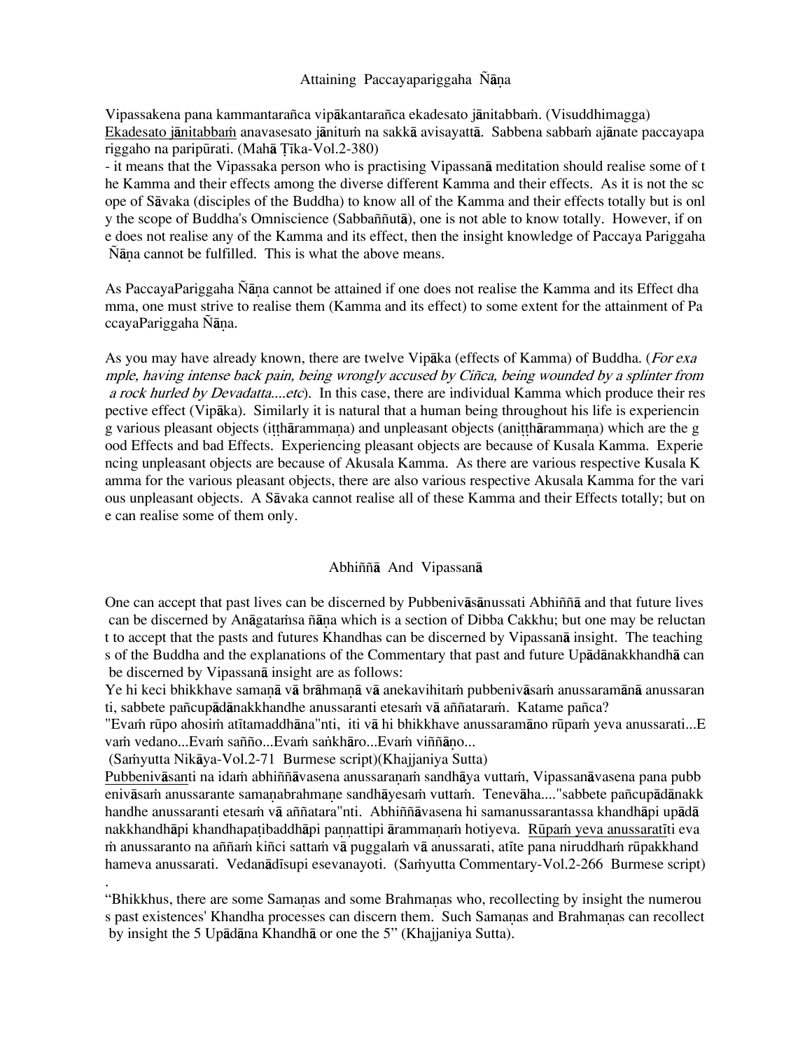## Attaining Paccayapariggaha Ñāṇa

Vipassakena pana kammantarañca vipākantarañca ekadesato jānitabbaṁ. (Visuddhimagga)
Ekadesato jānitabbaṁ anavasesato jānituṁ na sakkā avisayattā. Sabbena sabbaṁ ajānate paccayapariggaho na paripūrati. (Mahā Ṭīka-Vol.2-380)

- it means that the Vipassaka person who is practising Vipassanā meditation should realise some of the Kamma and their effects among the diverse different Kamma and their effects. As it is not the scope of Sāvaka (disciples of the Buddha) to know all of the Kamma and their effects totally but is only the scope of Buddha's Omniscience (Sabbaññutā), one is not able to know totally. However, if one does not realise any of the Kamma and its effect, then the insight knowledge of Paccaya Pariggaha Ñāṇa cannot be fulfilled. This is what the above means.

As PaccayaPariggaha Ñāṇa cannot be attained if one does not realise the Kamma and its Effect dhamma, one must strive to realise them (Kamma and its effect) to some extent for the attainment of PaccayaPariggaha Ñāṇa.

As you may have already known, there are twelve Vipāka (effects of Kamma) of Buddha. (*For example, having intense back pain, being wrongly accused by Ciñca, being wounded by a splinter from a rock hurled by Devadatta....etc*). In this case, there are individual Kamma which produce their respective effect (Vipāka). Similarly it is natural that a human being throughout his life is experiencing various pleasant objects (iṭṭhārammaṇa) and unpleasant objects (aniṭṭhārammaṇa) which are the good Effects and bad Effects. Experiencing pleasant objects are because of Kusala Kamma. Experiencing unpleasant objects are because of Akusala Kamma. As there are various respective Kusala Kamma for the various pleasant objects, there are also various respective Akusala Kamma for the various unpleasant objects. A Sāvaka cannot realise all of these Kamma and their Effects totally; but one can realise some of them only.

## Abhiññā And Vipassanā

One can accept that past lives can be discerned by Pubbenivāsānussati Abhiññā and that future lives can be discerned by Anāgataṁsa ñāṇa which is a section of Dibba Cakkhu; but one may be reluctant to accept that the pasts and futures Khandhas can be discerned by Vipassanā insight. The teachings of the Buddha and the explanations of the Commentary that past and future Upādānakkhandhā can be discerned by Vipassanā insight are as follows:

Ye hi keci bhikkhave samaṇā vā brāhmaṇā vā anekavihitaṁ pubbenivāsaṁ anussaramānā anussaranti, sabbete pañcupādānakkhandhe anussaranti etesaṁ vā aññataraṁ. Katame pañca?
"Evaṁ rūpo ahosiṁ atītamaddhāna"nti, iti vā hi bhikkhave anussaramāno rūpaṁ yeva anussarati...Evaṁ vedano...Evaṁ sañño...Evaṁ saṅkhāro...Evaṁ viññāṇo...
(Saṁyutta Nikāya-Vol.2-71 Burmese script)(Khajjaniya Sutta)

Pubbenivāsanti na idaṁ abhiññāvasena anussaraṇaṁ sandhāya vuttaṁ, Vipassanāvasena pana pubbenivāsaṁ anussarante samaṇabrahmaṇe sandhāyesaṁ vuttaṁ. Tenevāha...."sabbete pañcupādānakkhandhe anussaranti etesaṁ vā aññatara"nti. Abhiññāvasena hi samanussarantassa khandhāpi upādānakkhandhāpi khandhapaṭibaddhāpi paṇṇattipi ārammaṇaṁ hotiyeva. Rūpaṁ yeva anussaratīti evaṁ anussaranto na aññaṁ kiñci sattaṁ vā puggalaṁ vā anussarati, atīte pana niruddhaṁ rūpakkhandhameva anussarati. Vedanādīsupi esevanayoti. (Saṁyutta Commentary-Vol.2-266 Burmese script)
.

"Bhikkhus, there are some Samaṇas and some Brahmaṇas who, recollecting by insight the numerous past existences' Khandha processes can discern them. Such Samaṇas and Brahmaṇas can recollect by insight the 5 Upādāna Khandhā or one the 5" (Khajjaniya Sutta).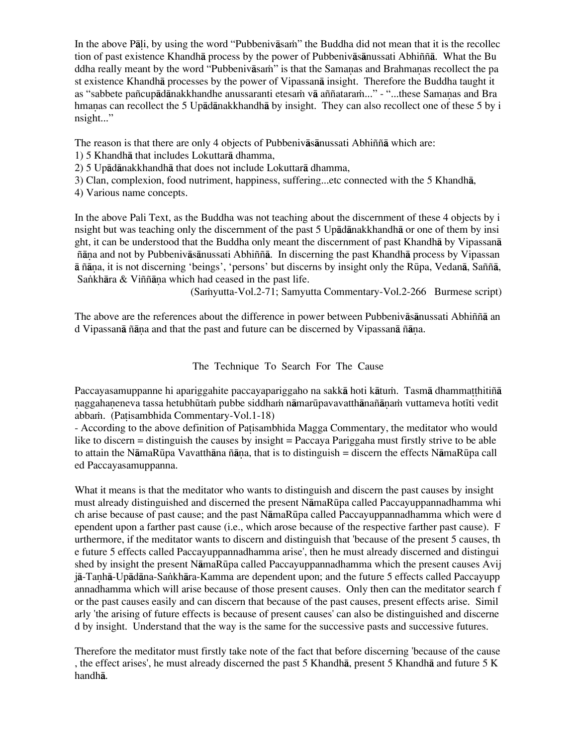In the above Pāḷi, by using the word "Pubbenivāsaṁ" the Buddha did not mean that it is the recollection of past existence Khandhā process by the power of Pubbenivāsānussati Abhiññā. What the Buddha really meant by the word "Pubbenivāsaṁ" is that the Samaṇas and Brahmaṇas recollect the past existence Khandhā processes by the power of Vipassanā insight. Therefore the Buddha taught it as "sabbete pañcupādānakkhandhe anussaranti etesaṁ vā aññataraṁ..." - "...these Samaṇas and Brahmaṇas can recollect the 5 Upādānakkhandhā by insight. They can also recollect one of these 5 by insight..."

The reason is that there are only 4 objects of Pubbenivāsānussati Abhiññā which are:
1) 5 Khandhā that includes Lokuttarā dhamma,
2) 5 Upādānakkhandhā that does not include Lokuttarā dhamma,
3) Clan, complexion, food nutriment, happiness, suffering...etc connected with the 5 Khandhā,
4) Various name concepts.

In the above Pali Text, as the Buddha was not teaching about the discernment of these 4 objects by insight but was teaching only the discernment of the past 5 Upādānakkhandhā or one of them by insight, it can be understood that the Buddha only meant the discernment of past Khandhā by Vipassanā ñāṇa and not by Pubbenivāsānussati Abhiññā. In discerning the past Khandhā process by Vipassanā ñāṇa, it is not discerning 'beings', 'persons' but discerns by insight only the Rūpa, Vedanā, Saññā, Saṅkhāra & Viññāṇa which had ceased in the past life.

(Saṁyutta-Vol.2-71; Samyutta Commentary-Vol.2-266 Burmese script)

The above are the references about the difference in power between Pubbenivāsānussati Abhiññā and Vipassanā ñāṇa and that the past and future can be discerned by Vipassanā ñāṇa.

## The Technique To Search For The Cause

Paccayasamuppanne hi apariggahite paccayapariggaho na sakkā hoti kātuṁ. Tasmā dhammaṭṭhitiñāṇaggahaṇeneva tassa hetubhūtaṁ pubbe siddhaṁ nāmarūpavavatthānañāṇaṁ vuttameva hotīti veditabbaṁ. (Paṭisambhida Commentary-Vol.1-18)
- According to the above definition of Paṭisambhida Magga Commentary, the meditator who would like to discern = distinguish the causes by insight = Paccaya Pariggaha must firstly strive to be able to attain the NāmaRūpa Vavatthāna ñāṇa, that is to distinguish = discern the effects NāmaRūpa called Paccayasamuppanna.

What it means is that the meditator who wants to distinguish and discern the past causes by insight must already distinguished and discerned the present NāmaRūpa called Paccayuppannadhamma which arise because of past cause; and the past NāmaRūpa called Paccayuppannadhamma which were dependent upon a farther past cause (i.e., which arose because of the respective farther past cause). Furthermore, if the meditator wants to discern and distinguish that 'because of the present 5 causes, the future 5 effects called Paccayuppannadhamma arise', then he must already discerned and distinguished by insight the present NāmaRūpa called Paccayuppannadhamma which the present causes Avijjā-Taṇhā-Upādāna-Saṅkhāra-Kamma are dependent upon; and the future 5 effects called Paccayuppannadhamma which will arise because of those present causes. Only then can the meditator search for the past causes easily and can discern that because of the past causes, present effects arise. Similarly 'the arising of future effects is because of present causes' can also be distinguished and discerned by insight. Understand that the way is the same for the successive pasts and successive futures.

Therefore the meditator must firstly take note of the fact that before discerning 'because of the cause, the effect arises', he must already discerned the past 5 Khandhā, present 5 Khandhā and future 5 Khandhā.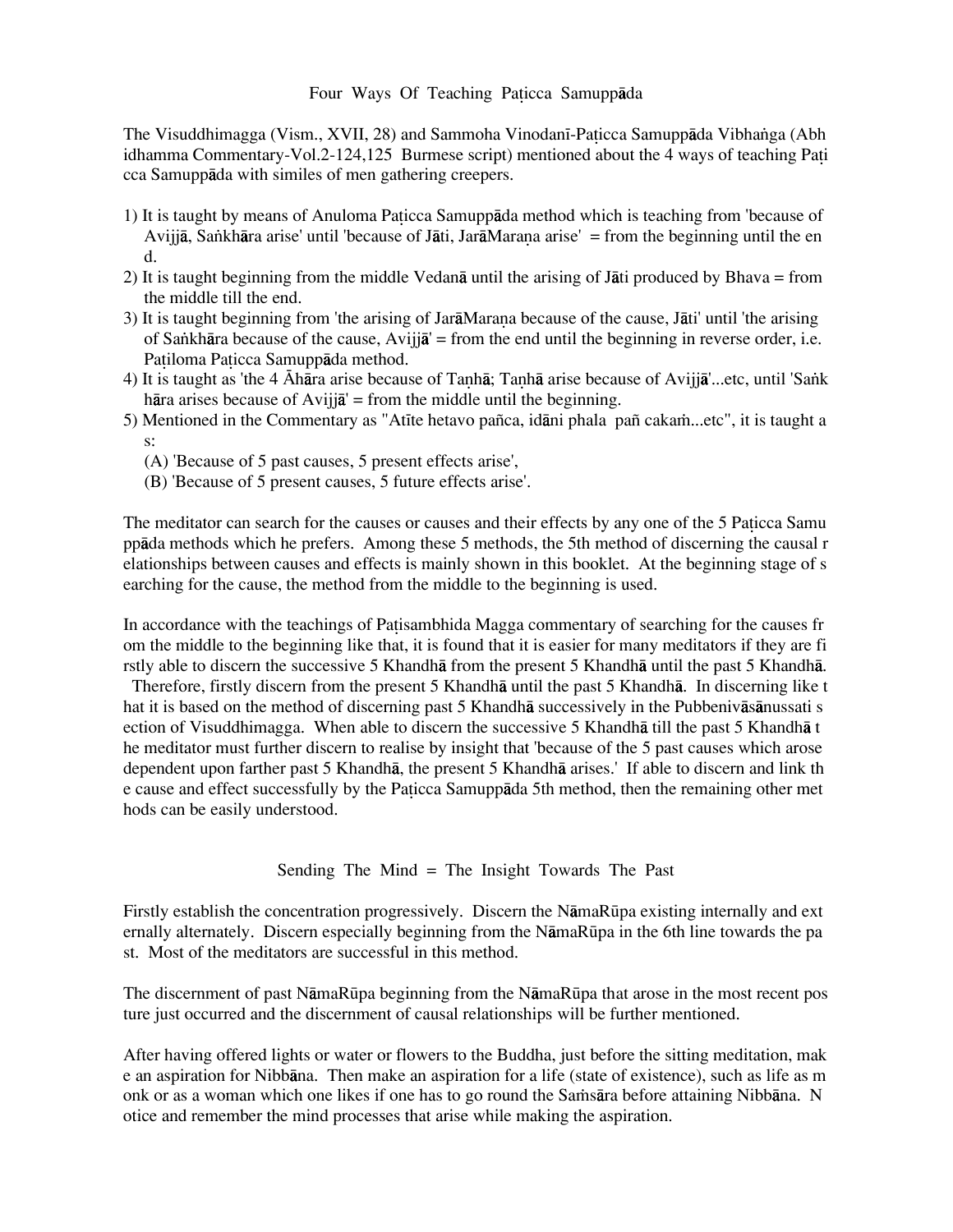## Four Ways Of Teaching Paṭicca Samuppāda

The Visuddhimagga (Vism., XVII, 28) and Sammoha Vinodanī-Paṭicca Samuppāda Vibhaṅga (Abhidhamma Commentary-Vol.2-124,125 Burmese script) mentioned about the 4 ways of teaching Paṭicca Samuppāda with similes of men gathering creepers.

1) It is taught by means of Anuloma Paṭicca Samuppāda method which is teaching from 'because of Avijjā, Saṅkhāra arise' until 'because of Jāti, JarāMaraṇa arise' = from the beginning until the end.
2) It is taught beginning from the middle Vedanā until the arising of Jāti produced by Bhava = from the middle till the end.
3) It is taught beginning from 'the arising of JarāMaraṇa because of the cause, Jāti' until 'the arising of Saṅkhāra because of the cause, Avijjā' = from the end until the beginning in reverse order, i.e. Paṭiloma Paṭicca Samuppāda method.
4) It is taught as 'the 4 Āhāra arise because of Taṇhā; Taṇhā arise because of Avijjā'...etc, until 'Saṅkhāra arises because of Avijjā' = from the middle until the beginning.
5) Mentioned in the Commentary as "Atīte hetavo pañca, idāni phala pañ cakaṁ...etc", it is taught as:
   (A) 'Because of 5 past causes, 5 present effects arise',
   (B) 'Because of 5 present causes, 5 future effects arise'.

The meditator can search for the causes or causes and their effects by any one of the 5 Paṭicca Samuppāda methods which he prefers. Among these 5 methods, the 5th method of discerning the causal relationships between causes and effects is mainly shown in this booklet. At the beginning stage of searching for the cause, the method from the middle to the beginning is used.

In accordance with the teachings of Paṭisambhida Magga commentary of searching for the causes from the middle to the beginning like that, it is found that it is easier for many meditators if they are firstly able to discern the successive 5 Khandhā from the present 5 Khandhā until the past 5 Khandhā. Therefore, firstly discern from the present 5 Khandhā until the past 5 Khandhā. In discerning like that it is based on the method of discerning past 5 Khandhā successively in the Pubbenivāsānussati section of Visuddhimagga. When able to discern the successive 5 Khandhā till the past 5 Khandhā the meditator must further discern to realise by insight that 'because of the 5 past causes which arose dependent upon farther past 5 Khandhā, the present 5 Khandhā arises.' If able to discern and link the cause and effect successfully by the Paṭicca Samuppāda 5th method, then the remaining other methods can be easily understood.

## Sending The Mind = The Insight Towards The Past

Firstly establish the concentration progressively. Discern the NāmaRūpa existing internally and externally alternately. Discern especially beginning from the NāmaRūpa in the 6th line towards the past. Most of the meditators are successful in this method.

The discernment of past NāmaRūpa beginning from the NāmaRūpa that arose in the most recent posture just occurred and the discernment of causal relationships will be further mentioned.

After having offered lights or water or flowers to the Buddha, just before the sitting meditation, make an aspiration for Nibbāna. Then make an aspiration for a life (state of existence), such as life as monk or as a woman which one likes if one has to go round the Saṁsāra before attaining Nibbāna. Notice and remember the mind processes that arise while making the aspiration.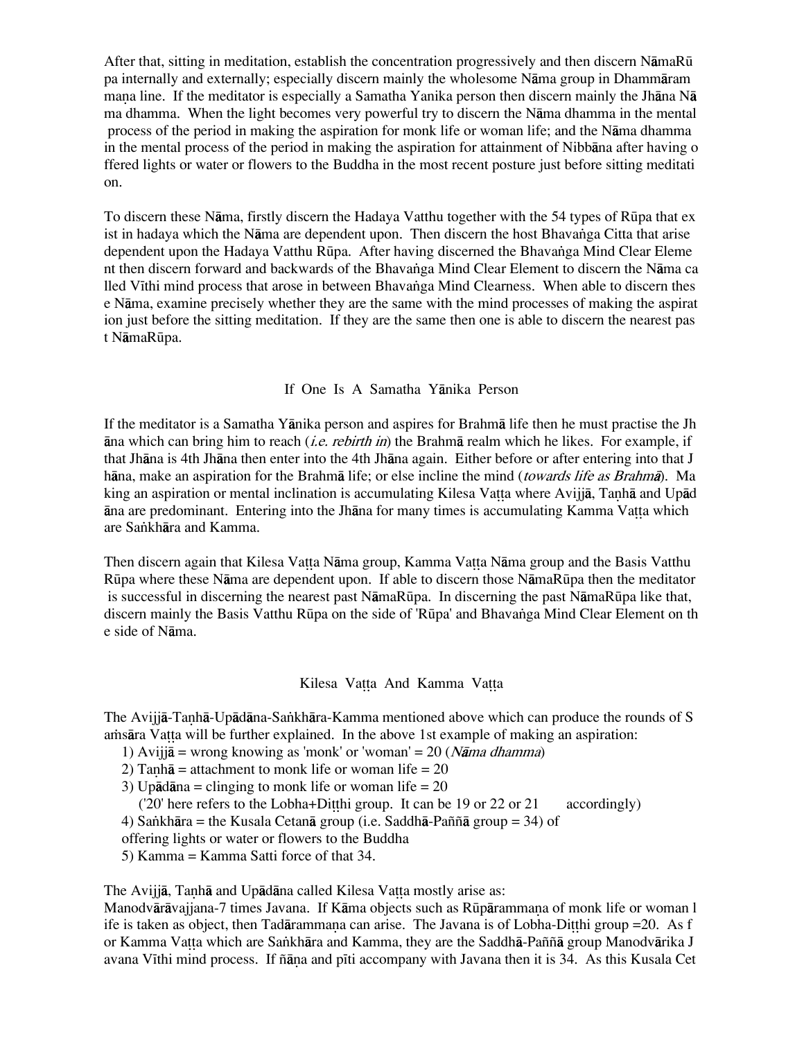After that, sitting in meditation, establish the concentration progressively and then discern NāmaRūpa internally and externally; especially discern mainly the wholesome Nāma group in Dhammārammaṇa line. If the meditator is especially a Samatha Yanika person then discern mainly the Jhāna Nāma dhamma. When the light becomes very powerful try to discern the Nāma dhamma in the mental process of the period in making the aspiration for monk life or woman life; and the Nāma dhamma in the mental process of the period in making the aspiration for attainment of Nibbāna after having offered lights or water or flowers to the Buddha in the most recent posture just before sitting meditation.

To discern these Nāma, firstly discern the Hadaya Vatthu together with the 54 types of Rūpa that exist in hadaya which the Nāma are dependent upon. Then discern the host Bhavaṅga Citta that arise dependent upon the Hadaya Vatthu Rūpa. After having discerned the Bhavaṅga Mind Clear Element then discern forward and backwards of the Bhavaṅga Mind Clear Element to discern the Nāma called Vīthi mind process that arose in between Bhavaṅga Mind Clearness. When able to discern these Nāma, examine precisely whether they are the same with the mind processes of making the aspiration just before the sitting meditation. If they are the same then one is able to discern the nearest past NāmaRūpa.

## If One Is A Samatha Yānika Person

If the meditator is a Samatha Yānika person and aspires for Brahmā life then he must practise the Jhāna which can bring him to reach (*i.e. rebirth in*) the Brahmā realm which he likes. For example, if that Jhāna is 4th Jhāna then enter into the 4th Jhāna again. Either before or after entering into that Jhāna, make an aspiration for the Brahmā life; or else incline the mind (*towards life as Brahmā*). Making an aspiration or mental inclination is accumulating Kilesa Vaṭṭa where Avijjā, Taṇhā and Upādāna are predominant. Entering into the Jhāna for many times is accumulating Kamma Vaṭṭa which are Saṅkhāra and Kamma.

Then discern again that Kilesa Vaṭṭa Nāma group, Kamma Vaṭṭa Nāma group and the Basis Vatthu Rūpa where these Nāma are dependent upon. If able to discern those NāmaRūpa then the meditator is successful in discerning the nearest past NāmaRūpa. In discerning the past NāmaRūpa like that, discern mainly the Basis Vatthu Rūpa on the side of 'Rūpa' and Bhavaṅga Mind Clear Element on the side of Nāma.

## Kilesa Vaṭṭa And Kamma Vaṭṭa

The Avijjā-Taṇhā-Upādāna-Saṅkhāra-Kamma mentioned above which can produce the rounds of Saṁsāra Vaṭṭa will be further explained. In the above 1st example of making an aspiration:

1) Avijjā = wrong knowing as 'monk' or 'woman' = 20 (*Nāma dhamma*)
2) Taṇhā = attachment to monk life or woman life = 20
3) Upādāna = clinging to monk life or woman life = 20
   ('20' here refers to the Lobha+Diṭṭhi group. It can be 19 or 22 or 21 accordingly)
4) Saṅkhāra = the Kusala Cetanā group (i.e. Saddhā-Paññā group = 34) of offering lights or water or flowers to the Buddha
5) Kamma = Kamma Satti force of that 34.

The Avijjā, Taṇhā and Upādāna called Kilesa Vaṭṭa mostly arise as:
Manodvārāvajjana-7 times Javana. If Kāma objects such as Rūpārammaṇa of monk life or woman life is taken as object, then Tadārammaṇa can arise. The Javana is of Lobha-Diṭṭhi group =20. As for Kamma Vaṭṭa which are Saṅkhāra and Kamma, they are the Saddhā-Paññā group Manodvārika Javana Vīthi mind process. If ñāṇa and pīti accompany with Javana then it is 34. As this Kusala Cet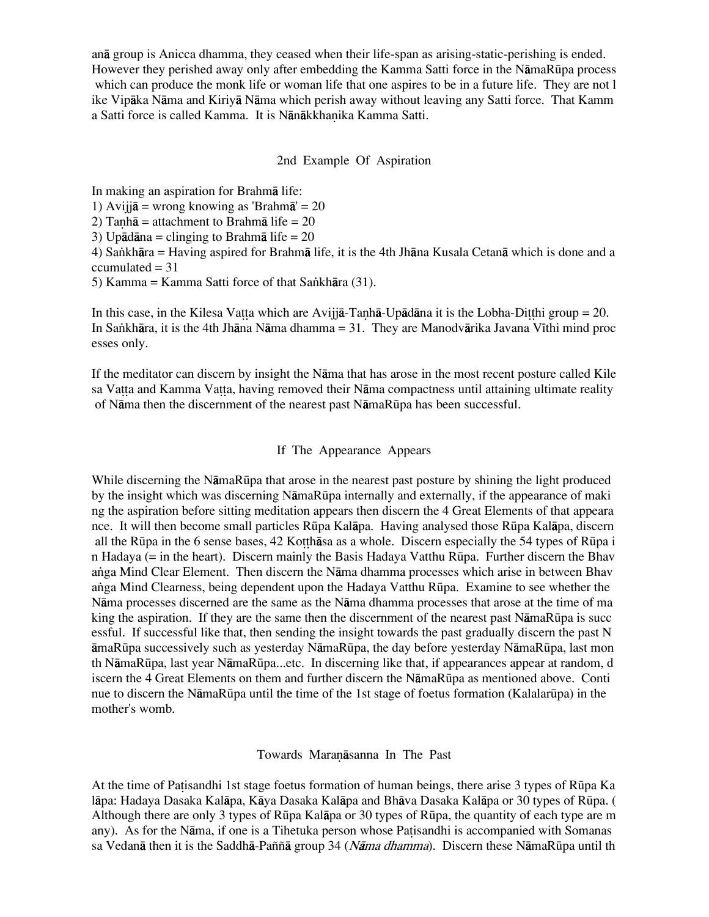anā group is Anicca dhamma, they ceased when their life-span as arising-static-perishing is ended. However they perished away only after embedding the Kamma Satti force in the NāmaRūpa process which can produce the monk life or woman life that one aspires to be in a future life. They are not like Vipāka Nāma and Kiriyā Nāma which perish away without leaving any Satti force. That Kamma Satti force is called Kamma. It is Nānākkhaṇika Kamma Satti.

## 2nd Example Of Aspiration

In making an aspiration for Brahmā life:

1) Avijjā = wrong knowing as 'Brahmā' = 20
2) Taṇhā = attachment to Brahmā life = 20
3) Upādāna = clinging to Brahmā life = 20
4) Saṅkhāra = Having aspired for Brahmā life, it is the 4th Jhāna Kusala Cetanā which is done and accumulated = 31
5) Kamma = Kamma Satti force of that Saṅkhāra (31).

In this case, in the Kilesa Vaṭṭa which are Avijjā-Taṇhā-Upādāna it is the Lobha-Diṭṭhi group = 20. In Saṅkhāra, it is the 4th Jhāna Nāma dhamma = 31. They are Manodvārika Javana Vīthi mind processes only.

If the meditator can discern by insight the Nāma that has arose in the most recent posture called Kilesa Vaṭṭa and Kamma Vaṭṭa, having removed their Nāma compactness until attaining ultimate reality of Nāma then the discernment of the nearest past NāmaRūpa has been successful.

## If The Appearance Appears

While discerning the NāmaRūpa that arose in the nearest past posture by shining the light produced by the insight which was discerning NāmaRūpa internally and externally, if the appearance of making the aspiration before sitting meditation appears then discern the 4 Great Elements of that appearance. It will then become small particles Rūpa Kalāpa. Having analysed those Rūpa Kalāpa, discern all the Rūpa in the 6 sense bases, 42 Koṭṭhāsa as a whole. Discern especially the 54 types of Rūpa in Hadaya (= in the heart). Discern mainly the Basis Hadaya Vatthu Rūpa. Further discern the Bhavaṅga Mind Clear Element. Then discern the Nāma dhamma processes which arise in between Bhavaṅga Mind Clearness, being dependent upon the Hadaya Vatthu Rūpa. Examine to see whether the Nāma processes discerned are the same as the Nāma dhamma processes that arose at the time of making the aspiration. If they are the same then the discernment of the nearest past NāmaRūpa is successful. If successful like that, then sending the insight towards the past gradually discern the past NāmaRūpa successively such as yesterday NāmaRūpa, the day before yesterday NāmaRūpa, last month NāmaRūpa, last year NāmaRūpa...etc. In discerning like that, if appearances appear at random, discern the 4 Great Elements on them and further discern the NāmaRūpa as mentioned above. Continue to discern the NāmaRūpa until the time of the 1st stage of foetus formation (Kalalarūpa) in the mother's womb.

## Towards Maraṇāsanna In The Past

At the time of Paṭisandhi 1st stage foetus formation of human beings, there arise 3 types of Rūpa Kalāpa: Hadaya Dasaka Kalāpa, Kāya Dasaka Kalāpa and Bhāva Dasaka Kalāpa or 30 types of Rūpa. (Although there are only 3 types of Rūpa Kalāpa or 30 types of Rūpa, the quantity of each type are many). As for the Nāma, if one is a Tihetuka person whose Paṭisandhi is accompanied with Somanassa Vedanā then it is the Saddhā-Paññā group 34 (*Nāma dhamma*). Discern these NāmaRūpa until th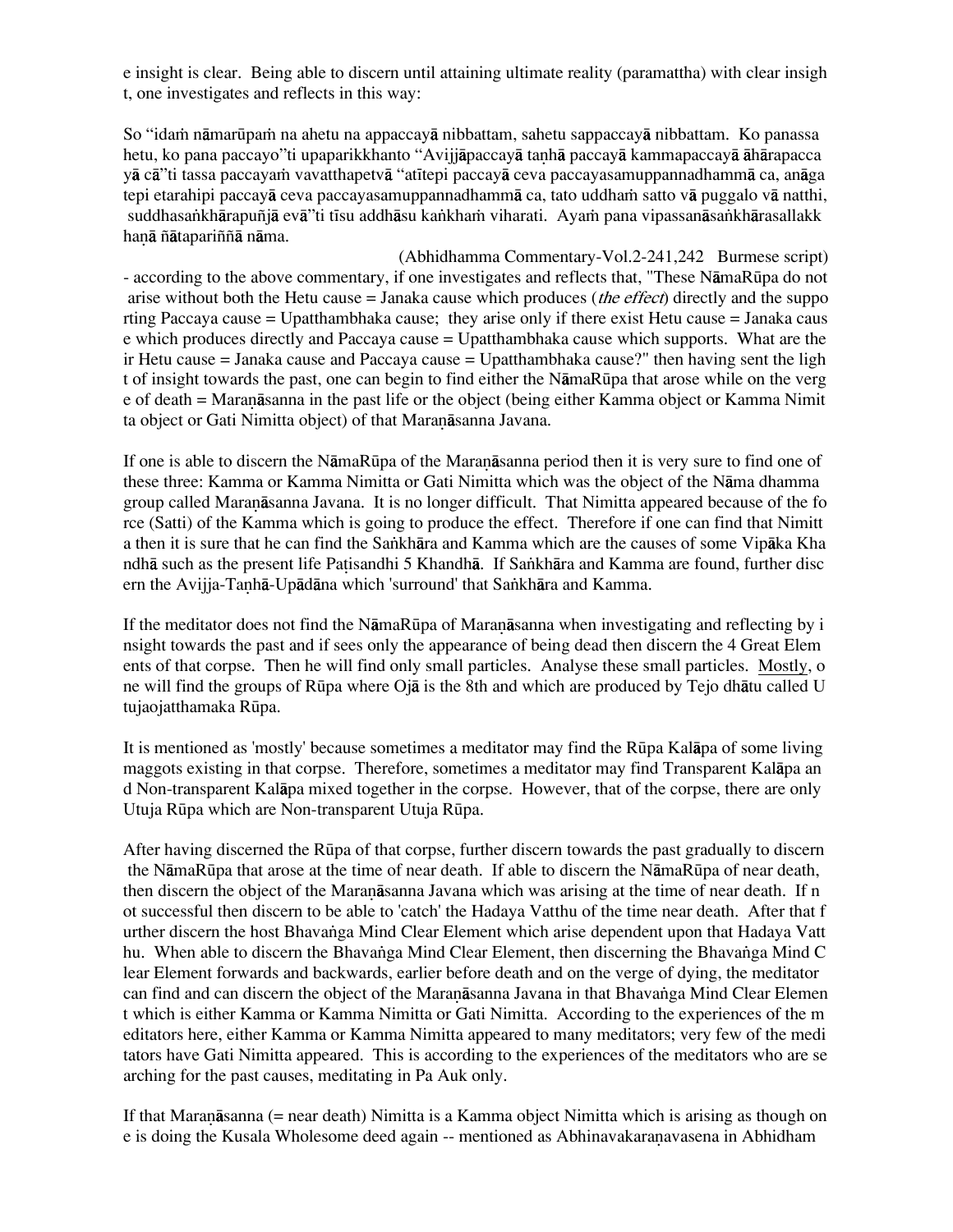e insight is clear. Being able to discern until attaining ultimate reality (paramattha) with clear insight, one investigates and reflects in this way:

So "idaṁ nāmarūpaṁ na ahetu na appaccayā nibbattam, sahetu sappaccayā nibbattam. Ko panassa hetu, ko pana paccayo"ti upaparikkhanto "Avijjāpaccayā taṇhā paccayā kammapaccayā āhārapaccayā cā"ti tassa paccayaṁ vavatthapetvā "atītepi paccayā ceva paccayasamuppannadhammā ca, anāgatepi etarahipi paccayā ceva paccayasamuppannadhammā ca, tato uddhaṁ satto vā puggalo vā natthi, suddhasaṅkhārapuñjā evā"ti tīsu addhāsu kaṅkhaṁ viharati. Ayaṁ pana vipassanāsaṅkhārasallakkhaṇā ñātapariññā nāma.

(Abhidhamma Commentary-Vol.2-241,242 Burmese script)

- according to the above commentary, if one investigates and reflects that, "These NāmaRūpa do not arise without both the Hetu cause = Janaka cause which produces (*the effect*) directly and the supporting Paccaya cause = Upatthambhaka cause; they arise only if there exist Hetu cause = Janaka cause which produces directly and Paccaya cause = Upatthambhaka cause which supports. What are their Hetu cause = Janaka cause and Paccaya cause = Upatthambhaka cause?" then having sent the light of insight towards the past, one can begin to find either the NāmaRūpa that arose while on the verge of death = Maraṇāsanna in the past life or the object (being either Kamma object or Kamma Nimitta object or Gati Nimitta object) of that Maraṇāsanna Javana.

If one is able to discern the NāmaRūpa of the Maraṇāsanna period then it is very sure to find one of these three: Kamma or Kamma Nimitta or Gati Nimitta which was the object of the Nāma dhamma group called Maraṇāsanna Javana. It is no longer difficult. That Nimitta appeared because of the force (Satti) of the Kamma which is going to produce the effect. Therefore if one can find that Nimitta then it is sure that he can find the Saṅkhāra and Kamma which are the causes of some Vipāka Khandhā such as the present life Paṭisandhi 5 Khandhā. If Saṅkhāra and Kamma are found, further discern the Avijja-Taṇhā-Upādāna which 'surround' that Saṅkhāra and Kamma.

If the meditator does not find the NāmaRūpa of Maraṇāsanna when investigating and reflecting by insight towards the past and if sees only the appearance of being dead then discern the 4 Great Elements of that corpse. Then he will find only small particles. Analyse these small particles. Mostly, one will find the groups of Rūpa where Ojā is the 8th and which are produced by Tejo dhātu called Utujaojatthamaka Rūpa.

It is mentioned as 'mostly' because sometimes a meditator may find the Rūpa Kalāpa of some living maggots existing in that corpse. Therefore, sometimes a meditator may find Transparent Kalāpa and Non-transparent Kalāpa mixed together in the corpse. However, that of the corpse, there are only Utuja Rūpa which are Non-transparent Utuja Rūpa.

After having discerned the Rūpa of that corpse, further discern towards the past gradually to discern the NāmaRūpa that arose at the time of near death. If able to discern the NāmaRūpa of near death, then discern the object of the Maraṇāsanna Javana which was arising at the time of near death. If not successful then discern to be able to 'catch' the Hadaya Vatthu of the time near death. After that further discern the host Bhavaṅga Mind Clear Element which arise dependent upon that Hadaya Vatthu. When able to discern the Bhavaṅga Mind Clear Element, then discerning the Bhavaṅga Mind Clear Element forwards and backwards, earlier before death and on the verge of dying, the meditator can find and can discern the object of the Maraṇāsanna Javana in that Bhavaṅga Mind Clear Element which is either Kamma or Kamma Nimitta or Gati Nimitta. According to the experiences of the meditators here, either Kamma or Kamma Nimitta appeared to many meditators; very few of the meditators have Gati Nimitta appeared. This is according to the experiences of the meditators who are searching for the past causes, meditating in Pa Auk only.

If that Maraṇāsanna (= near death) Nimitta is a Kamma object Nimitta which is arising as though one is doing the Kusala Wholesome deed again -- mentioned as Abhinavakaraṇavasena in Abhidham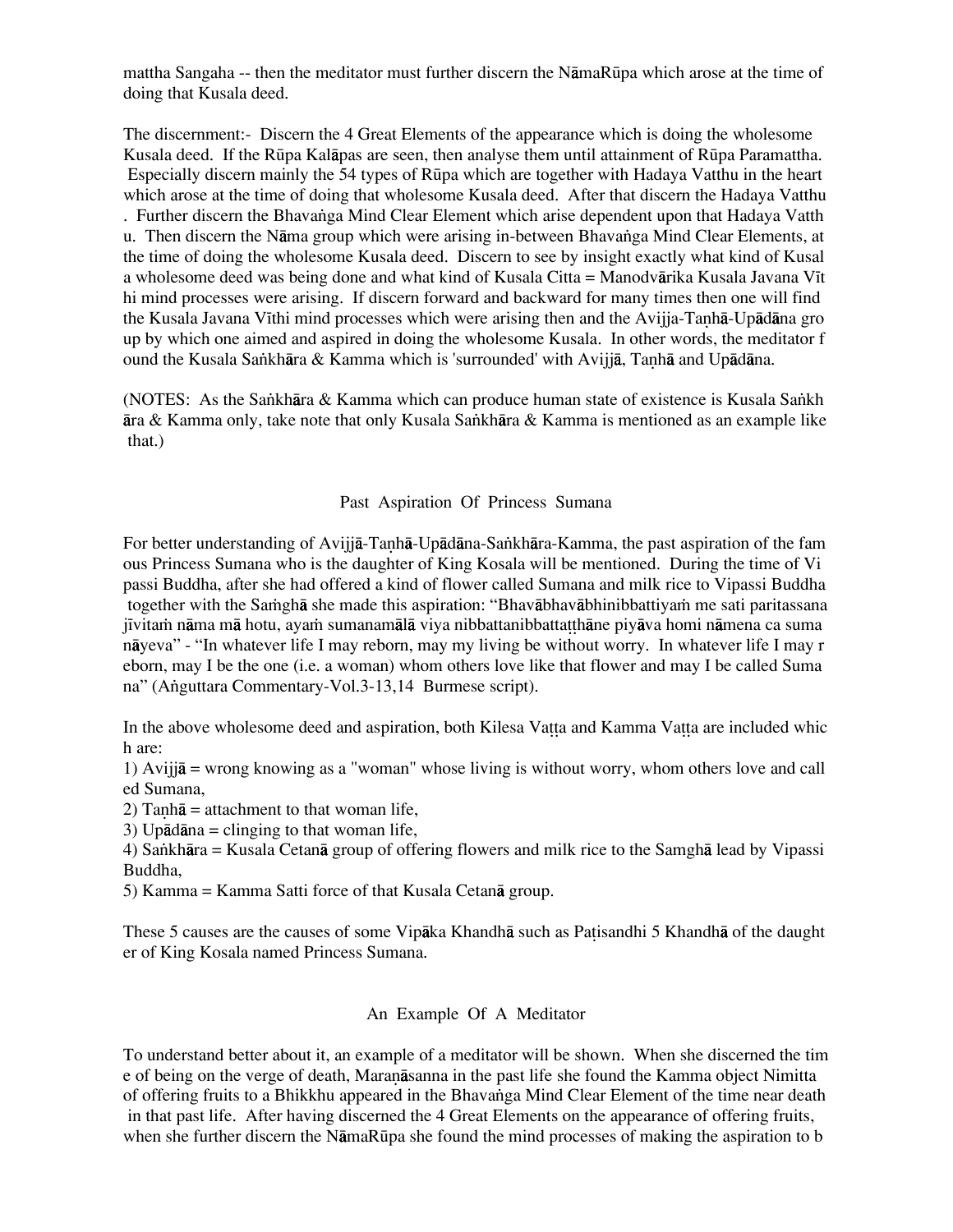mattha Sangaha -- then the meditator must further discern the NāmaRūpa which arose at the time of doing that Kusala deed.

The discernment:- Discern the 4 Great Elements of the appearance which is doing the wholesome Kusala deed. If the Rūpa Kalāpas are seen, then analyse them until attainment of Rūpa Paramattha. Especially discern mainly the 54 types of Rūpa which are together with Hadaya Vatthu in the heart which arose at the time of doing that wholesome Kusala deed. After that discern the Hadaya Vatthu. Further discern the Bhavaṅga Mind Clear Element which arise dependent upon that Hadaya Vatthu. Then discern the Nāma group which were arising in-between Bhavaṅga Mind Clear Elements, at the time of doing the wholesome Kusala deed. Discern to see by insight exactly what kind of Kusala wholesome deed was being done and what kind of Kusala Citta = Manodvārika Kusala Javana Vīthi mind processes were arising. If discern forward and backward for many times then one will find the Kusala Javana Vīthi mind processes which were arising then and the Avijja-Taṇhā-Upādāna group by which one aimed and aspired in doing the wholesome Kusala. In other words, the meditator found the Kusala Saṅkhāra & Kamma which is 'surrounded' with Avijjā, Taṇhā and Upādāna.

(NOTES: As the Saṅkhāra & Kamma which can produce human state of existence is Kusala Saṅkhāra & Kamma only, take note that only Kusala Saṅkhāra & Kamma is mentioned as an example like that.)

## Past Aspiration Of Princess Sumana

For better understanding of Avijjā-Taṇhā-Upādāna-Saṅkhāra-Kamma, the past aspiration of the famous Princess Sumana who is the daughter of King Kosala will be mentioned. During the time of Vipassi Buddha, after she had offered a kind of flower called Sumana and milk rice to Vipassi Buddha together with the Saṁghā she made this aspiration: "Bhavābhavābhinibbattiyaṁ me sati paritassana jīvitaṁ nāma mā hotu, ayaṁ sumanamālā viya nibbattanibbattaṭṭhāne piyāva homi nāmena ca sumanāyeva" - "In whatever life I may reborn, may my living be without worry. In whatever life I may reborn, may I be the one (i.e. a woman) whom others love like that flower and may I be called Sumana" (Aṅguttara Commentary-Vol.3-13,14 Burmese script).

In the above wholesome deed and aspiration, both Kilesa Vaṭṭa and Kamma Vaṭṭa are included which are:

1) Avijjā = wrong knowing as a "woman" whose living is without worry, whom others love and called Sumana,
2) Taṇhā = attachment to that woman life,
3) Upādāna = clinging to that woman life,
4) Saṅkhāra = Kusala Cetanā group of offering flowers and milk rice to the Samghā lead by Vipassi Buddha,
5) Kamma = Kamma Satti force of that Kusala Cetanā group.

These 5 causes are the causes of some Vipāka Khandhā such as Paṭisandhi 5 Khandhā of the daughter of King Kosala named Princess Sumana.

## An Example Of A Meditator

To understand better about it, an example of a meditator will be shown. When she discerned the time of being on the verge of death, Maraṇāsanna in the past life she found the Kamma object Nimitta of offering fruits to a Bhikkhu appeared in the Bhavaṅga Mind Clear Element of the time near death in that past life. After having discerned the 4 Great Elements on the appearance of offering fruits, when she further discern the NāmaRūpa she found the mind processes of making the aspiration to b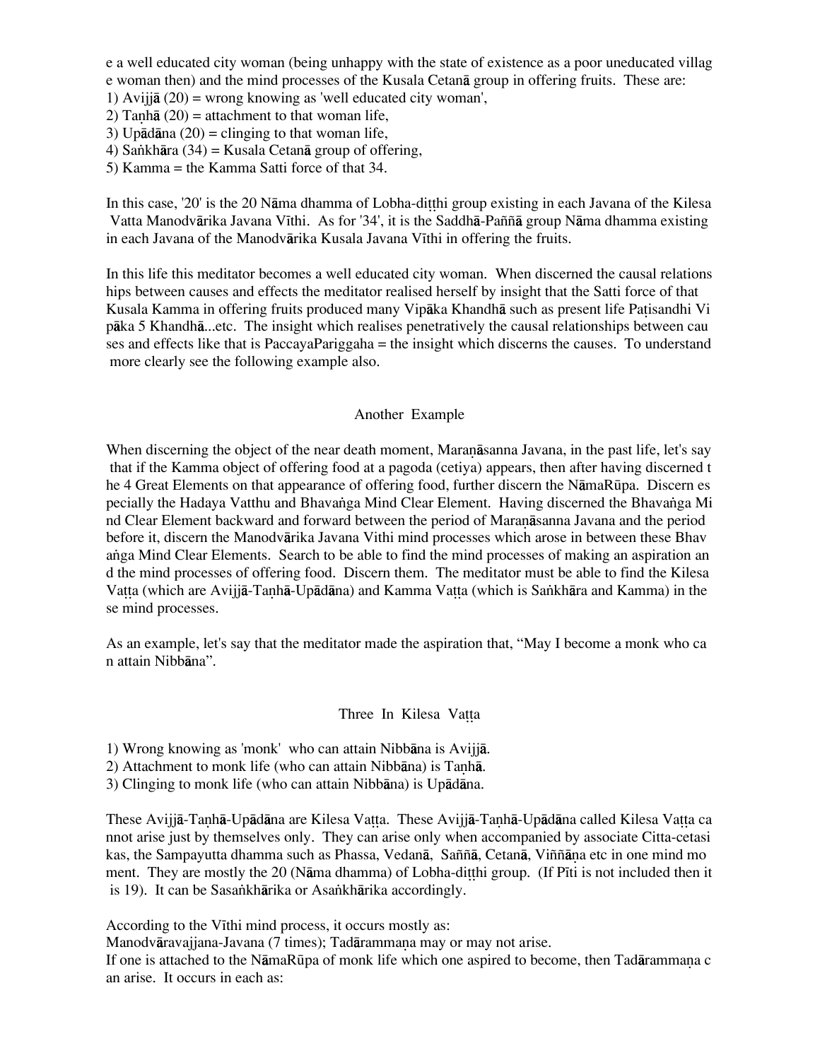e a well educated city woman (being unhappy with the state of existence as a poor uneducated village woman then) and the mind processes of the Kusala Cetanā group in offering fruits. These are:
1) Avijjā (20) = wrong knowing as 'well educated city woman',
2) Taṇhā (20) = attachment to that woman life,
3) Upādāna (20) = clinging to that woman life,
4) Saṅkhāra (34) = Kusala Cetanā group of offering,
5) Kamma = the Kamma Satti force of that 34.

In this case, '20' is the 20 Nāma dhamma of Lobha-diṭṭhi group existing in each Javana of the Kilesa Vatta Manodvārika Javana Vīthi. As for '34', it is the Saddhā-Paññā group Nāma dhamma existing in each Javana of the Manodvārika Kusala Javana Vīthi in offering the fruits.

In this life this meditator becomes a well educated city woman. When discerned the causal relationships between causes and effects the meditator realised herself by insight that the Satti force of that Kusala Kamma in offering fruits produced many Vipāka Khandhā such as present life Paṭisandhi Vipāka 5 Khandhā...etc. The insight which realises penetratively the causal relationships between causes and effects like that is PaccayaPariggaha = the insight which discerns the causes. To understand more clearly see the following example also.

## Another Example

When discerning the object of the near death moment, Maraṇāsanna Javana, in the past life, let's say that if the Kamma object of offering food at a pagoda (cetiya) appears, then after having discerned the 4 Great Elements on that appearance of offering food, further discern the NāmaRūpa. Discern especially the Hadaya Vatthu and Bhavaṅga Mind Clear Element. Having discerned the Bhavaṅga Mind Clear Element backward and forward between the period of Maraṇāsanna Javana and the period before it, discern the Manodvārika Javana Vithi mind processes which arose in between these Bhavaṅga Mind Clear Elements. Search to be able to find the mind processes of making an aspiration and the mind processes of offering food. Discern them. The meditator must be able to find the Kilesa Vaṭṭa (which are Avijjā-Taṇhā-Upādāna) and Kamma Vaṭṭa (which is Saṅkhāra and Kamma) in these mind processes.

As an example, let's say that the meditator made the aspiration that, "May I become a monk who can attain Nibbāna".

## Three In Kilesa Vaṭṭa

1) Wrong knowing as 'monk' who can attain Nibbāna is Avijjā.
2) Attachment to monk life (who can attain Nibbāna) is Taṇhā.
3) Clinging to monk life (who can attain Nibbāna) is Upādāna.

These Avijjā-Taṇhā-Upādāna are Kilesa Vaṭṭa. These Avijjā-Taṇhā-Upādāna called Kilesa Vaṭṭa cannot arise just by themselves only. They can arise only when accompanied by associate Citta-cetasikas, the Sampayutta dhamma such as Phassa, Vedanā, Saññā, Cetanā, Viññāṇa etc in one mind moment. They are mostly the 20 (Nāma dhamma) of Lobha-diṭṭhi group. (If Pīti is not included then it is 19). It can be Sasaṅkhārika or Asaṅkhārika accordingly.

According to the Vīthi mind process, it occurs mostly as:
Manodvāravajjana-Javana (7 times); Tadārammaṇa may or may not arise.
If one is attached to the NāmaRūpa of monk life which one aspired to become, then Tadārammaṇa can arise. It occurs in each as: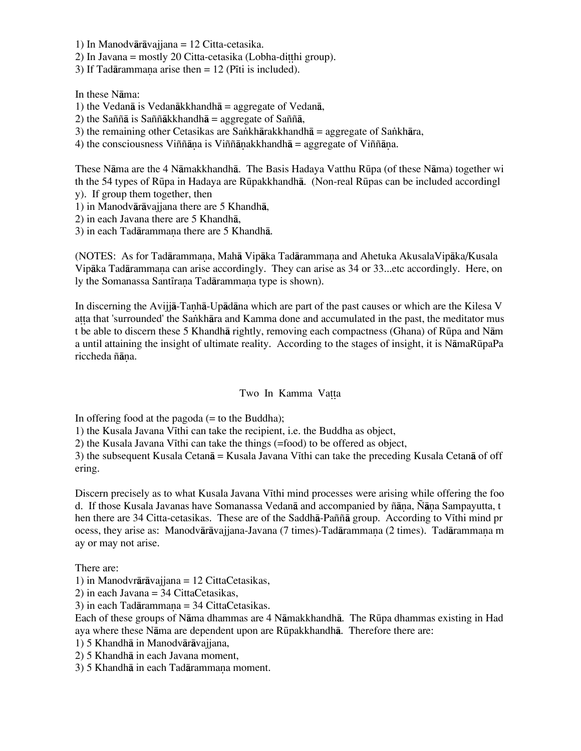1) In Manodvārāvajjana = 12 Citta-cetasika.
2) In Javana = mostly 20 Citta-cetasika (Lobha-diṭṭhi group).
3) If Tadārammaṇa arise then = 12 (Pīti is included).

In these Nāma:
1) the Vedanā is Vedanākkhandhā = aggregate of Vedanā,
2) the Saññā is Saññākkhandhā = aggregate of Saññā,
3) the remaining other Cetasikas are Saṅkhārakkhandhā = aggregate of Saṅkhāra,
4) the consciousness Viññāṇa is Viññāṇakkhandhā = aggregate of Viññāṇa.

These Nāma are the 4 Nāmakkhandhā. The Basis Hadaya Vatthu Rūpa (of these Nāma) together with the 54 types of Rūpa in Hadaya are Rūpakkhandhā. (Non-real Rūpas can be included accordingly). If group them together, then
1) in Manodvārāvajjana there are 5 Khandhā,
2) in each Javana there are 5 Khandhā,
3) in each Tadārammaṇa there are 5 Khandhā.

(NOTES: As for Tadārammaṇa, Mahā Vipāka Tadārammaṇa and Ahetuka AkusalaVipāka/Kusala Vipāka Tadārammaṇa can arise accordingly. They can arise as 34 or 33...etc accordingly. Here, only the Somanassa Santīraṇa Tadārammaṇa type is shown).

In discerning the Avijjā-Taṇhā-Upādāna which are part of the past causes or which are the Kilesa Vaṭṭa that 'surrounded' the Saṅkhāra and Kamma done and accumulated in the past, the meditator must be able to discern these 5 Khandhā rightly, removing each compactness (Ghana) of Rūpa and Nāma until attaining the insight of ultimate reality. According to the stages of insight, it is NāmaRūpaPariccheda ñāṇa.

## Two In Kamma Vaṭṭa

In offering food at the pagoda (= to the Buddha);
1) the Kusala Javana Vīthi can take the recipient, i.e. the Buddha as object,
2) the Kusala Javana Vīthi can take the things (=food) to be offered as object,
3) the subsequent Kusala Cetanā = Kusala Javana Vīthi can take the preceding Kusala Cetanā of offering.

Discern precisely as to what Kusala Javana Vīthi mind processes were arising while offering the food. If those Kusala Javanas have Somanassa Vedanā and accompanied by ñāṇa, Ñāṇa Sampayutta, then there are 34 Citta-cetasikas. These are of the Saddhā-Paññā group. According to Vīthi mind process, they arise as: Manodvārāvajjana-Javana (7 times)-Tadārammaṇa (2 times). Tadārammaṇa may or may not arise.

There are:
1) in Manodvrārāvajjana = 12 CittaCetasikas,
2) in each Javana = 34 CittaCetasikas,
3) in each Tadārammaṇa = 34 CittaCetasikas.
Each of these groups of Nāma dhammas are 4 Nāmakkhandhā. The Rūpa dhammas existing in Hadaya where these Nāma are dependent upon are Rūpakkhandhā. Therefore there are:
1) 5 Khandhā in Manodvārāvajjana,
2) 5 Khandhā in each Javana moment,
3) 5 Khandhā in each Tadārammaṇa moment.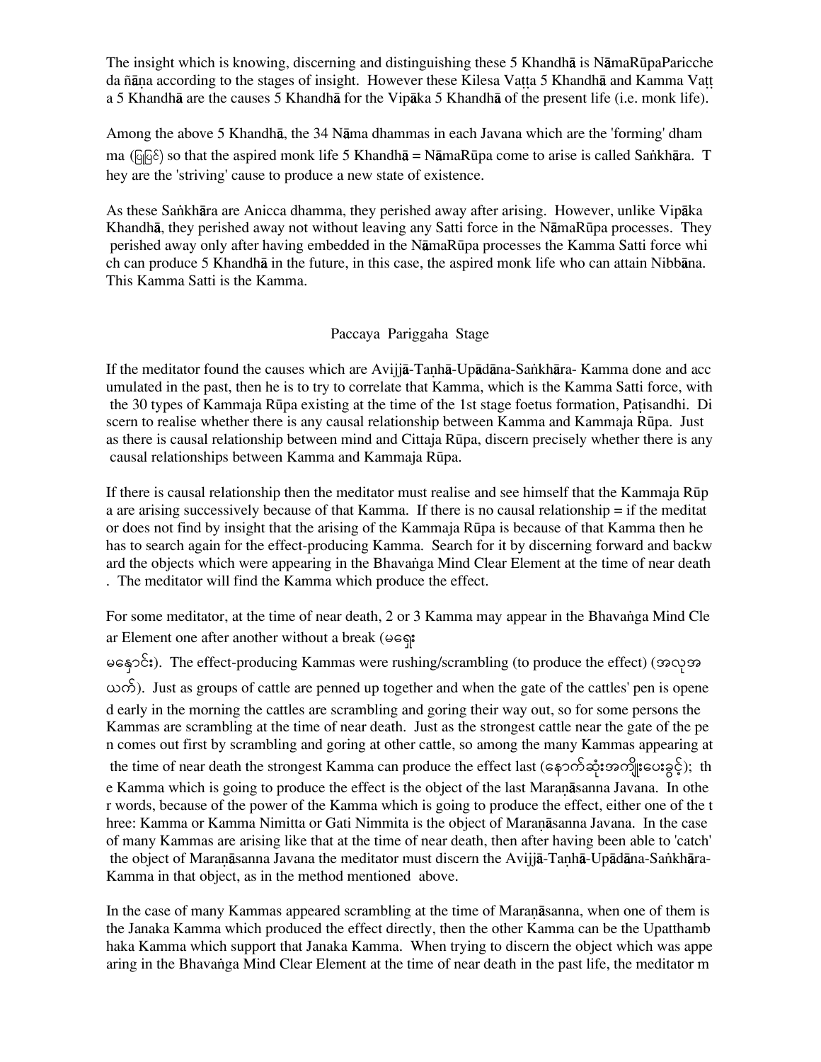The insight which is knowing, discerning and distinguishing these 5 Khandhā is NāmaRūpaParicche da ñāṇa according to the stages of insight. However these Kilesa Vaṭṭa 5 Khandhā and Kamma Vaṭṭa 5 Khandhā are the causes 5 Khandhā for the Vipāka 5 Khandhā of the present life (i.e. monk life).

Among the above 5 Khandhā, the 34 Nāma dhammas in each Javana which are the 'forming' dhamma (ပြုပြင်) so that the aspired monk life 5 Khandhā = NāmaRūpa come to arise is called Saṅkhāra. They are the 'striving' cause to produce a new state of existence.

As these Saṅkhāra are Anicca dhamma, they perished away after arising. However, unlike Vipāka Khandhā, they perished away not without leaving any Satti force in the NāmaRūpa processes. They perished away only after having embedded in the NāmaRūpa processes the Kamma Satti force which can produce 5 Khandhā in the future, in this case, the aspired monk life who can attain Nibbāna. This Kamma Satti is the Kamma.

## Paccaya Pariggaha Stage

If the meditator found the causes which are Avijjā-Taṇhā-Upādāna-Saṅkhāra- Kamma done and accumulated in the past, then he is to try to correlate that Kamma, which is the Kamma Satti force, with the 30 types of Kammaja Rūpa existing at the time of the 1st stage foetus formation, Paṭisandhi. Discern to realise whether there is any causal relationship between Kamma and Kammaja Rūpa. Just as there is causal relationship between mind and Cittaja Rūpa, discern precisely whether there is any causal relationships between Kamma and Kammaja Rūpa.

If there is causal relationship then the meditator must realise and see himself that the Kammaja Rūpa are arising successively because of that Kamma. If there is no causal relationship = if the meditator does not find by insight that the arising of the Kammaja Rūpa is because of that Kamma then he has to search again for the effect-producing Kamma. Search for it by discerning forward and backward the objects which were appearing in the Bhavaṅga Mind Clear Element at the time of near death. The meditator will find the Kamma which produce the effect.

For some meditator, at the time of near death, 2 or 3 Kamma may appear in the Bhavaṅga Mind Clear Element one after another without a break (မရှေး မနှောင်း). The effect-producing Kammas were rushing/scrambling (to produce the effect) (အလုအယက်). Just as groups of cattle are penned up together and when the gate of the cattles' pen is opened early in the morning the cattles are scrambling and goring their way out, so for some persons the Kammas are scrambling at the time of near death. Just as the strongest cattle near the gate of the pen comes out first by scrambling and goring at other cattle, so among the many Kammas appearing at the time of near death the strongest Kamma can produce the effect last (နောက်ဆုံးအကျိုးပေးခွင့်); the Kamma which is going to produce the effect is the object of the last Maraṇāsanna Javana. In other words, because of the power of the Kamma which is going to produce the effect, either one of the three: Kamma or Kamma Nimitta or Gati Nimmita is the object of Maraṇāsanna Javana. In the case of many Kammas are arising like that at the time of near death, then after having been able to 'catch' the object of Maraṇāsanna Javana the meditator must discern the Avijjā-Taṇhā-Upādāna-Saṅkhāra-Kamma in that object, as in the method mentioned above.

In the case of many Kammas appeared scrambling at the time of Maraṇāsanna, when one of them is the Janaka Kamma which produced the effect directly, then the other Kamma can be the Upatthambhaka Kamma which support that Janaka Kamma. When trying to discern the object which was appearing in the Bhavaṅga Mind Clear Element at the time of near death in the past life, the meditator m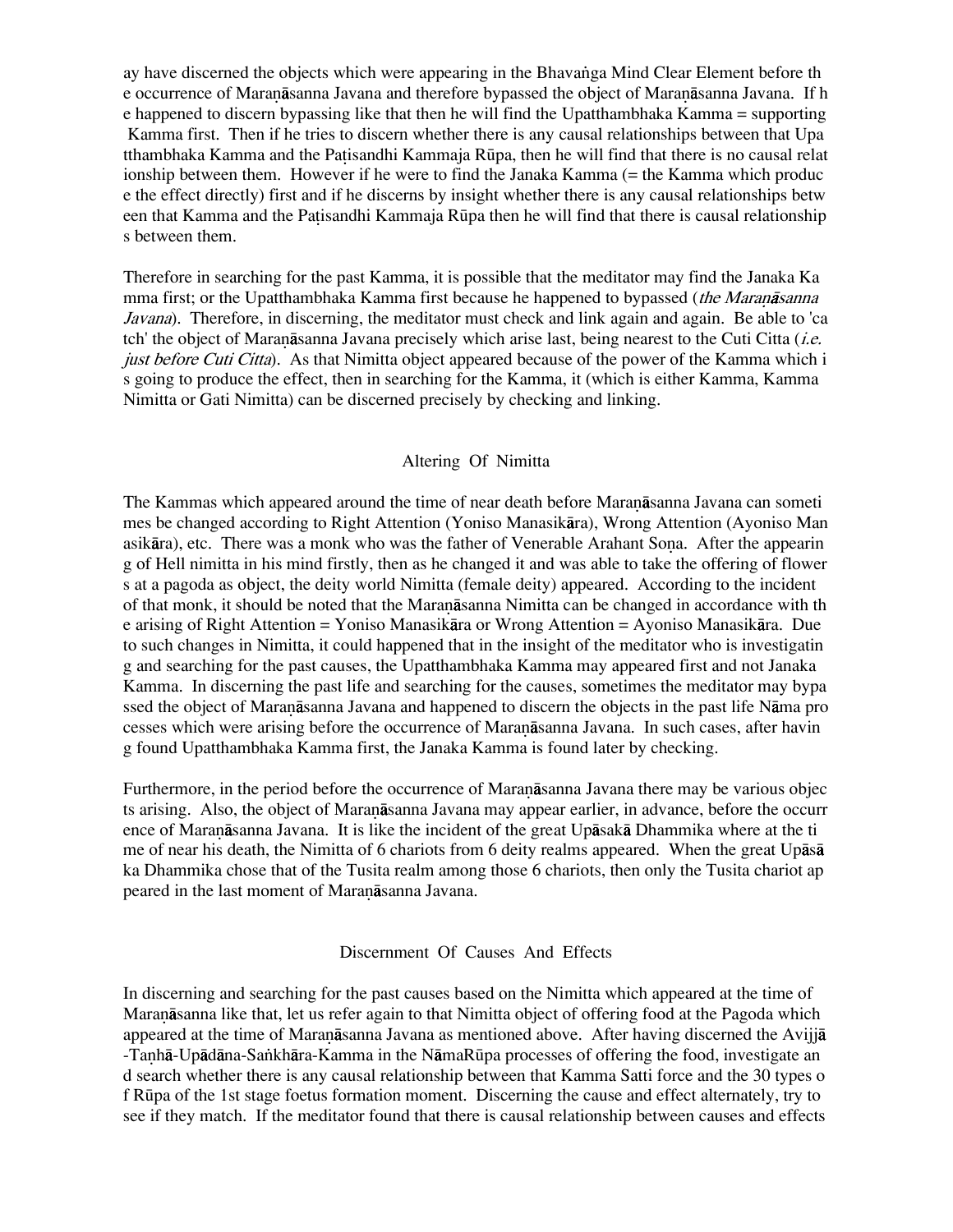ay have discerned the objects which were appearing in the Bhavaṅga Mind Clear Element before the occurrence of Maraṇāsanna Javana and therefore bypassed the object of Maraṇāsanna Javana. If he happened to discern bypassing like that then he will find the Upatthambhaka Kamma = supporting Kamma first. Then if he tries to discern whether there is any causal relationships between that Upatthambhaka Kamma and the Paṭisandhi Kammaja Rūpa, then he will find that there is no causal relationship between them. However if he were to find the Janaka Kamma (= the Kamma which produce the effect directly) first and if he discerns by insight whether there is any causal relationships between that Kamma and the Paṭisandhi Kammaja Rūpa then he will find that there is causal relationships between them.

Therefore in searching for the past Kamma, it is possible that the meditator may find the Janaka Kamma first; or the Upatthambhaka Kamma first because he happened to bypassed (*the Maraṇāsanna Javana*). Therefore, in discerning, the meditator must check and link again and again. Be able to 'catch' the object of Maraṇāsanna Javana precisely which arise last, being nearest to the Cuti Citta (*i.e. just before Cuti Citta*). As that Nimitta object appeared because of the power of the Kamma which is going to produce the effect, then in searching for the Kamma, it (which is either Kamma, Kamma Nimitta or Gati Nimitta) can be discerned precisely by checking and linking.

## Altering Of Nimitta

The Kammas which appeared around the time of near death before Maraṇāsanna Javana can sometimes be changed according to Right Attention (Yoniso Manasikāra), Wrong Attention (Ayoniso Manasikāra), etc. There was a monk who was the father of Venerable Arahant Soṇa. After the appearing of Hell nimitta in his mind firstly, then as he changed it and was able to take the offering of flowers at a pagoda as object, the deity world Nimitta (female deity) appeared. According to the incident of that monk, it should be noted that the Maraṇāsanna Nimitta can be changed in accordance with the arising of Right Attention = Yoniso Manasikāra or Wrong Attention = Ayoniso Manasikāra. Due to such changes in Nimitta, it could happened that in the insight of the meditator who is investigating and searching for the past causes, the Upatthambhaka Kamma may appeared first and not Janaka Kamma. In discerning the past life and searching for the causes, sometimes the meditator may bypassed the object of Maraṇāsanna Javana and happened to discern the objects in the past life Nāma processes which were arising before the occurrence of Maraṇāsanna Javana. In such cases, after having found Upatthambhaka Kamma first, the Janaka Kamma is found later by checking.

Furthermore, in the period before the occurrence of Maraṇāsanna Javana there may be various objects arising. Also, the object of Maraṇāsanna Javana may appear earlier, in advance, before the occurrence of Maraṇāsanna Javana. It is like the incident of the great Upāsakā Dhammika where at the time of near his death, the Nimitta of 6 chariots from 6 deity realms appeared. When the great Upāsāka Dhammika chose that of the Tusita realm among those 6 chariots, then only the Tusita chariot appeared in the last moment of Maraṇāsanna Javana.

## Discernment Of Causes And Effects

In discerning and searching for the past causes based on the Nimitta which appeared at the time of Maraṇāsanna like that, let us refer again to that Nimitta object of offering food at the Pagoda which appeared at the time of Maraṇāsanna Javana as mentioned above. After having discerned the Avijjā-Taṇhā-Upādāna-Saṅkhāra-Kamma in the NāmaRūpa processes of offering the food, investigate and search whether there is any causal relationship between that Kamma Satti force and the 30 types of Rūpa of the 1st stage foetus formation moment. Discerning the cause and effect alternately, try to see if they match. If the meditator found that there is causal relationship between causes and effects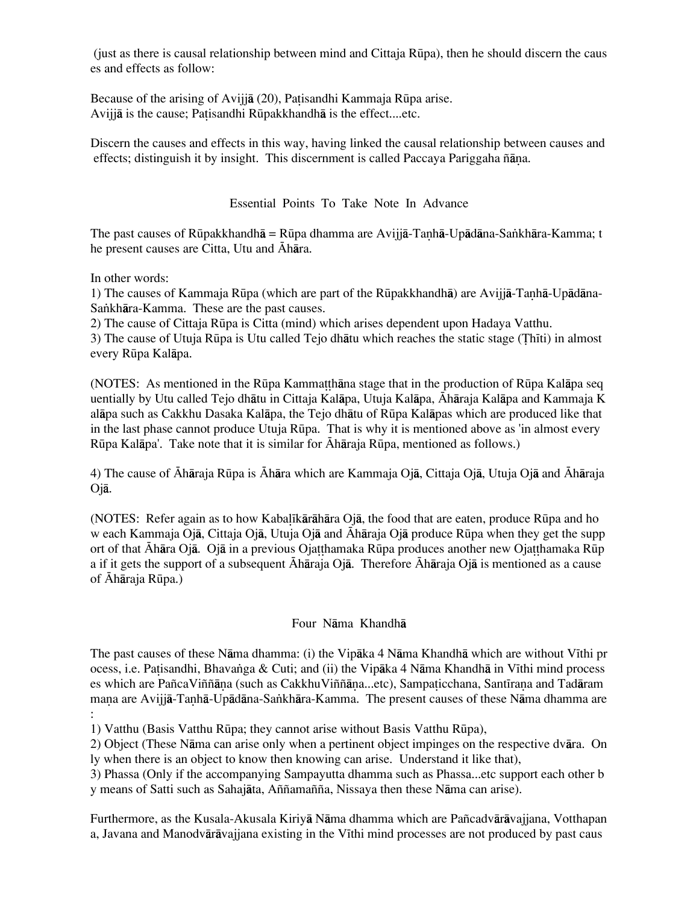(just as there is causal relationship between mind and Cittaja Rūpa), then he should discern the causes and effects as follow:

Because of the arising of Avijjā (20), Paṭisandhi Kammaja Rūpa arise.
Avijjā is the cause; Paṭisandhi Rūpakkhandhā is the effect....etc.

Discern the causes and effects in this way, having linked the causal relationship between causes and effects; distinguish it by insight. This discernment is called Paccaya Pariggaha ñāṇa.

## Essential Points To Take Note In Advance

The past causes of Rūpakkhandhā = Rūpa dhamma are Avijjā-Taṇhā-Upādāna-Saṅkhāra-Kamma; the present causes are Citta, Utu and Āhāra.

In other words:
1) The causes of Kammaja Rūpa (which are part of the Rūpakkhandhā) are Avijjā-Taṇhā-Upādāna-Saṅkhāra-Kamma. These are the past causes.
2) The cause of Cittaja Rūpa is Citta (mind) which arises dependent upon Hadaya Vatthu.
3) The cause of Utuja Rūpa is Utu called Tejo dhātu which reaches the static stage (Ṭhīti) in almost every Rūpa Kalāpa.

(NOTES: As mentioned in the Rūpa Kammaṭṭhāna stage that in the production of Rūpa Kalāpa sequentially by Utu called Tejo dhātu in Cittaja Kalāpa, Utuja Kalāpa, Āhāraja Kalāpa and Kammaja Kalāpa such as Cakkhu Dasaka Kalāpa, the Tejo dhātu of Rūpa Kalāpas which are produced like that in the last phase cannot produce Utuja Rūpa. That is why it is mentioned above as 'in almost every Rūpa Kalāpa'. Take note that it is similar for Āhāraja Rūpa, mentioned as follows.)

4) The cause of Āhāraja Rūpa is Āhāra which are Kammaja Ojā, Cittaja Ojā, Utuja Ojā and Āhāraja Ojā.

(NOTES: Refer again as to how Kabaḷīkārāhāra Ojā, the food that are eaten, produce Rūpa and how each Kammaja Ojā, Cittaja Ojā, Utuja Ojā and Āhāraja Ojā produce Rūpa when they get the support of that Āhāra Ojā. Ojā in a previous Ojaṭṭhamaka Rūpa produces another new Ojaṭṭhamaka Rūpa if it gets the support of a subsequent Āhāraja Ojā. Therefore Āhāraja Ojā is mentioned as a cause of Āhāraja Rūpa.)

## Four Nāma Khandhā

The past causes of these Nāma dhamma: (i) the Vipāka 4 Nāma Khandhā which are without Vīthi process, i.e. Paṭisandhi, Bhavaṅga & Cuti; and (ii) the Vipāka 4 Nāma Khandhā in Vīthi mind processes which are PañcaViññāṇa (such as CakkhuViññāṇa...etc), Sampaṭicchana, Santīraṇa and Tadārammaṇa are Avijjā-Taṇhā-Upādāna-Saṅkhāra-Kamma. The present causes of these Nāma dhamma are:
1) Vatthu (Basis Vatthu Rūpa; they cannot arise without Basis Vatthu Rūpa),
2) Object (These Nāma can arise only when a pertinent object impinges on the respective dvāra. Only when there is an object to know then knowing can arise. Understand it like that),
3) Phassa (Only if the accompanying Sampayutta dhamma such as Phassa...etc support each other by means of Satti such as Sahajāta, Aññamañña, Nissaya then these Nāma can arise).

Furthermore, as the Kusala-Akusala Kiriyā Nāma dhamma which are Pañcadvārāvajjana, Votthapana, Javana and Manodvārāvajjana existing in the Vīthi mind processes are not produced by past caus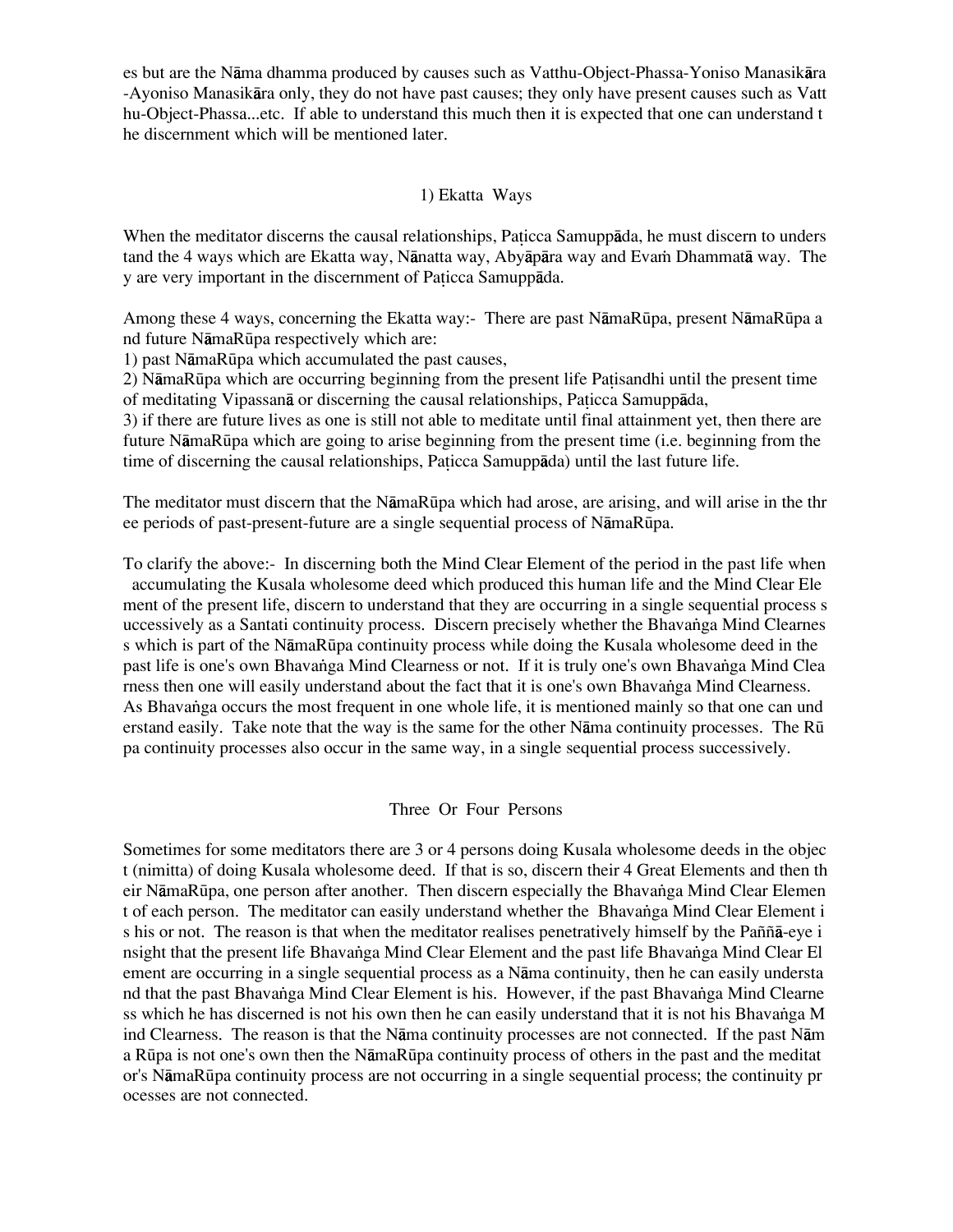es but are the Nāma dhamma produced by causes such as Vatthu-Object-Phassa-Yoniso Manasikāra -Ayoniso Manasikāra only, they do not have past causes; they only have present causes such as Vatthu-Object-Phassa...etc. If able to understand this much then it is expected that one can understand the discernment which will be mentioned later.

## 1) Ekatta Ways

When the meditator discerns the causal relationships, Paṭicca Samuppāda, he must discern to understand the 4 ways which are Ekatta way, Nānatta way, Abyāpāra way and Evaṁ Dhammatā way. They are very important in the discernment of Paṭicca Samuppāda.

Among these 4 ways, concerning the Ekatta way:- There are past NāmaRūpa, present NāmaRūpa and future NāmaRūpa respectively which are:

1) past NāmaRūpa which accumulated the past causes,
2) NāmaRūpa which are occurring beginning from the present life Paṭisandhi until the present time of meditating Vipassanā or discerning the causal relationships, Paṭicca Samuppāda,
3) if there are future lives as one is still not able to meditate until final attainment yet, then there are future NāmaRūpa which are going to arise beginning from the present time (i.e. beginning from the time of discerning the causal relationships, Paṭicca Samuppāda) until the last future life.

The meditator must discern that the NāmaRūpa which had arose, are arising, and will arise in the three periods of past-present-future are a single sequential process of NāmaRūpa.

To clarify the above:- In discerning both the Mind Clear Element of the period in the past life when accumulating the Kusala wholesome deed which produced this human life and the Mind Clear Element of the present life, discern to understand that they are occurring in a single sequential process successively as a Santati continuity process. Discern precisely whether the Bhavaṅga Mind Clearness which is part of the NāmaRūpa continuity process while doing the Kusala wholesome deed in the past life is one's own Bhavaṅga Mind Clearness or not. If it is truly one's own Bhavaṅga Mind Clearness then one will easily understand about the fact that it is one's own Bhavaṅga Mind Clearness. As Bhavaṅga occurs the most frequent in one whole life, it is mentioned mainly so that one can understand easily. Take note that the way is the same for the other Nāma continuity processes. The Rūpa continuity processes also occur in the same way, in a single sequential process successively.

## Three Or Four Persons

Sometimes for some meditators there are 3 or 4 persons doing Kusala wholesome deeds in the object (nimitta) of doing Kusala wholesome deed. If that is so, discern their 4 Great Elements and then their NāmaRūpa, one person after another. Then discern especially the Bhavaṅga Mind Clear Element of each person. The meditator can easily understand whether the Bhavaṅga Mind Clear Element is his or not. The reason is that when the meditator realises penetratively himself by the Paññā-eye insight that the present life Bhavaṅga Mind Clear Element and the past life Bhavaṅga Mind Clear Element are occurring in a single sequential process as a Nāma continuity, then he can easily understand that the past Bhavaṅga Mind Clear Element is his. However, if the past Bhavaṅga Mind Clearness which he has discerned is not his own then he can easily understand that it is not his Bhavaṅga Mind Clearness. The reason is that the Nāma continuity processes are not connected. If the past Nāma Rūpa is not one's own then the NāmaRūpa continuity process of others in the past and the meditator's NāmaRūpa continuity process are not occurring in a single sequential process; the continuity processes are not connected.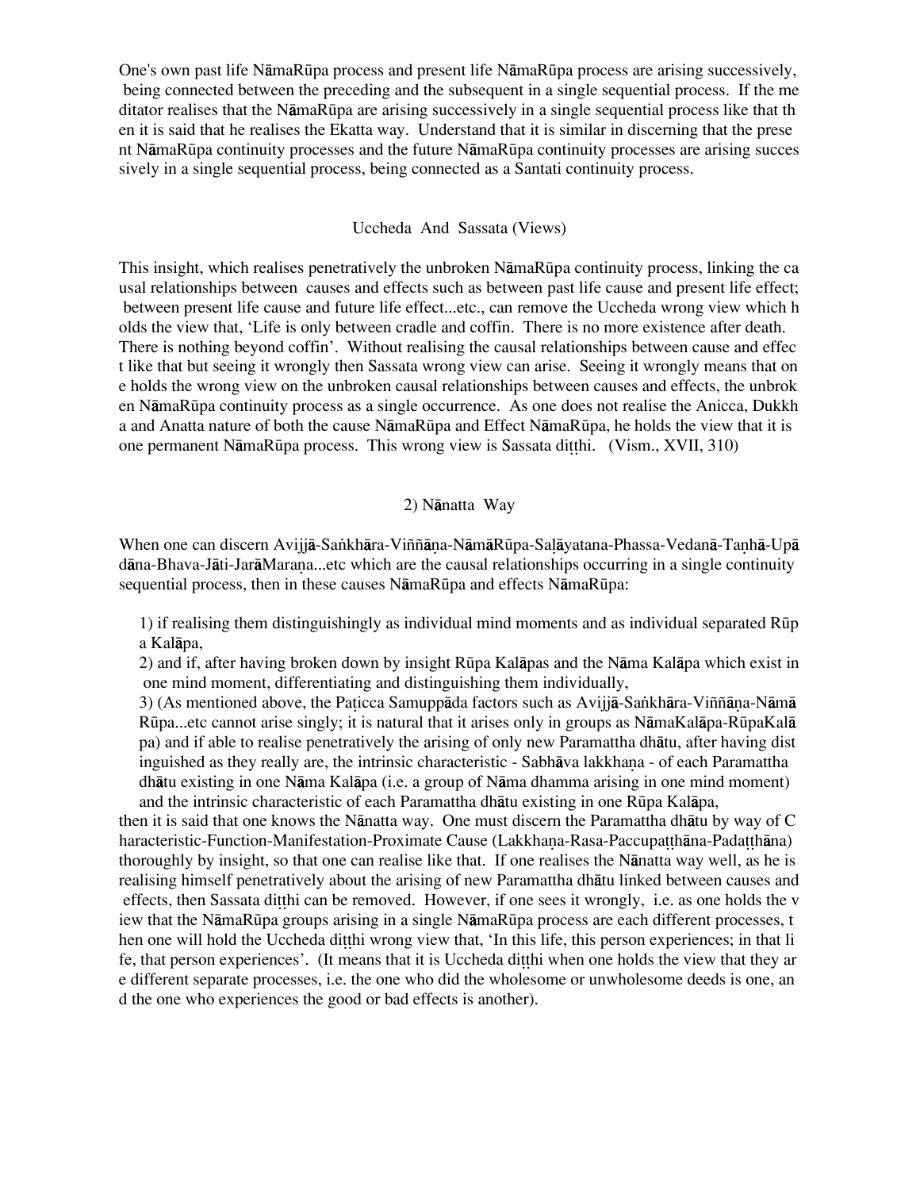One's own past life NāmaRūpa process and present life NāmaRūpa process are arising successively, being connected between the preceding and the subsequent in a single sequential process. If the meditator realises that the NāmaRūpa are arising successively in a single sequential process like that then it is said that he realises the Ekatta way. Understand that it is similar in discerning that the present NāmaRūpa continuity processes and the future NāmaRūpa continuity processes are arising successively in a single sequential process, being connected as a Santati continuity process.

## Uccheda And Sassata (Views)

This insight, which realises penetratively the unbroken NāmaRūpa continuity process, linking the causal relationships between causes and effects such as between past life cause and present life effect; between present life cause and future life effect...etc., can remove the Uccheda wrong view which holds the view that, 'Life is only between cradle and coffin. There is no more existence after death. There is nothing beyond coffin'. Without realising the causal relationships between cause and effect like that but seeing it wrongly then Sassata wrong view can arise. Seeing it wrongly means that one holds the wrong view on the unbroken causal relationships between causes and effects, the unbroken NāmaRūpa continuity process as a single occurrence. As one does not realise the Anicca, Dukkha and Anatta nature of both the cause NāmaRūpa and Effect NāmaRūpa, he holds the view that it is one permanent NāmaRūpa process. This wrong view is Sassata diṭṭhi. (Vism., XVII, 310)

## 2) Nānatta Way

When one can discern Avijjā-Saṅkhāra-Viññāṇa-NāmāRūpa-Saḷāyatana-Phassa-Vedanā-Taṇhā-Upādāna-Bhava-Jāti-JarāMaraṇa...etc which are the causal relationships occurring in a single continuity sequential process, then in these causes NāmaRūpa and effects NāmaRūpa:

1) if realising them distinguishingly as individual mind moments and as individual separated Rūpa Kalāpa,
2) and if, after having broken down by insight Rūpa Kalāpas and the Nāma Kalāpa which exist in one mind moment, differentiating and distinguishing them individually,
3) (As mentioned above, the Paṭicca Samuppāda factors such as Avijjā-Saṅkhāra-Viññāṇa-NāmāRūpa...etc cannot arise singly; it is natural that it arises only in groups as NāmaKalāpa-RūpaKalāpa) and if able to realise penetratively the arising of only new Paramattha dhātu, after having distinguished as they really are, the intrinsic characteristic - Sabhāva lakkhaṇa - of each Paramattha dhātu existing in one Nāma Kalāpa (i.e. a group of Nāma dhamma arising in one mind moment) and the intrinsic characteristic of each Paramattha dhātu existing in one Rūpa Kalāpa,

then it is said that one knows the Nānatta way. One must discern the Paramattha dhātu by way of Characteristic-Function-Manifestation-Proximate Cause (Lakkhaṇa-Rasa-Paccupaṭṭhāna-Padaṭṭhāna) thoroughly by insight, so that one can realise like that. If one realises the Nānatta way well, as he is realising himself penetratively about the arising of new Paramattha dhātu linked between causes and effects, then Sassata diṭṭhi can be removed. However, if one sees it wrongly, i.e. as one holds the view that the NāmaRūpa groups arising in a single NāmaRūpa process are each different processes, then one will hold the Uccheda diṭṭhi wrong view that, 'In this life, this person experiences; in that life, that person experiences'. (It means that it is Uccheda diṭṭhi when one holds the view that they are different separate processes, i.e. the one who did the wholesome or unwholesome deeds is one, and the one who experiences the good or bad effects is another).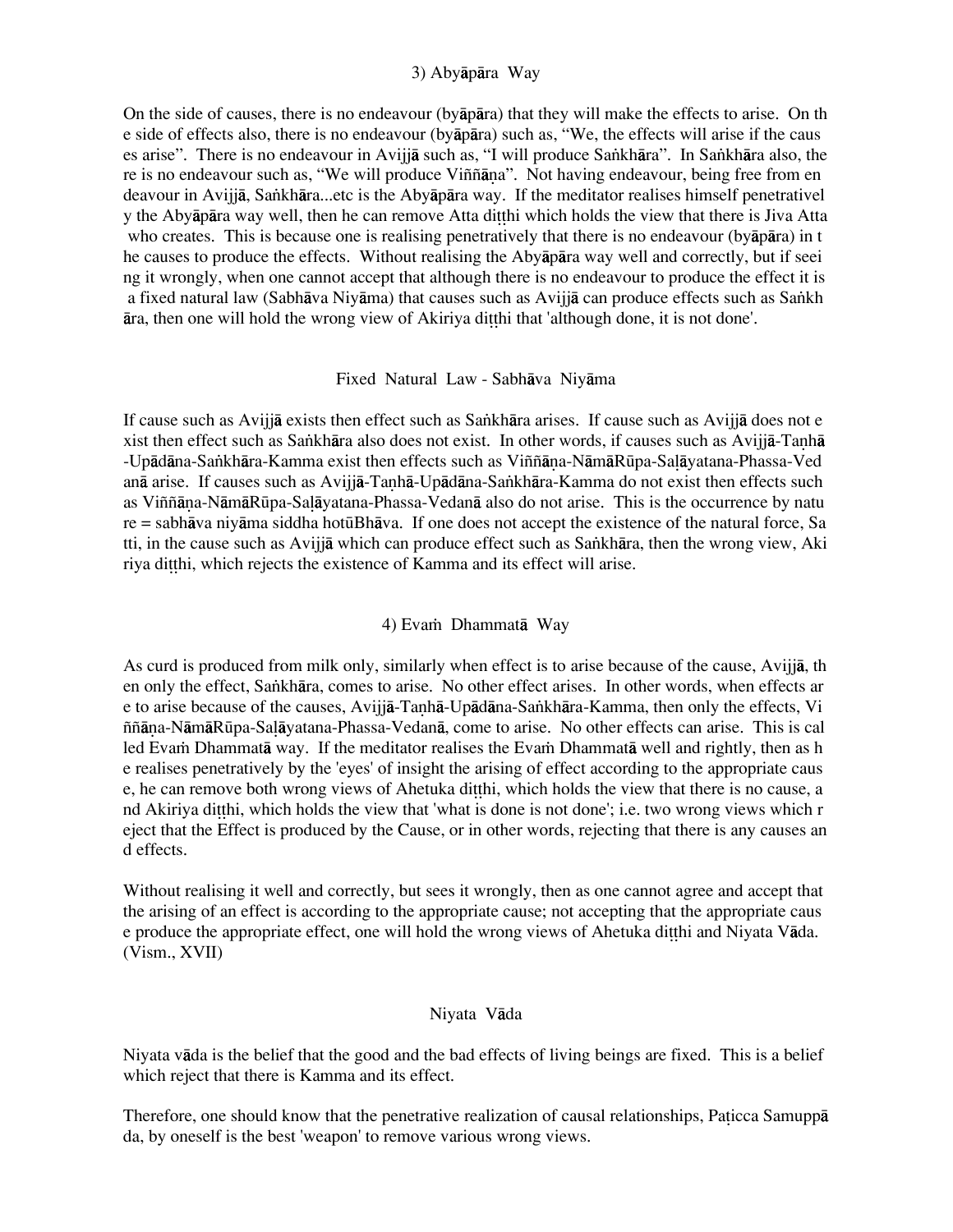### 3) Abyāpāra Way

On the side of causes, there is no endeavour (byāpāra) that they will make the effects to arise. On the side of effects also, there is no endeavour (byāpāra) such as, "We, the effects will arise if the causes arise". There is no endeavour in Avijjā such as, "I will produce Saṅkhāra". In Saṅkhāra also, there is no endeavour such as, "We will produce Viññāṇa". Not having endeavour, being free from endeavour in Avijjā, Saṅkhāra...etc is the Abyāpāra way. If the meditator realises himself penetratively the Abyāpāra way well, then he can remove Atta diṭṭhi which holds the view that there is Jiva Atta who creates. This is because one is realising penetratively that there is no endeavour (byāpāra) in the causes to produce the effects. Without realising the Abyāpāra way well and correctly, but if seeing it wrongly, when one cannot accept that although there is no endeavour to produce the effect it is a fixed natural law (Sabhāva Niyāma) that causes such as Avijjā can produce effects such as Saṅkhāra, then one will hold the wrong view of Akiriya diṭṭhi that 'although done, it is not done'.

### Fixed Natural Law - Sabhāva Niyāma

If cause such as Avijjā exists then effect such as Saṅkhāra arises. If cause such as Avijjā does not exist then effect such as Saṅkhāra also does not exist. In other words, if causes such as Avijjā-Taṇhā-Upādāna-Saṅkhāra-Kamma exist then effects such as Viññāṇa-NāmāRūpa-Saḷāyatana-Phassa-Vedanā arise. If causes such as Avijjā-Taṇhā-Upādāna-Saṅkhāra-Kamma do not exist then effects such as Viññāṇa-NāmāRūpa-Saḷāyatana-Phassa-Vedanā also do not arise. This is the occurrence by nature = sabhāva niyāma siddha hotūBhāva. If one does not accept the existence of the natural force, Satti, in the cause such as Avijjā which can produce effect such as Saṅkhāra, then the wrong view, Akiriya diṭṭhi, which rejects the existence of Kamma and its effect will arise.

### 4) Evaṁ Dhammatā Way

As curd is produced from milk only, similarly when effect is to arise because of the cause, Avijjā, then only the effect, Saṅkhāra, comes to arise. No other effect arises. In other words, when effects are to arise because of the causes, Avijjā-Taṇhā-Upādāna-Saṅkhāra-Kamma, then only the effects, Viññāṇa-NāmāRūpa-Saḷāyatana-Phassa-Vedanā, come to arise. No other effects can arise. This is called Evaṁ Dhammatā way. If the meditator realises the Evaṁ Dhammatā well and rightly, then as he realises penetratively by the 'eyes' of insight the arising of effect according to the appropriate cause, he can remove both wrong views of Ahetuka diṭṭhi, which holds the view that there is no cause, and Akiriya diṭṭhi, which holds the view that 'what is done is not done'; i.e. two wrong views which reject that the Effect is produced by the Cause, or in other words, rejecting that there is any causes and effects.

Without realising it well and correctly, but sees it wrongly, then as one cannot agree and accept that the arising of an effect is according to the appropriate cause; not accepting that the appropriate cause produce the appropriate effect, one will hold the wrong views of Ahetuka diṭṭhi and Niyata Vāda. (Vism., XVII)

### Niyata Vāda

Niyata vāda is the belief that the good and the bad effects of living beings are fixed. This is a belief which reject that there is Kamma and its effect.

Therefore, one should know that the penetrative realization of causal relationships, Paṭicca Samuppāda, by oneself is the best 'weapon' to remove various wrong views.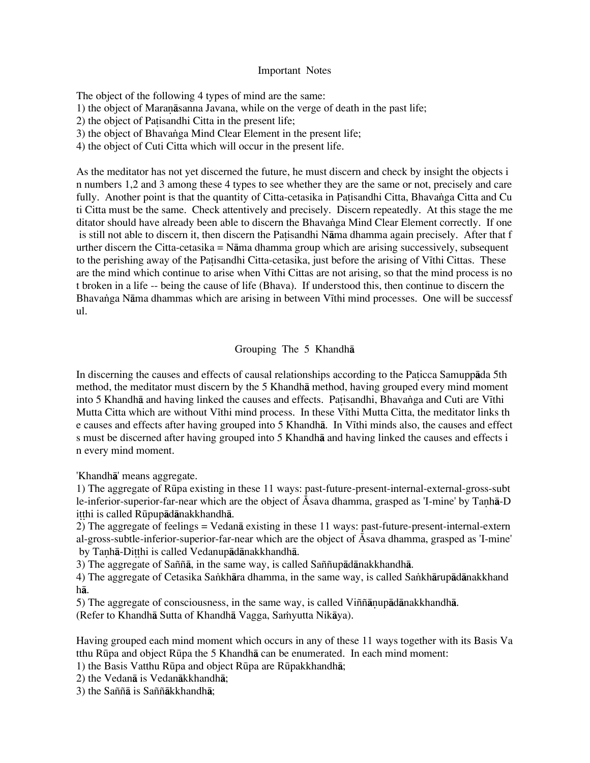## Important Notes

The object of the following 4 types of mind are the same:
1) the object of Maraṇāsanna Javana, while on the verge of death in the past life;
2) the object of Paṭisandhi Citta in the present life;
3) the object of Bhavaṅga Mind Clear Element in the present life;
4) the object of Cuti Citta which will occur in the present life.

As the meditator has not yet discerned the future, he must discern and check by insight the objects in numbers 1,2 and 3 among these 4 types to see whether they are the same or not, precisely and carefully. Another point is that the quantity of Citta-cetasika in Paṭisandhi Citta, Bhavaṅga Citta and Cuti Citta must be the same. Check attentively and precisely. Discern repeatedly. At this stage the meditator should have already been able to discern the Bhavaṅga Mind Clear Element correctly. If one is still not able to discern it, then discern the Paṭisandhi Nāma dhamma again precisely. After that further discern the Citta-cetasika = Nāma dhamma group which are arising successively, subsequent to the perishing away of the Paṭisandhi Citta-cetasika, just before the arising of Vīthi Cittas. These are the mind which continue to arise when Vīthi Cittas are not arising, so that the mind process is not broken in a life -- being the cause of life (Bhava). If understood this, then continue to discern the Bhavaṅga Nāma dhammas which are arising in between Vīthi mind processes. One will be successful.

## Grouping The 5 Khandhā

In discerning the causes and effects of causal relationships according to the Paṭicca Samuppāda 5th method, the meditator must discern by the 5 Khandhā method, having grouped every mind moment into 5 Khandhā and having linked the causes and effects. Paṭisandhi, Bhavaṅga and Cuti are Vīthi Mutta Citta which are without Vīthi mind process. In these Vīthi Mutta Citta, the meditator links the causes and effects after having grouped into 5 Khandhā. In Vīthi minds also, the causes and effects must be discerned after having grouped into 5 Khandhā and having linked the causes and effects in every mind moment.

'Khandhā' means aggregate.
1) The aggregate of Rūpa existing in these 11 ways: past-future-present-internal-external-gross-subtle-inferior-superior-far-near which are the object of Āsava dhamma, grasped as 'I-mine' by Taṇhā-Diṭṭhi is called Rūpupādānakkhandhā.
2) The aggregate of feelings = Vedanā existing in these 11 ways: past-future-present-internal-external-gross-subtle-inferior-superior-far-near which are the object of Āsava dhamma, grasped as 'I-mine' by Taṇhā-Diṭṭhi is called Vedanupādānakkhandhā.
3) The aggregate of Saññā, in the same way, is called Saññupādānakkhandhā.
4) The aggregate of Cetasika Saṅkhāra dhamma, in the same way, is called Saṅkhārupādānakkhandhā.
5) The aggregate of consciousness, in the same way, is called Viññāṇupādānakkhandhā.
(Refer to Khandhā Sutta of Khandhā Vagga, Saṁyutta Nikāya).

Having grouped each mind moment which occurs in any of these 11 ways together with its Basis Vatthu Rūpa and object Rūpa the 5 Khandhā can be enumerated. In each mind moment:
1) the Basis Vatthu Rūpa and object Rūpa are Rūpakkhandhā;
2) the Vedanā is Vedanākkhandhā;
3) the Saññā is Saññākkhandhā;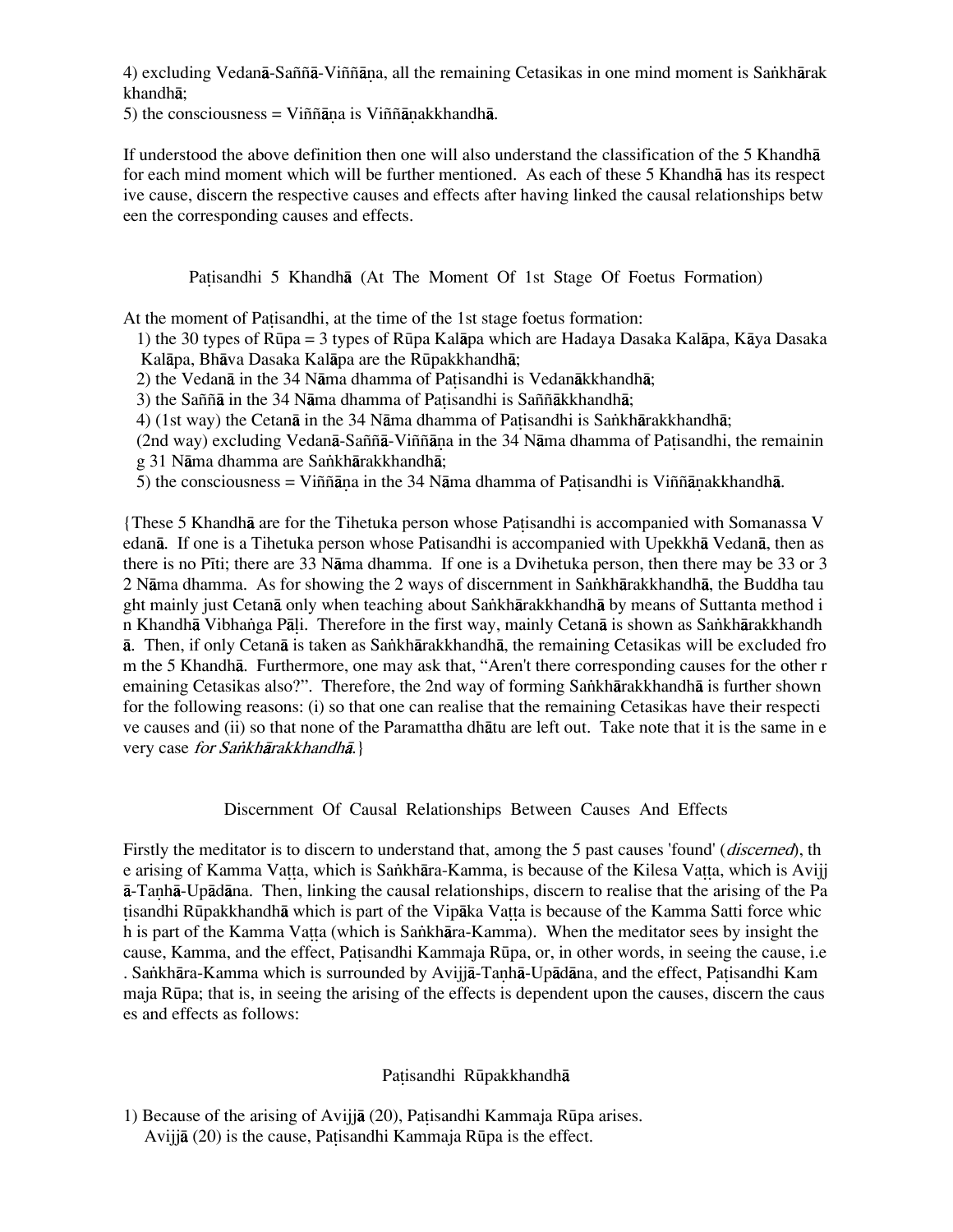4) excluding Vedanā-Saññā-Viññāṇa, all the remaining Cetasikas in one mind moment is Saṅkhārakkhandhā;
5) the consciousness = Viññāṇa is Viññāṇakkhandhā.

If understood the above definition then one will also understand the classification of the 5 Khandhā for each mind moment which will be further mentioned. As each of these 5 Khandhā has its respective cause, discern the respective causes and effects after having linked the causal relationships between the corresponding causes and effects.

## Paṭisandhi 5 Khandhā (At The Moment Of 1st Stage Of Foetus Formation)

At the moment of Paṭisandhi, at the time of the 1st stage foetus formation:

1) the 30 types of Rūpa = 3 types of Rūpa Kalāpa which are Hadaya Dasaka Kalāpa, Kāya Dasaka Kalāpa, Bhāva Dasaka Kalāpa are the Rūpakkhandhā;
2) the Vedanā in the 34 Nāma dhamma of Paṭisandhi is Vedanākkhandhā;
3) the Saññā in the 34 Nāma dhamma of Paṭisandhi is Saññākkhandhā;
4) (1st way) the Cetanā in the 34 Nāma dhamma of Paṭisandhi is Saṅkhārakkhandhā;
   (2nd way) excluding Vedanā-Saññā-Viññāṇa in the 34 Nāma dhamma of Paṭisandhi, the remaining 31 Nāma dhamma are Saṅkhārakkhandhā;
5) the consciousness = Viññāṇa in the 34 Nāma dhamma of Paṭisandhi is Viññāṇakkhandhā.

{These 5 Khandhā are for the Tihetuka person whose Paṭisandhi is accompanied with Somanassa Vedanā. If one is a Tihetuka person whose Patisandhi is accompanied with Upekkhā Vedanā, then as there is no Pīti; there are 33 Nāma dhamma. If one is a Dvihetuka person, then there may be 33 or 32 Nāma dhamma. As for showing the 2 ways of discernment in Saṅkhārakkhandhā, the Buddha taught mainly just Cetanā only when teaching about Saṅkhārakkhandhā by means of Suttanta method in Khandhā Vibhaṅga Pāḷi. Therefore in the first way, mainly Cetanā is shown as Saṅkhārakkhandhā. Then, if only Cetanā is taken as Saṅkhārakkhandhā, the remaining Cetasikas will be excluded from the 5 Khandhā. Furthermore, one may ask that, "Aren't there corresponding causes for the other remaining Cetasikas also?". Therefore, the 2nd way of forming Saṅkhārakkhandhā is further shown for the following reasons: (i) so that one can realise that the remaining Cetasikas have their respective causes and (ii) so that none of the Paramattha dhātu are left out. Take note that it is the same in every case *for Saṅkhārakkhandhā.*}

## Discernment Of Causal Relationships Between Causes And Effects

Firstly the meditator is to discern to understand that, among the 5 past causes 'found' (*discerned*), the arising of Kamma Vaṭṭa, which is Saṅkhāra-Kamma, is because of the Kilesa Vaṭṭa, which is Avijjā-Taṇhā-Upādāna. Then, linking the causal relationships, discern to realise that the arising of the Paṭisandhi Rūpakkhandhā which is part of the Vipāka Vaṭṭa is because of the Kamma Satti force which is part of the Kamma Vaṭṭa (which is Saṅkhāra-Kamma). When the meditator sees by insight the cause, Kamma, and the effect, Paṭisandhi Kammaja Rūpa, or, in other words, in seeing the cause, i.e. Saṅkhāra-Kamma which is surrounded by Avijjā-Taṇhā-Upādāna, and the effect, Paṭisandhi Kammaja Rūpa; that is, in seeing the arising of the effects is dependent upon the causes, discern the causes and effects as follows:

### Paṭisandhi Rūpakkhandhā

1) Because of the arising of Avijjā (20), Paṭisandhi Kammaja Rūpa arises.
   Avijjā (20) is the cause, Paṭisandhi Kammaja Rūpa is the effect.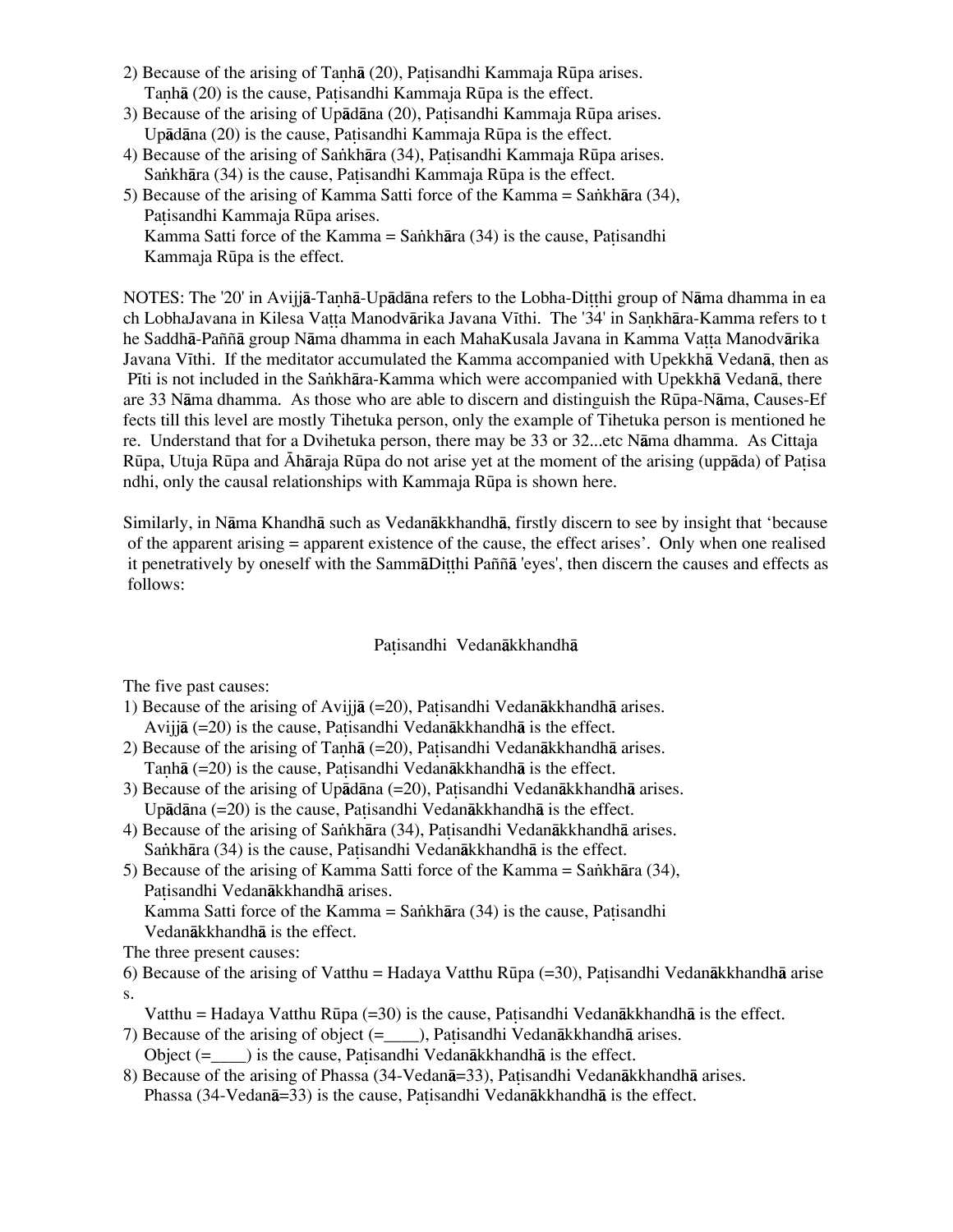2) Because of the arising of Taṇhā (20), Paṭisandhi Kammaja Rūpa arises.
   Taṇhā (20) is the cause, Paṭisandhi Kammaja Rūpa is the effect.
3) Because of the arising of Upādāna (20), Paṭisandhi Kammaja Rūpa arises.
   Upādāna (20) is the cause, Paṭisandhi Kammaja Rūpa is the effect.
4) Because of the arising of Saṅkhāra (34), Paṭisandhi Kammaja Rūpa arises.
   Saṅkhāra (34) is the cause, Paṭisandhi Kammaja Rūpa is the effect.
5) Because of the arising of Kamma Satti force of the Kamma = Saṅkhāra (34), Paṭisandhi Kammaja Rūpa arises.
   Kamma Satti force of the Kamma = Saṅkhāra (34) is the cause, Paṭisandhi Kammaja Rūpa is the effect.

NOTES: The '20' in Avijjā-Taṇhā-Upādāna refers to the Lobha-Diṭṭhi group of Nāma dhamma in each LobhaJavana in Kilesa Vaṭṭa Manodvārika Javana Vīthi. The '34' in Saṇkhāra-Kamma refers to the Saddhā-Paññā group Nāma dhamma in each MahaKusala Javana in Kamma Vaṭṭa Manodvārika Javana Vīthi. If the meditator accumulated the Kamma accompanied with Upekkhā Vedanā, then as Pīti is not included in the Saṅkhāra-Kamma which were accompanied with Upekkhā Vedanā, there are 33 Nāma dhamma. As those who are able to discern and distinguish the Rūpa-Nāma, Causes-Effects till this level are mostly Tihetuka person, only the example of Tihetuka person is mentioned here. Understand that for a Dvihetuka person, there may be 33 or 32...etc Nāma dhamma. As Cittaja Rūpa, Utuja Rūpa and Āhāraja Rūpa do not arise yet at the moment of the arising (uppāda) of Paṭisandhi, only the causal relationships with Kammaja Rūpa is shown here.

Similarly, in Nāma Khandhā such as Vedanākkhandhā, firstly discern to see by insight that 'because of the apparent arising = apparent existence of the cause, the effect arises'. Only when one realised it penetratively by oneself with the SammāDiṭṭhi Paññā 'eyes', then discern the causes and effects as follows:

## Paṭisandhi Vedanākkhandhā

The five past causes:
1) Because of the arising of Avijjā (=20), Paṭisandhi Vedanākkhandhā arises.
   Avijjā (=20) is the cause, Paṭisandhi Vedanākkhandhā is the effect.
2) Because of the arising of Taṇhā (=20), Paṭisandhi Vedanākkhandhā arises.
   Taṇhā (=20) is the cause, Paṭisandhi Vedanākkhandhā is the effect.
3) Because of the arising of Upādāna (=20), Paṭisandhi Vedanākkhandhā arises.
   Upādāna (=20) is the cause, Paṭisandhi Vedanākkhandhā is the effect.
4) Because of the arising of Saṅkhāra (34), Paṭisandhi Vedanākkhandhā arises.
   Saṅkhāra (34) is the cause, Paṭisandhi Vedanākkhandhā is the effect.
5) Because of the arising of Kamma Satti force of the Kamma = Saṅkhāra (34), Paṭisandhi Vedanākkhandhā arises.
   Kamma Satti force of the Kamma = Saṅkhāra (34) is the cause, Paṭisandhi Vedanākkhandhā is the effect.

The three present causes:
6) Because of the arising of Vatthu = Hadaya Vatthu Rūpa (=30), Paṭisandhi Vedanākkhandhā arises.
   Vatthu = Hadaya Vatthu Rūpa (=30) is the cause, Paṭisandhi Vedanākkhandhā is the effect.
7) Because of the arising of object (=____), Paṭisandhi Vedanākkhandhā arises.
   Object (=____) is the cause, Paṭisandhi Vedanākkhandhā is the effect.
8) Because of the arising of Phassa (34-Vedanā=33), Paṭisandhi Vedanākkhandhā arises.
   Phassa (34-Vedanā=33) is the cause, Paṭisandhi Vedanākkhandhā is the effect.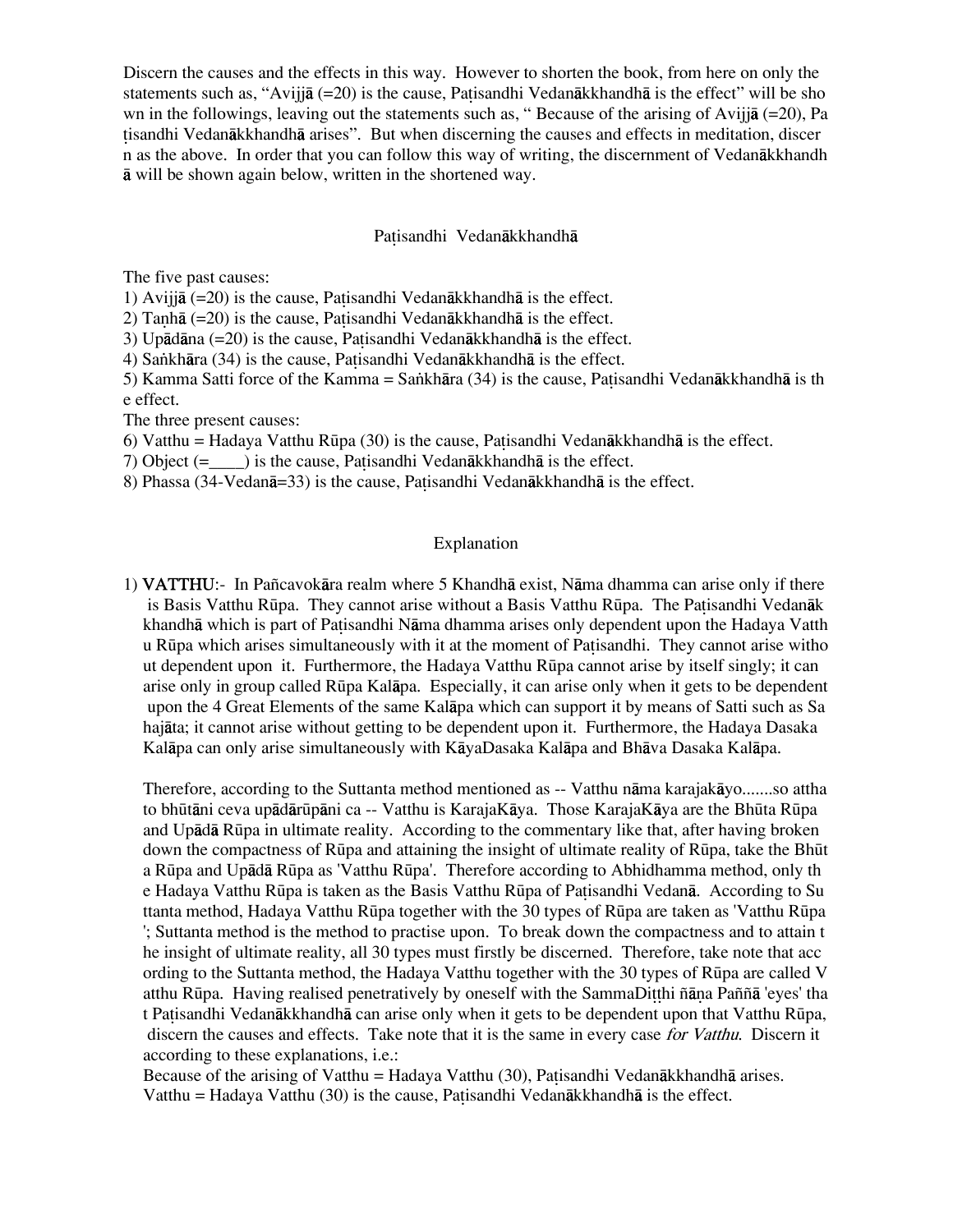Discern the causes and the effects in this way. However to shorten the book, from here on only the statements such as, "Avijjā (=20) is the cause, Paṭisandhi Vedanākkhandhā is the effect" will be shown in the followings, leaving out the statements such as, " Because of the arising of Avijjā (=20), Paṭisandhi Vedanākkhandhā arises". But when discerning the causes and effects in meditation, discern as the above. In order that you can follow this way of writing, the discernment of Vedanākkhandhā will be shown again below, written in the shortened way.

## Paṭisandhi Vedanākkhandhā

The five past causes:

1) Avijjā (=20) is the cause, Paṭisandhi Vedanākkhandhā is the effect.
2) Taṇhā (=20) is the cause, Paṭisandhi Vedanākkhandhā is the effect.
3) Upādāna (=20) is the cause, Paṭisandhi Vedanākkhandhā is the effect.
4) Saṅkhāra (34) is the cause, Paṭisandhi Vedanākkhandhā is the effect.
5) Kamma Satti force of the Kamma = Saṅkhāra (34) is the cause, Paṭisandhi Vedanākkhandhā is the effect.

The three present causes:

6) Vatthu = Hadaya Vatthu Rūpa (30) is the cause, Paṭisandhi Vedanākkhandhā is the effect.
7) Object (=____) is the cause, Paṭisandhi Vedanākkhandhā is the effect.
8) Phassa (34-Vedanā=33) is the cause, Paṭisandhi Vedanākkhandhā is the effect.

## Explanation

1) **VATTHU**:- In Pañcavokāra realm where 5 Khandhā exist, Nāma dhamma can arise only if there is Basis Vatthu Rūpa. They cannot arise without a Basis Vatthu Rūpa. The Paṭisandhi Vedanākkhandhā which is part of Paṭisandhi Nāma dhamma arises only dependent upon the Hadaya Vatthu Rūpa which arises simultaneously with it at the moment of Paṭisandhi. They cannot arise without dependent upon it. Furthermore, the Hadaya Vatthu Rūpa cannot arise by itself singly; it can arise only in group called Rūpa Kalāpa. Especially, it can arise only when it gets to be dependent upon the 4 Great Elements of the same Kalāpa which can support it by means of Satti such as Sahajāta; it cannot arise without getting to be dependent upon it. Furthermore, the Hadaya Dasaka Kalāpa can only arise simultaneously with KāyaDasaka Kalāpa and Bhāva Dasaka Kalāpa.

   Therefore, according to the Suttanta method mentioned as -- Vatthu nāma karajakāyo.......so attha to bhūtāni ceva upādārūpāni ca -- Vatthu is KarajaKāya. Those KarajaKāya are the Bhūta Rūpa and Upādā Rūpa in ultimate reality. According to the commentary like that, after having broken down the compactness of Rūpa and attaining the insight of ultimate reality of Rūpa, take the Bhūta Rūpa and Upādā Rūpa as 'Vatthu Rūpa'. Therefore according to Abhidhamma method, only the Hadaya Vatthu Rūpa is taken as the Basis Vatthu Rūpa of Paṭisandhi Vedanā. According to Suttanta method, Hadaya Vatthu Rūpa together with the 30 types of Rūpa are taken as 'Vatthu Rūpa'; Suttanta method is the method to practise upon. To break down the compactness and to attain the insight of ultimate reality, all 30 types must firstly be discerned. Therefore, take note that according to the Suttanta method, the Hadaya Vatthu together with the 30 types of Rūpa are called Vatthu Rūpa. Having realised penetratively by oneself with the SammaDiṭṭhi ñāṇa Paññā 'eyes' that Paṭisandhi Vedanākkhandhā can arise only when it gets to be dependent upon that Vatthu Rūpa, discern the causes and effects. Take note that it is the same in every case *for Vatthu*. Discern it according to these explanations, i.e.:
   Because of the arising of Vatthu = Hadaya Vatthu (30), Paṭisandhi Vedanākkhandhā arises.
   Vatthu = Hadaya Vatthu (30) is the cause, Paṭisandhi Vedanākkhandhā is the effect.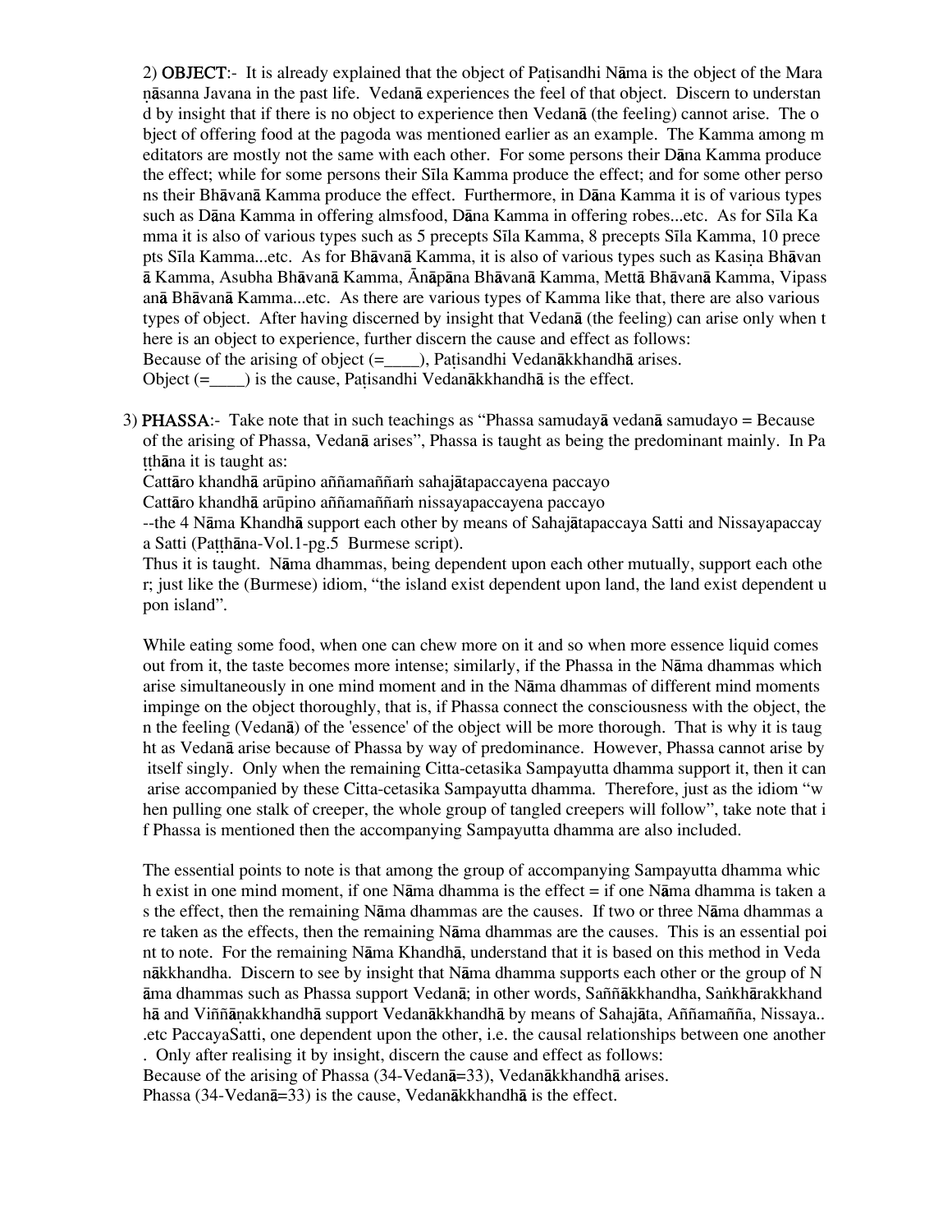2) **OBJECT**:- It is already explained that the object of Paṭisandhi Nāma is the object of the Maraṇāsanna Javana in the past life. Vedanā experiences the feel of that object. Discern to understand by insight that if there is no object to experience then Vedanā (the feeling) cannot arise. The object of offering food at the pagoda was mentioned earlier as an example. The Kamma among meditators are mostly not the same with each other. For some persons their Dāna Kamma produce the effect; while for some persons their Sīla Kamma produce the effect; and for some other persons their Bhāvanā Kamma produce the effect. Furthermore, in Dāna Kamma it is of various types such as Dāna Kamma in offering almsfood, Dāna Kamma in offering robes...etc. As for Sīla Kamma it is also of various types such as 5 precepts Sīla Kamma, 8 precepts Sīla Kamma, 10 precepts Sīla Kamma...etc. As for Bhāvanā Kamma, it is also of various types such as Kasiṇa Bhāvanā Kamma, Asubha Bhāvanā Kamma, Ānāpāna Bhāvanā Kamma, Mettā Bhāvanā Kamma, Vipassanā Bhāvanā Kamma...etc. As there are various types of Kamma like that, there are also various types of object. After having discerned by insight that Vedanā (the feeling) can arise only when there is an object to experience, further discern the cause and effect as follows:

Because of the arising of object (=____), Paṭisandhi Vedanākkhandhā arises.

Object (=____) is the cause, Paṭisandhi Vedanākkhandhā is the effect.

3) **PHASSA**:- Take note that in such teachings as "Phassa samudayā vedanā samudayo = Because of the arising of Phassa, Vedanā arises", Phassa is taught as being the predominant mainly. In Paṭṭhāna it is taught as:

Cattāro khandhā arūpino aññamaññaṁ sahajātapaccayena paccayo

Cattāro khandhā arūpino aññamaññaṁ nissayapaccayena paccayo

--the 4 Nāma Khandhā support each other by means of Sahajātapaccaya Satti and Nissayapaccaya Satti (Paṭṭhāna-Vol.1-pg.5 Burmese script).

Thus it is taught. Nāma dhammas, being dependent upon each other mutually, support each other; just like the (Burmese) idiom, "the island exist dependent upon land, the land exist dependent upon island".

While eating some food, when one can chew more on it and so when more essence liquid comes out from it, the taste becomes more intense; similarly, if the Phassa in the Nāma dhammas which arise simultaneously in one mind moment and in the Nāma dhammas of different mind moments impinge on the object thoroughly, that is, if Phassa connect the consciousness with the object, then the feeling (Vedanā) of the 'essence' of the object will be more thorough. That is why it is taught as Vedanā arise because of Phassa by way of predominance. However, Phassa cannot arise by itself singly. Only when the remaining Citta-cetasika Sampayutta dhamma support it, then it can arise accompanied by these Citta-cetasika Sampayutta dhamma. Therefore, just as the idiom "when pulling one stalk of creeper, the whole group of tangled creepers will follow", take note that if Phassa is mentioned then the accompanying Sampayutta dhamma are also included.

The essential points to note is that among the group of accompanying Sampayutta dhamma which exist in one mind moment, if one Nāma dhamma is the effect = if one Nāma dhamma is taken as the effect, then the remaining Nāma dhammas are the causes. If two or three Nāma dhammas are taken as the effects, then the remaining Nāma dhammas are the causes. This is an essential point to note. For the remaining Nāma Khandhā, understand that it is based on this method in Vedanākkhandha. Discern to see by insight that Nāma dhamma supports each other or the group of Nāma dhammas such as Phassa support Vedanā; in other words, Saññākkhandha, Saṅkhārakkhandhā and Viññāṇakkhandhā support Vedanākkhandhā by means of Sahajāta, Aññamañña, Nissaya...etc PaccayaSatti, one dependent upon the other, i.e. the causal relationships between one another. Only after realising it by insight, discern the cause and effect as follows:

Because of the arising of Phassa (34-Vedanā=33), Vedanākkhandhā arises.

Phassa (34-Vedanā=33) is the cause, Vedanākkhandhā is the effect.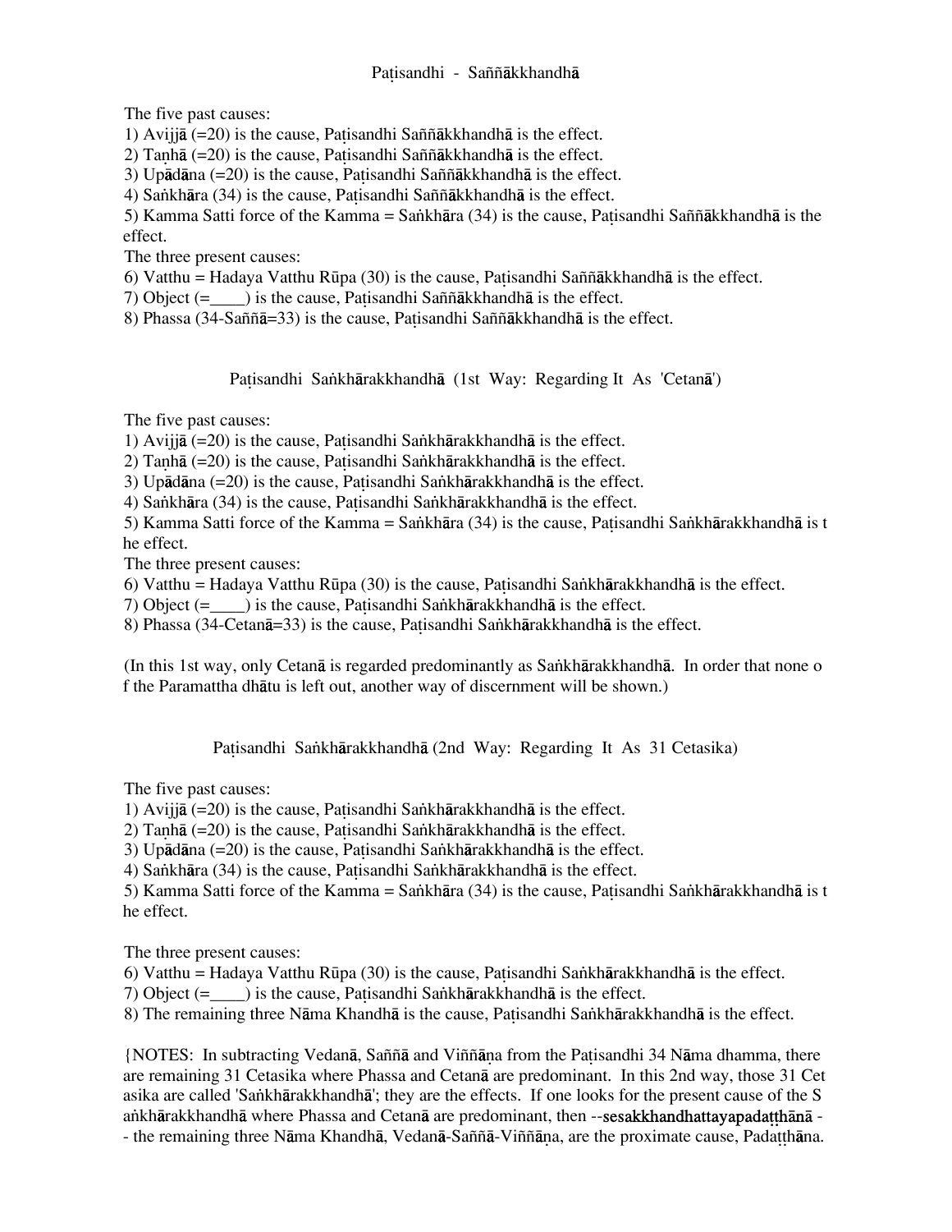## Paṭisandhi - Saññākkhandhā

The five past causes:

1) Avijjā (=20) is the cause, Paṭisandhi Saññākkhandhā is the effect.
2) Taṇhā (=20) is the cause, Paṭisandhi Saññākkhandhā is the effect.
3) Upādāna (=20) is the cause, Paṭisandhi Saññākkhandhā is the effect.
4) Saṅkhāra (34) is the cause, Paṭisandhi Saññākkhandhā is the effect.
5) Kamma Satti force of the Kamma = Saṅkhāra (34) is the cause, Paṭisandhi Saññākkhandhā is the effect.

The three present causes:

6) Vatthu = Hadaya Vatthu Rūpa (30) is the cause, Paṭisandhi Saññākkhandhā is the effect.
7) Object (=____) is the cause, Paṭisandhi Saññākkhandhā is the effect.
8) Phassa (34-Saññā=33) is the cause, Paṭisandhi Saññākkhandhā is the effect.

## Paṭisandhi Saṅkhārakkhandhā (1st Way: Regarding It As 'Cetanā')

The five past causes:

1) Avijjā (=20) is the cause, Paṭisandhi Saṅkhārakkhandhā is the effect.
2) Taṇhā (=20) is the cause, Paṭisandhi Saṅkhārakkhandhā is the effect.
3) Upādāna (=20) is the cause, Paṭisandhi Saṅkhārakkhandhā is the effect.
4) Saṅkhāra (34) is the cause, Paṭisandhi Saṅkhārakkhandhā is the effect.
5) Kamma Satti force of the Kamma = Saṅkhāra (34) is the cause, Paṭisandhi Saṅkhārakkhandhā is the effect.

The three present causes:

6) Vatthu = Hadaya Vatthu Rūpa (30) is the cause, Paṭisandhi Saṅkhārakkhandhā is the effect.
7) Object (=____) is the cause, Paṭisandhi Saṅkhārakkhandhā is the effect.
8) Phassa (34-Cetanā=33) is the cause, Paṭisandhi Saṅkhārakkhandhā is the effect.

(In this 1st way, only Cetanā is regarded predominantly as Saṅkhārakkhandhā. In order that none of the Paramattha dhātu is left out, another way of discernment will be shown.)

## Paṭisandhi Saṅkhārakkhandhā (2nd Way: Regarding It As 31 Cetasika)

The five past causes:

1) Avijjā (=20) is the cause, Paṭisandhi Saṅkhārakkhandhā is the effect.
2) Taṇhā (=20) is the cause, Paṭisandhi Saṅkhārakkhandhā is the effect.
3) Upādāna (=20) is the cause, Paṭisandhi Saṅkhārakkhandhā is the effect.
4) Saṅkhāra (34) is the cause, Paṭisandhi Saṅkhārakkhandhā is the effect.
5) Kamma Satti force of the Kamma = Saṅkhāra (34) is the cause, Paṭisandhi Saṅkhārakkhandhā is the effect.

The three present causes:

6) Vatthu = Hadaya Vatthu Rūpa (30) is the cause, Paṭisandhi Saṅkhārakkhandhā is the effect.
7) Object (=____) is the cause, Paṭisandhi Saṅkhārakkhandhā is the effect.
8) The remaining three Nāma Khandhā is the cause, Paṭisandhi Saṅkhārakkhandhā is the effect.

{NOTES: In subtracting Vedanā, Saññā and Viññāṇa from the Paṭisandhi 34 Nāma dhamma, there are remaining 31 Cetasika where Phassa and Cetanā are predominant. In this 2nd way, those 31 Cetasika are called 'Saṅkhārakkhandhā'; they are the effects. If one looks for the present cause of the Saṅkhārakkhandhā where Phassa and Cetanā are predominant, then --sesakkhandhattayapadaṭṭhānā -- the remaining three Nāma Khandhā, Vedanā-Saññā-Viññāṇa, are the proximate cause, Padaṭṭhāna.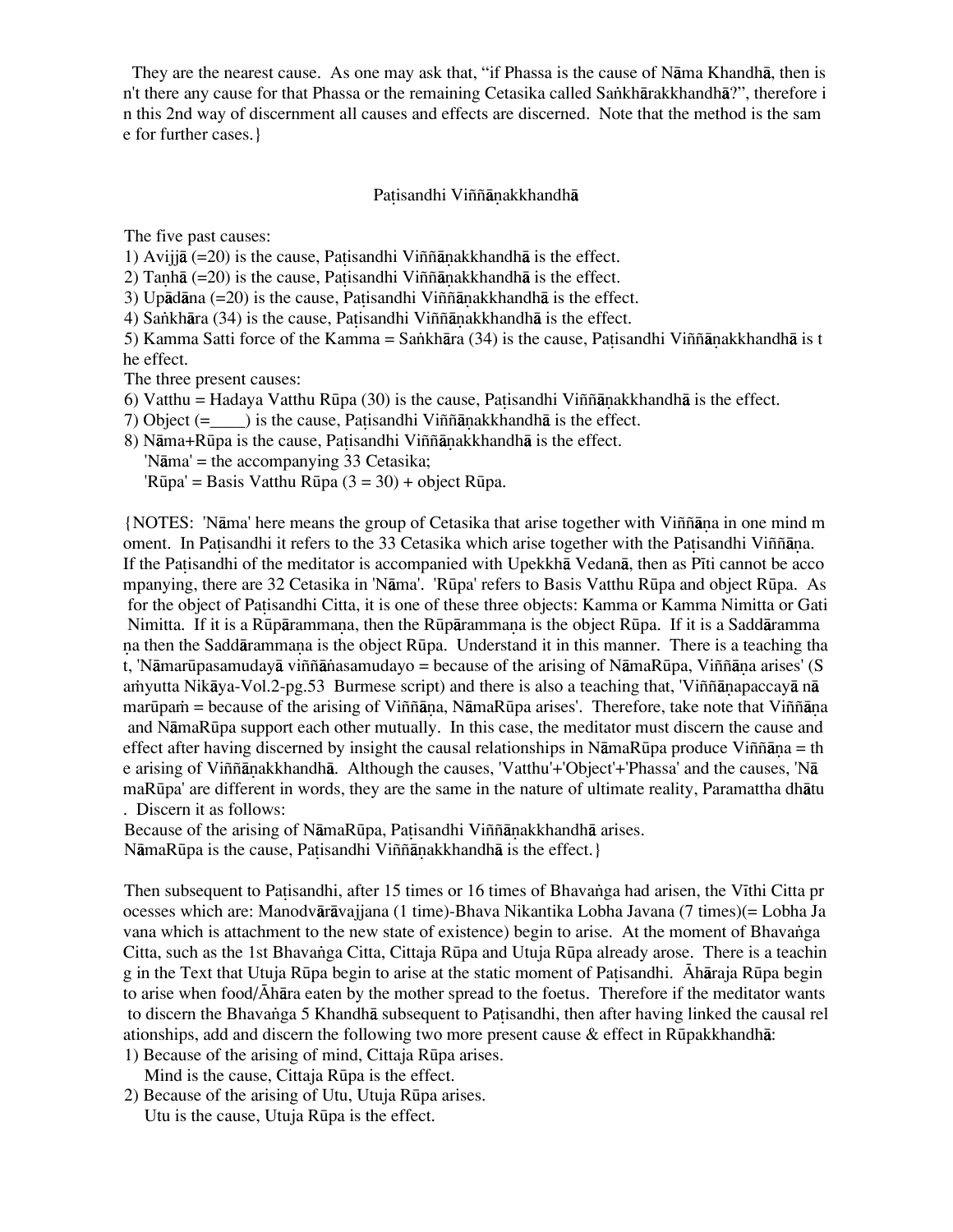They are the nearest cause. As one may ask that, "if Phassa is the cause of Nāma Khandhā, then isn't there any cause for that Phassa or the remaining Cetasika called Saṅkhārakkhandhā?", therefore in this 2nd way of discernment all causes and effects are discerned. Note that the method is the same for further cases.}

### Paṭisandhi Viññāṇakkhandhā

The five past causes:

1) Avijjā (=20) is the cause, Paṭisandhi Viññāṇakkhandhā is the effect.
2) Taṇhā (=20) is the cause, Paṭisandhi Viññāṇakkhandhā is the effect.
3) Upādāna (=20) is the cause, Paṭisandhi Viññāṇakkhandhā is the effect.
4) Saṅkhāra (34) is the cause, Paṭisandhi Viññāṇakkhandhā is the effect.
5) Kamma Satti force of the Kamma = Saṅkhāra (34) is the cause, Paṭisandhi Viññāṇakkhandhā is the effect.

The three present causes:

6) Vatthu = Hadaya Vatthu Rūpa (30) is the cause, Paṭisandhi Viññāṇakkhandhā is the effect.
7) Object (=____) is the cause, Paṭisandhi Viññāṇakkhandhā is the effect.
8) Nāma+Rūpa is the cause, Paṭisandhi Viññāṇakkhandhā is the effect.
   'Nāma' = the accompanying 33 Cetasika;
   'Rūpa' = Basis Vatthu Rūpa (3 = 30) + object Rūpa.

{NOTES: 'Nāma' here means the group of Cetasika that arise together with Viññāṇa in one mind moment. In Paṭisandhi it refers to the 33 Cetasika which arise together with the Paṭisandhi Viññāṇa. If the Paṭisandhi of the meditator is accompanied with Upekkhā Vedanā, then as Pīti cannot be accompanying, there are 32 Cetasika in 'Nāma'. 'Rūpa' refers to Basis Vatthu Rūpa and object Rūpa. As for the object of Paṭisandhi Citta, it is one of these three objects: Kamma or Kamma Nimitta or Gati Nimitta. If it is a Rūpārammaṇa, then the Rūpārammaṇa is the object Rūpa. If it is a Saddārammaṇa then the Saddārammaṇa is the object Rūpa. Understand it in this manner. There is a teaching that, 'Nāmarūpasamudayā viññāṇasamudayo = because of the arising of NāmaRūpa, Viññāṇa arises' (Saṁyutta Nikāya-Vol.2-pg.53 Burmese script) and there is also a teaching that, 'Viññāṇapaccayā nāmarūpaṁ = because of the arising of Viññāṇa, NāmaRūpa arises'. Therefore, take note that Viññāṇa and NāmaRūpa support each other mutually. In this case, the meditator must discern the cause and effect after having discerned by insight the causal relationships in NāmaRūpa produce Viññāṇa = the arising of Viññāṇakkhandhā. Although the causes, 'Vatthu'+'Object'+'Phassa' and the causes, 'NāmaRūpa' are different in words, they are the same in the nature of ultimate reality, Paramattha dhātu. Discern it as follows:
Because of the arising of NāmaRūpa, Paṭisandhi Viññāṇakkhandhā arises.
NāmaRūpa is the cause, Paṭisandhi Viññāṇakkhandhā is the effect.}

Then subsequent to Paṭisandhi, after 15 times or 16 times of Bhavaṅga had arisen, the Vīthi Citta processes which are: Manodvārāvajjana (1 time)-Bhava Nikantika Lobha Javana (7 times)(= Lobha Javana which is attachment to the new state of existence) begin to arise. At the moment of Bhavaṅga Citta, such as the 1st Bhavaṅga Citta, Cittaja Rūpa and Utuja Rūpa already arose. There is a teaching in the Text that Utuja Rūpa begin to arise at the static moment of Paṭisandhi. Āhāraja Rūpa begin to arise when food/Āhāra eaten by the mother spread to the foetus. Therefore if the meditator wants to discern the Bhavaṅga 5 Khandhā subsequent to Paṭisandhi, then after having linked the causal relationships, add and discern the following two more present cause & effect in Rūpakkhandhā:

1) Because of the arising of mind, Cittaja Rūpa arises.
   Mind is the cause, Cittaja Rūpa is the effect.
2) Because of the arising of Utu, Utuja Rūpa arises.
   Utu is the cause, Utuja Rūpa is the effect.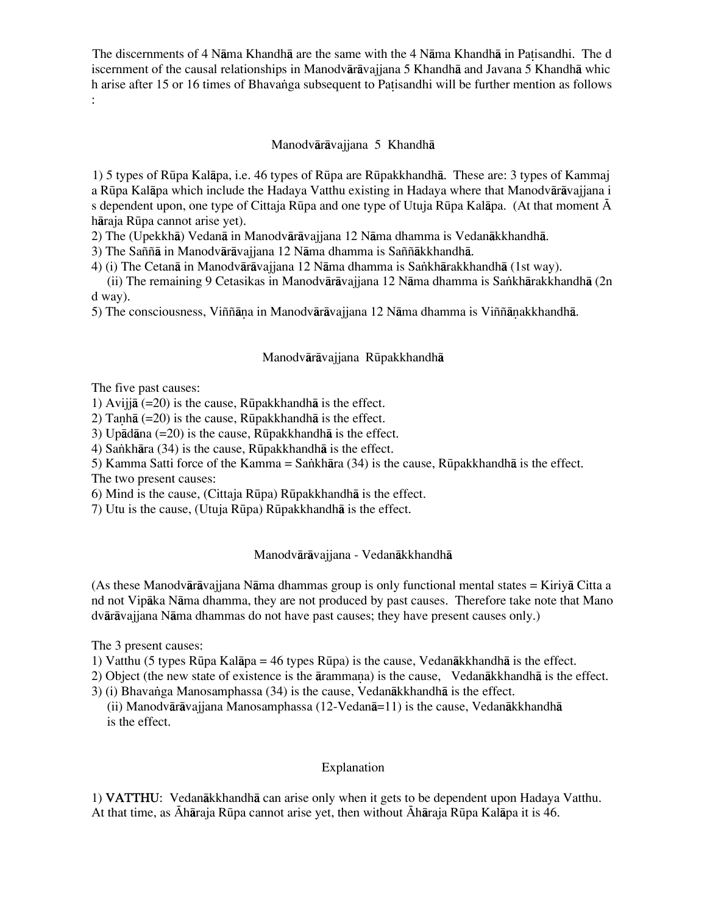The discernments of 4 Nāma Khandhā are the same with the 4 Nāma Khandhā in Paṭisandhi. The discernment of the causal relationships in Manodvārāvajjana 5 Khandhā and Javana 5 Khandhā which arise after 15 or 16 times of Bhavaṅga subsequent to Paṭisandhi will be further mention as follows :

## Manodvārāvajjana 5 Khandhā

1) 5 types of Rūpa Kalāpa, i.e. 46 types of Rūpa are Rūpakkhandhā. These are: 3 types of Kammaja Rūpa Kalāpa which include the Hadaya Vatthu existing in Hadaya where that Manodvārāvajjana is dependent upon, one type of Cittaja Rūpa and one type of Utuja Rūpa Kalāpa. (At that moment Āhāraja Rūpa cannot arise yet).
2) The (Upekkhā) Vedanā in Manodvārāvajjana 12 Nāma dhamma is Vedanākkhandhā.
3) The Saññā in Manodvārāvajjana 12 Nāma dhamma is Saññākkhandhā.
4) (i) The Cetanā in Manodvārāvajjana 12 Nāma dhamma is Saṅkhārakkhandhā (1st way).
 (ii) The remaining 9 Cetasikas in Manodvārāvajjana 12 Nāma dhamma is Saṅkhārakkhandhā (2nd way).
5) The consciousness, Viññāṇa in Manodvārāvajjana 12 Nāma dhamma is Viññāṇakkhandhā.

## Manodvārāvajjana Rūpakkhandhā

The five past causes:
1) Avijjā (=20) is the cause, Rūpakkhandhā is the effect.
2) Taṇhā (=20) is the cause, Rūpakkhandhā is the effect.
3) Upādāna (=20) is the cause, Rūpakkhandhā is the effect.
4) Saṅkhāra (34) is the cause, Rūpakkhandhā is the effect.
5) Kamma Satti force of the Kamma = Saṅkhāra (34) is the cause, Rūpakkhandhā is the effect.
The two present causes:
6) Mind is the cause, (Cittaja Rūpa) Rūpakkhandhā is the effect.
7) Utu is the cause, (Utuja Rūpa) Rūpakkhandhā is the effect.

## Manodvārāvajjana - Vedanākkhandhā

(As these Manodvārāvajjana Nāma dhammas group is only functional mental states = Kiriyā Citta and not Vipāka Nāma dhamma, they are not produced by past causes. Therefore take note that Manodvārāvajjana Nāma dhammas do not have past causes; they have present causes only.)

The 3 present causes:
1) Vatthu (5 types Rūpa Kalāpa = 46 types Rūpa) is the cause, Vedanākkhandhā is the effect.
2) Object (the new state of existence is the ārammaṇa) is the cause, Vedanākkhandhā is the effect.
3) (i) Bhavaṅga Manosamphassa (34) is the cause, Vedanākkhandhā is the effect.
 (ii) Manodvārāvajjana Manosamphassa (12-Vedanā=11) is the cause, Vedanākkhandhā is the effect.

## Explanation

1) **VATTHU**: Vedanākkhandhā can arise only when it gets to be dependent upon Hadaya Vatthu. At that time, as Āhāraja Rūpa cannot arise yet, then without Āhāraja Rūpa Kalāpa it is 46.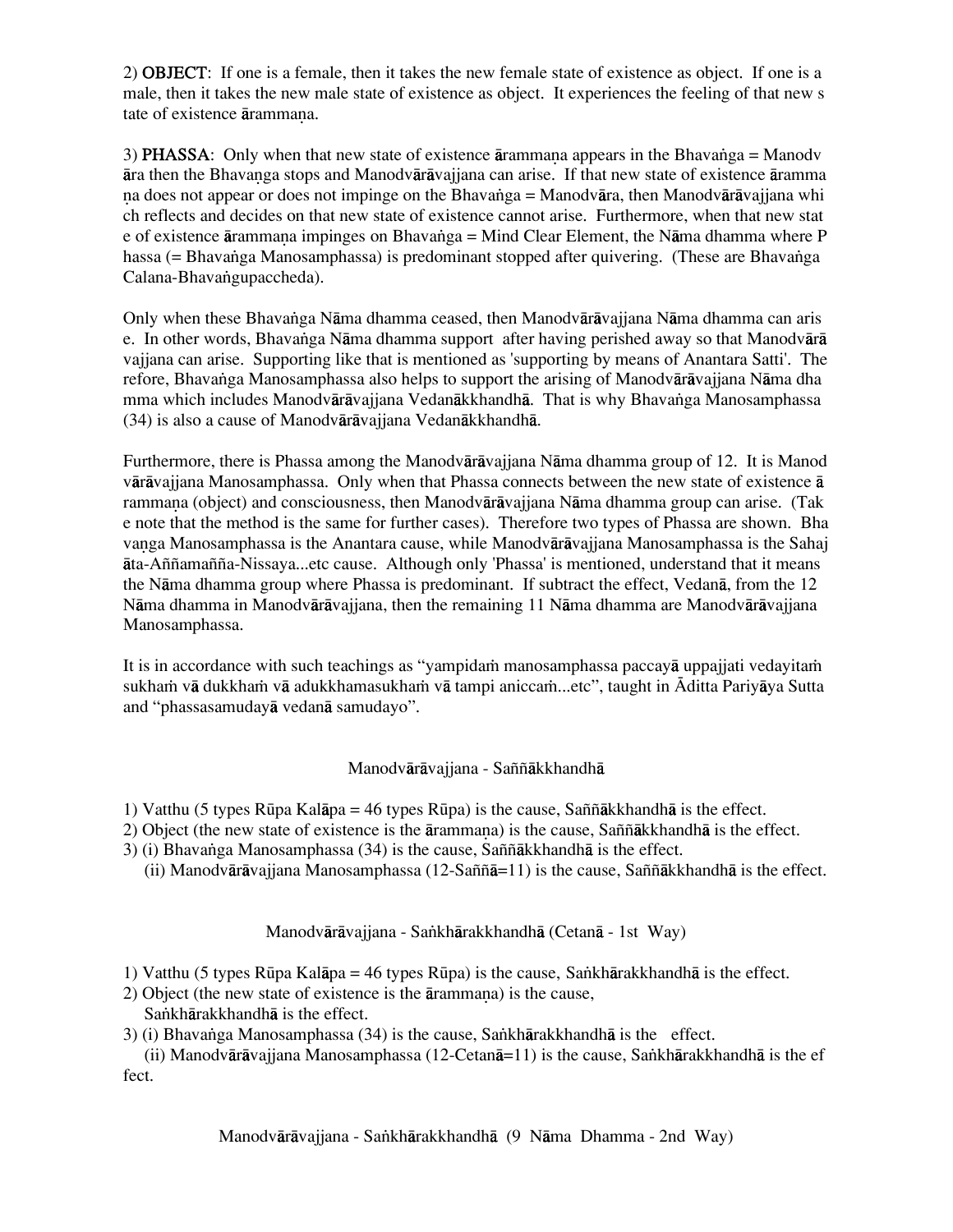2) **OBJECT**: If one is a female, then it takes the new female state of existence as object. If one is a male, then it takes the new male state of existence as object. It experiences the feeling of that new state of existence ārammaṇa.

3) **PHASSA**: Only when that new state of existence ārammaṇa appears in the Bhavaṅga = Manodvāra then the Bhavaṇga stops and Manodvārāvajjana can arise. If that new state of existence ārammaṇa does not appear or does not impinge on the Bhavaṅga = Manodvāra, then Manodvārāvajjana which reflects and decides on that new state of existence cannot arise. Furthermore, when that new state of existence ārammaṇa impinges on Bhavaṅga = Mind Clear Element, the Nāma dhamma where Phassa (= Bhavaṅga Manosamphassa) is predominant stopped after quivering. (These are Bhavaṅga Calana-Bhavaṅgupaccheda).

Only when these Bhavaṅga Nāma dhamma ceased, then Manodvārāvajjana Nāma dhamma can arise. In other words, Bhavaṅga Nāma dhamma support after having perished away so that Manodvārāvajjana can arise. Supporting like that is mentioned as 'supporting by means of Anantara Satti'. Therefore, Bhavaṅga Manosamphassa also helps to support the arising of Manodvārāvajjana Nāma dhamma which includes Manodvārāvajjana Vedanākkhandhā. That is why Bhavaṅga Manosamphassa (34) is also a cause of Manodvārāvajjana Vedanākkhandhā.

Furthermore, there is Phassa among the Manodvārāvajjana Nāma dhamma group of 12. It is Manodvārāvajjana Manosamphassa. Only when that Phassa connects between the new state of existence ārammaṇa (object) and consciousness, then Manodvārāvajjana Nāma dhamma group can arise. (Take note that the method is the same for further cases). Therefore two types of Phassa are shown. Bhavaṇga Manosamphassa is the Anantara cause, while Manodvārāvajjana Manosamphassa is the Sahajāta-Aññamañña-Nissaya...etc cause. Although only 'Phassa' is mentioned, understand that it means the Nāma dhamma group where Phassa is predominant. If subtract the effect, Vedanā, from the 12 Nāma dhamma in Manodvārāvajjana, then the remaining 11 Nāma dhamma are Manodvārāvajjana Manosamphassa.

It is in accordance with such teachings as "yampidaṁ manosamphassa paccayā uppajjati vedayitaṁ sukhaṁ vā dukkhaṁ vā adukkhamasukhaṁ vā tampi aniccaṁ...etc", taught in Āditta Pariyāya Sutta and "phassasamudayā vedanā samudayo".

### Manodvārāvajjana - Saññākkhandhā

1) Vatthu (5 types Rūpa Kalāpa = 46 types Rūpa) is the cause, Saññākkhandhā is the effect.
2) Object (the new state of existence is the ārammaṇa) is the cause, Saññākkhandhā is the effect.
3) (i) Bhavaṅga Manosamphassa (34) is the cause, Saññākkhandhā is the effect.
   (ii) Manodvārāvajjana Manosamphassa (12-Saññā=11) is the cause, Saññākkhandhā is the effect.

### Manodvārāvajjana - Saṅkhārakkhandhā (Cetanā - 1st Way)

1) Vatthu (5 types Rūpa Kalāpa = 46 types Rūpa) is the cause, Saṅkhārakkhandhā is the effect.
2) Object (the new state of existence is the ārammaṇa) is the cause, Saṅkhārakkhandhā is the effect.
3) (i) Bhavaṅga Manosamphassa (34) is the cause, Saṅkhārakkhandhā is the effect.
   (ii) Manodvārāvajjana Manosamphassa (12-Cetanā=11) is the cause, Saṅkhārakkhandhā is the effect.

### Manodvārāvajjana - Saṅkhārakkhandhā (9 Nāma Dhamma - 2nd Way)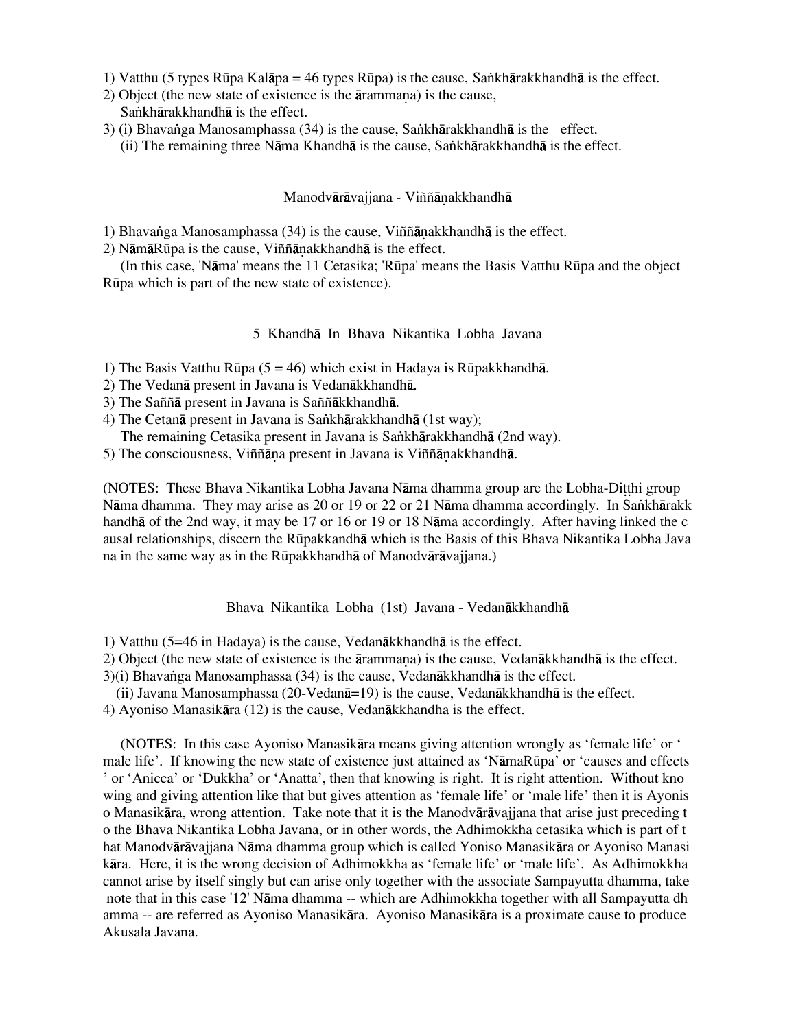1) Vatthu (5 types Rūpa Kalāpa = 46 types Rūpa) is the cause, Saṅkhārakkhandhā is the effect.
2) Object (the new state of existence is the ārammaṇa) is the cause,
   Saṅkhārakkhandhā is the effect.
3) (i) Bhavaṅga Manosamphassa (34) is the cause, Saṅkhārakkhandhā is the effect.
   (ii) The remaining three Nāma Khandhā is the cause, Saṅkhārakkhandhā is the effect.

### Manodvārāvajjana - Viññāṇakkhandhā

1) Bhavaṅga Manosamphassa (34) is the cause, Viññāṇakkhandhā is the effect.
2) NāmāRūpa is the cause, Viññāṇakkhandhā is the effect.
   (In this case, 'Nāma' means the 11 Cetasika; 'Rūpa' means the Basis Vatthu Rūpa and the object Rūpa which is part of the new state of existence).

### 5 Khandhā In Bhava Nikantika Lobha Javana

1) The Basis Vatthu Rūpa (5 = 46) which exist in Hadaya is Rūpakkhandhā.
2) The Vedanā present in Javana is Vedanākkhandhā.
3) The Saññā present in Javana is Saññākkhandhā.
4) The Cetanā present in Javana is Saṅkhārakkhandhā (1st way);
   The remaining Cetasika present in Javana is Saṅkhārakkhandhā (2nd way).
5) The consciousness, Viññāṇa present in Javana is Viññāṇakkhandhā.

(NOTES: These Bhava Nikantika Lobha Javana Nāma dhamma group are the Lobha-Diṭṭhi group Nāma dhamma. They may arise as 20 or 19 or 22 or 21 Nāma dhamma accordingly. In Saṅkhārakkhandhā of the 2nd way, it may be 17 or 16 or 19 or 18 Nāma accordingly. After having linked the causal relationships, discern the Rūpakkandhā which is the Basis of this Bhava Nikantika Lobha Javana in the same way as in the Rūpakkhandhā of Manodvārāvajjana.)

### Bhava Nikantika Lobha (1st) Javana - Vedanākkhandhā

1) Vatthu (5=46 in Hadaya) is the cause, Vedanākkhandhā is the effect.
2) Object (the new state of existence is the ārammaṇa) is the cause, Vedanākkhandhā is the effect.
3)(i) Bhavaṅga Manosamphassa (34) is the cause, Vedanākkhandhā is the effect.
  (ii) Javana Manosamphassa (20-Vedanā=19) is the cause, Vedanākkhandhā is the effect.
4) Ayoniso Manasikāra (12) is the cause, Vedanākkhandha is the effect.

(NOTES: In this case Ayoniso Manasikāra means giving attention wrongly as 'female life' or 'male life'. If knowing the new state of existence just attained as 'NāmaRūpa' or 'causes and effects' or 'Anicca' or 'Dukkha' or 'Anatta', then that knowing is right. It is right attention. Without knowing and giving attention like that but gives attention as 'female life' or 'male life' then it is Ayoniso Manasikāra, wrong attention. Take note that it is the Manodvārāvajjana that arise just preceding to the Bhava Nikantika Lobha Javana, or in other words, the Adhimokkha cetasika which is part of that Manodvārāvajjana Nāma dhamma group which is called Yoniso Manasikāra or Ayoniso Manasikāra. Here, it is the wrong decision of Adhimokkha as 'female life' or 'male life'. As Adhimokkha cannot arise by itself singly but can arise only together with the associate Sampayutta dhamma, take note that in this case '12' Nāma dhamma -- which are Adhimokkha together with all Sampayutta dhamma -- are referred as Ayoniso Manasikāra. Ayoniso Manasikāra is a proximate cause to produce Akusala Javana.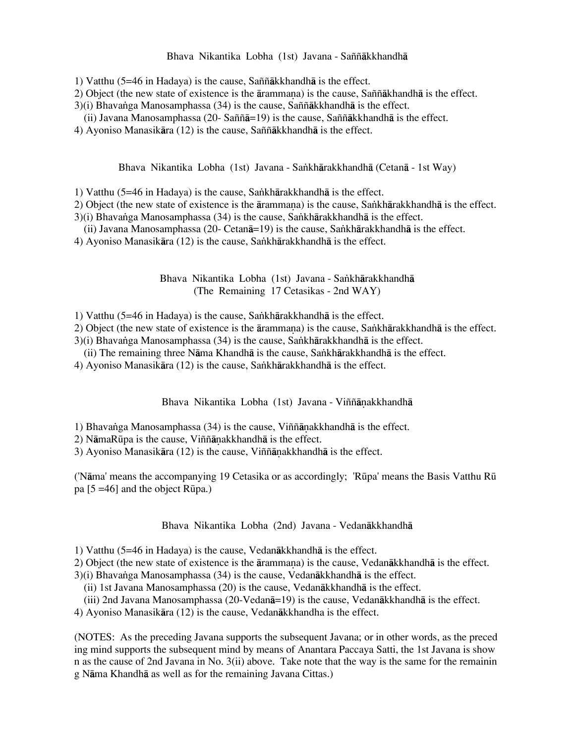### Bhava Nikantika Lobha (1st) Javana - Saññākkhandhā

1) Vatthu (5=46 in Hadaya) is the cause, Saññākkhandhā is the effect.
2) Object (the new state of existence is the ārammaṇa) is the cause, Saññākhandhā is the effect.
3)(i) Bhavaṅga Manosamphassa (34) is the cause, Saññākkhandhā is the effect.
   (ii) Javana Manosamphassa (20- Saññā=19) is the cause, Saññākkhandhā is the effect.
4) Ayoniso Manasikāra (12) is the cause, Saññākkhandhā is the effect.

### Bhava Nikantika Lobha (1st) Javana - Saṅkhārakkhandhā (Cetanā - 1st Way)

1) Vatthu (5=46 in Hadaya) is the cause, Saṅkhārakkhandhā is the effect.
2) Object (the new state of existence is the ārammaṇa) is the cause, Saṅkhārakkhandhā is the effect.
3)(i) Bhavaṅga Manosamphassa (34) is the cause, Saṅkhārakkhandhā is the effect.
   (ii) Javana Manosamphassa (20- Cetanā=19) is the cause, Saṅkhārakkhandhā is the effect.
4) Ayoniso Manasikāra (12) is the cause, Saṅkhārakkhandhā is the effect.

### Bhava Nikantika Lobha (1st) Javana - Saṅkhārakkhandhā (The Remaining 17 Cetasikas - 2nd WAY)

1) Vatthu (5=46 in Hadaya) is the cause, Saṅkhārakkhandhā is the effect.
2) Object (the new state of existence is the ārammaṇa) is the cause, Saṅkhārakkhandhā is the effect.
3)(i) Bhavaṅga Manosamphassa (34) is the cause, Saṅkhārakkhandhā is the effect.
   (ii) The remaining three Nāma Khandhā is the cause, Saṅkhārakkhandhā is the effect.
4) Ayoniso Manasikāra (12) is the cause, Saṅkhārakkhandhā is the effect.

### Bhava Nikantika Lobha (1st) Javana - Viññāṇakkhandhā

1) Bhavaṅga Manosamphassa (34) is the cause, Viññāṇakkhandhā is the effect.
2) NāmaRūpa is the cause, Viññāṇakkhandhā is the effect.
3) Ayoniso Manasikāra (12) is the cause, Viññāṇakkhandhā is the effect.

('Nāma' means the accompanying 19 Cetasika or as accordingly; 'Rūpa' means the Basis Vatthu Rūpa [5 =46] and the object Rūpa.)

### Bhava Nikantika Lobha (2nd) Javana - Vedanākkhandhā

1) Vatthu (5=46 in Hadaya) is the cause, Vedanākkhandhā is the effect.
2) Object (the new state of existence is the ārammaṇa) is the cause, Vedanākkhandhā is the effect.
3)(i) Bhavaṅga Manosamphassa (34) is the cause, Vedanākkhandhā is the effect.
   (ii) 1st Javana Manosamphassa (20) is the cause, Vedanākkhandhā is the effect.
   (iii) 2nd Javana Manosamphassa (20-Vedanā=19) is the cause, Vedanākkhandhā is the effect.
4) Ayoniso Manasikāra (12) is the cause, Vedanākkhandha is the effect.

(NOTES: As the preceding Javana supports the subsequent Javana; or in other words, as the preceding mind supports the subsequent mind by means of Anantara Paccaya Satti, the 1st Javana is shown as the cause of 2nd Javana in No. 3(ii) above. Take note that the way is the same for the remaining Nāma Khandhā as well as for the remaining Javana Cittas.)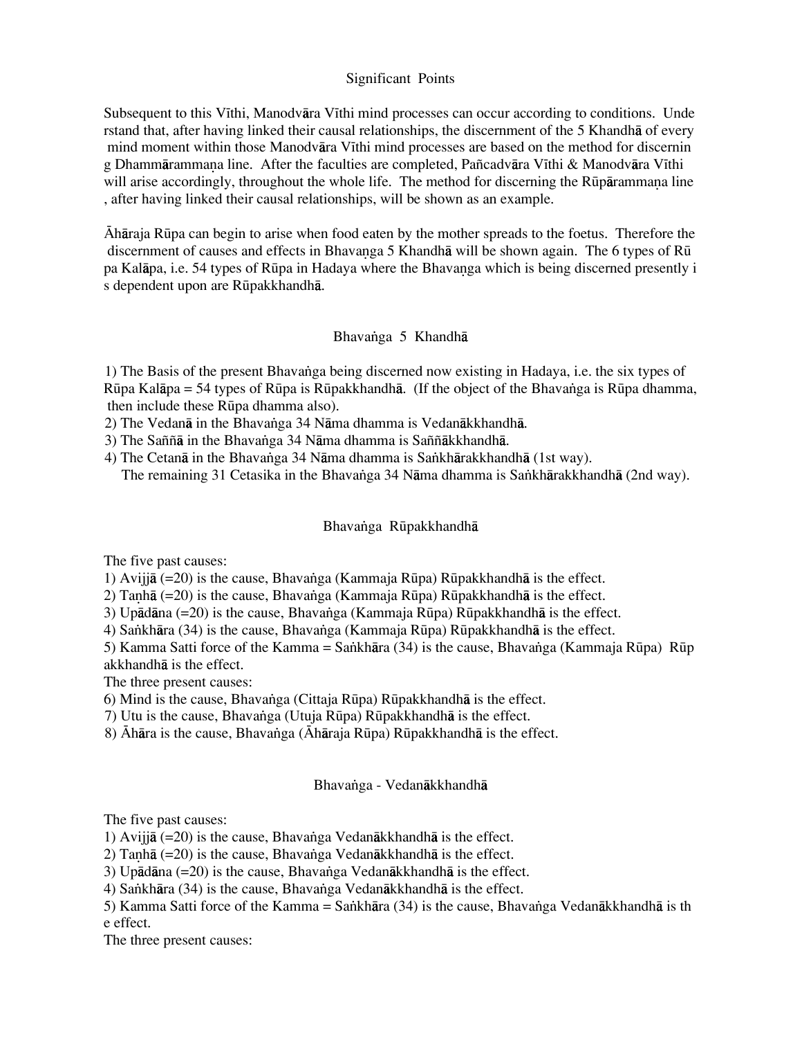## Significant Points

Subsequent to this Vīthi, Manodvāra Vīthi mind processes can occur according to conditions. Understand that, after having linked their causal relationships, the discernment of the 5 Khandhā of every mind moment within those Manodvāra Vīthi mind processes are based on the method for discerning Dhammārammaṇa line. After the faculties are completed, Pañcadvāra Vīthi & Manodvāra Vīthi will arise accordingly, throughout the whole life. The method for discerning the Rūpārammaṇa line, after having linked their causal relationships, will be shown as an example.

Āhāraja Rūpa can begin to arise when food eaten by the mother spreads to the foetus. Therefore the discernment of causes and effects in Bhavaṇga 5 Khandhā will be shown again. The 6 types of Rūpa Kalāpa, i.e. 54 types of Rūpa in Hadaya where the Bhavaṇga which is being discerned presently is dependent upon are Rūpakkhandhā.

## Bhavaṅga 5 Khandhā

1) The Basis of the present Bhavaṅga being discerned now existing in Hadaya, i.e. the six types of Rūpa Kalāpa = 54 types of Rūpa is Rūpakkhandhā. (If the object of the Bhavaṅga is Rūpa dhamma, then include these Rūpa dhamma also).
2) The Vedanā in the Bhavaṅga 34 Nāma dhamma is Vedanākkhandhā.
3) The Saññā in the Bhavaṅga 34 Nāma dhamma is Saññākkhandhā.
4) The Cetanā in the Bhavaṅga 34 Nāma dhamma is Saṅkhārakkhandhā (1st way).
The remaining 31 Cetasika in the Bhavaṅga 34 Nāma dhamma is Saṅkhārakkhandhā (2nd way).

## Bhavaṅga Rūpakkhandhā

The five past causes:
1) Avijjā (=20) is the cause, Bhavaṅga (Kammaja Rūpa) Rūpakkhandhā is the effect.
2) Taṇhā (=20) is the cause, Bhavaṅga (Kammaja Rūpa) Rūpakkhandhā is the effect.
3) Upādāna (=20) is the cause, Bhavaṅga (Kammaja Rūpa) Rūpakkhandhā is the effect.
4) Saṅkhāra (34) is the cause, Bhavaṅga (Kammaja Rūpa) Rūpakkhandhā is the effect.
5) Kamma Satti force of the Kamma = Saṅkhāra (34) is the cause, Bhavaṅga (Kammaja Rūpa) Rūpakkhandhā is the effect.
The three present causes:
6) Mind is the cause, Bhavaṅga (Cittaja Rūpa) Rūpakkhandhā is the effect.
7) Utu is the cause, Bhavaṅga (Utuja Rūpa) Rūpakkhandhā is the effect.
8) Āhāra is the cause, Bhavaṅga (Āhāraja Rūpa) Rūpakkhandhā is the effect.

## Bhavaṅga - Vedanākkhandhā

The five past causes:
1) Avijjā (=20) is the cause, Bhavaṅga Vedanākkhandhā is the effect.
2) Taṇhā (=20) is the cause, Bhavaṅga Vedanākkhandhā is the effect.
3) Upādāna (=20) is the cause, Bhavaṅga Vedanākkhandhā is the effect.
4) Saṅkhāra (34) is the cause, Bhavaṅga Vedanākkhandhā is the effect.
5) Kamma Satti force of the Kamma = Saṅkhāra (34) is the cause, Bhavaṅga Vedanākkhandhā is the effect.
The three present causes: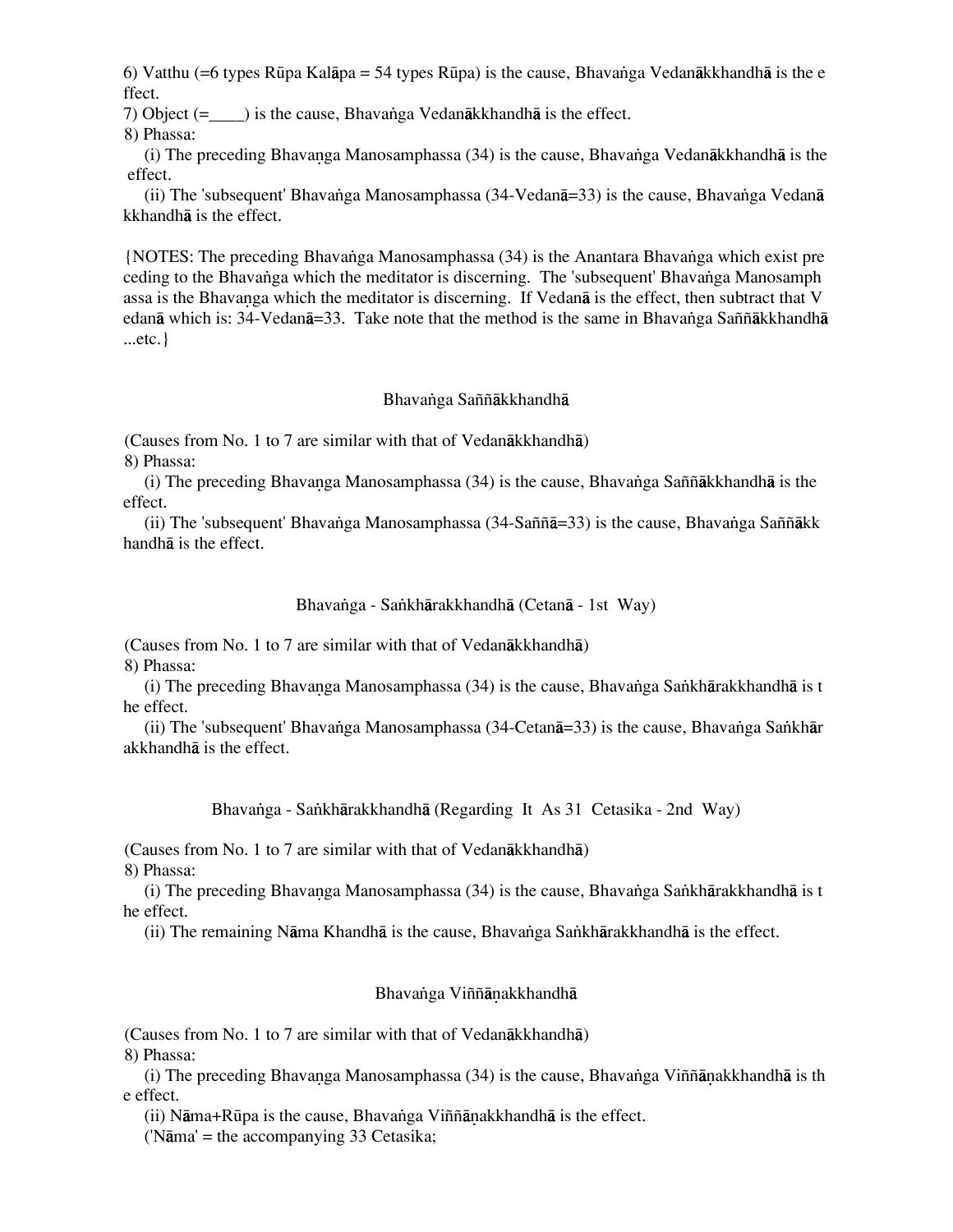6) Vatthu (=6 types Rūpa Kalāpa = 54 types Rūpa) is the cause, Bhavaṅga Vedanākkhandhā is the effect.

7) Object (=____) is the cause, Bhavaṅga Vedanākkhandhā is the effect.

8) Phassa:

(i) The preceding Bhavaṇga Manosamphassa (34) is the cause, Bhavaṅga Vedanākkhandhā is the effect.

(ii) The 'subsequent' Bhavaṅga Manosamphassa (34-Vedanā=33) is the cause, Bhavaṅga Vedanākkhandhā is the effect.

{NOTES: The preceding Bhavaṅga Manosamphassa (34) is the Anantara Bhavaṅga which exist preceding to the Bhavaṅga which the meditator is discerning. The 'subsequent' Bhavaṅga Manosamphassa is the Bhavaṇga which the meditator is discerning. If Vedanā is the effect, then subtract that Vedanā which is: 34-Vedanā=33. Take note that the method is the same in Bhavaṅga Saññākkhandhā ...etc.}

## Bhavaṅga Saññākkhandhā

(Causes from No. 1 to 7 are similar with that of Vedanākkhandhā)

8) Phassa:

(i) The preceding Bhavaṇga Manosamphassa (34) is the cause, Bhavaṅga Saññākkhandhā is the effect.

(ii) The 'subsequent' Bhavaṅga Manosamphassa (34-Saññā=33) is the cause, Bhavaṅga Saññākkhandhā is the effect.

## Bhavaṅga - Saṅkhārakkhandhā (Cetanā - 1st Way)

(Causes from No. 1 to 7 are similar with that of Vedanākkhandhā)

8) Phassa:

(i) The preceding Bhavaṇga Manosamphassa (34) is the cause, Bhavaṅga Saṅkhārakkhandhā is the effect.

(ii) The 'subsequent' Bhavaṅga Manosamphassa (34-Cetanā=33) is the cause, Bhavaṅga Saṅkhārakkhandhā is the effect.

## Bhavaṅga - Saṅkhārakkhandhā (Regarding It As 31 Cetasika - 2nd Way)

(Causes from No. 1 to 7 are similar with that of Vedanākkhandhā)

8) Phassa:

(i) The preceding Bhavaṇga Manosamphassa (34) is the cause, Bhavaṅga Saṅkhārakkhandhā is the effect.

(ii) The remaining Nāma Khandhā is the cause, Bhavaṅga Saṅkhārakkhandhā is the effect.

## Bhavaṅga Viññāṇakkhandhā

(Causes from No. 1 to 7 are similar with that of Vedanākkhandhā)

8) Phassa:

(i) The preceding Bhavaṇga Manosamphassa (34) is the cause, Bhavaṅga Viññāṇakkhandhā is the effect.

(ii) Nāma+Rūpa is the cause, Bhavaṅga Viññāṇakkhandhā is the effect.

('Nāma' = the accompanying 33 Cetasika;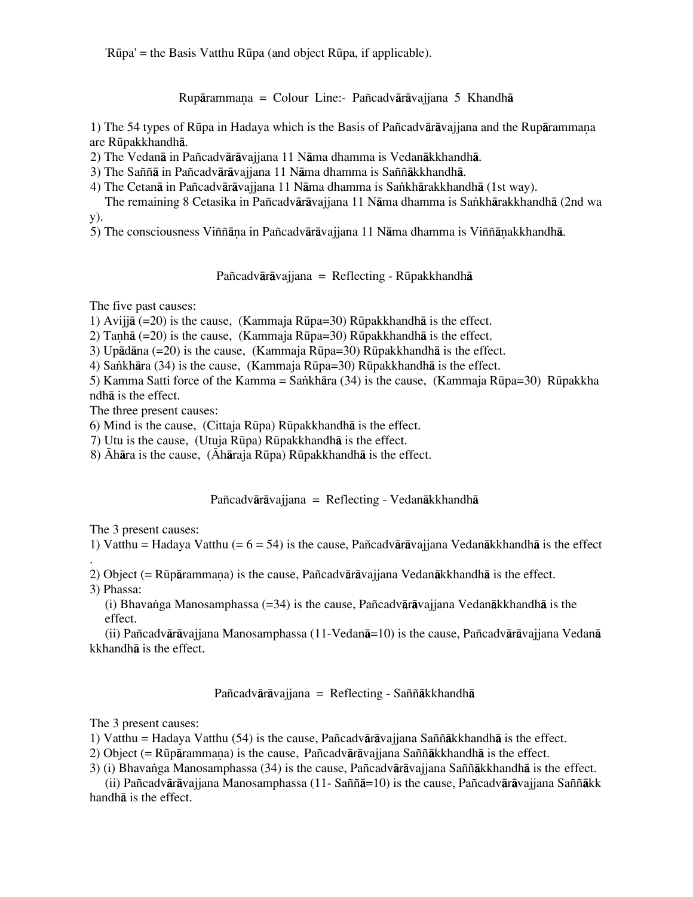'Rūpa' = the Basis Vatthu Rūpa (and object Rūpa, if applicable).

### Rupārammaṇa = Colour Line:- Pañcadvārāvajjana 5 Khandhā

1) The 54 types of Rūpa in Hadaya which is the Basis of Pañcadvārāvajjana and the Rupārammaṇa are Rūpakkhandhā.
2) The Vedanā in Pañcadvārāvajjana 11 Nāma dhamma is Vedanākkhandhā.
3) The Saññā in Pañcadvārāvajjana 11 Nāma dhamma is Saññākkhandhā.
4) The Cetanā in Pañcadvārāvajjana 11 Nāma dhamma is Saṅkhārakkhandhā (1st way).
   The remaining 8 Cetasika in Pañcadvārāvajjana 11 Nāma dhamma is Saṅkhārakkhandhā (2nd way).
5) The consciousness Viññāṇa in Pañcadvārāvajjana 11 Nāma dhamma is Viññāṇakkhandhā.

### Pañcadvārāvajjana = Reflecting - Rūpakkhandhā

The five past causes:
1) Avijjā (=20) is the cause, (Kammaja Rūpa=30) Rūpakkhandhā is the effect.
2) Taṇhā (=20) is the cause, (Kammaja Rūpa=30) Rūpakkhandhā is the effect.
3) Upādāna (=20) is the cause, (Kammaja Rūpa=30) Rūpakkhandhā is the effect.
4) Saṅkhāra (34) is the cause, (Kammaja Rūpa=30) Rūpakkhandhā is the effect.
5) Kamma Satti force of the Kamma = Saṅkhāra (34) is the cause, (Kammaja Rūpa=30) Rūpakkhandhā is the effect.

The three present causes:
6) Mind is the cause, (Cittaja Rūpa) Rūpakkhandhā is the effect.
7) Utu is the cause, (Utuja Rūpa) Rūpakkhandhā is the effect.
8) Āhāra is the cause, (Āhāraja Rūpa) Rūpakkhandhā is the effect.

### Pañcadvārāvajjana = Reflecting - Vedanākkhandhā

The 3 present causes:
1) Vatthu = Hadaya Vatthu (= 6 = 54) is the cause, Pañcadvārāvajjana Vedanākkhandhā is the effect.
2) Object (= Rūpārammaṇa) is the cause, Pañcadvārāvajjana Vedanākkhandhā is the effect.
3) Phassa:
   (i) Bhavaṅga Manosamphassa (=34) is the cause, Pañcadvārāvajjana Vedanākkhandhā is the effect.
   (ii) Pañcadvārāvajjana Manosamphassa (11-Vedanā=10) is the cause, Pañcadvārāvajjana Vedanākkhandhā is the effect.

### Pañcadvārāvajjana = Reflecting - Saññākkhandhā

The 3 present causes:
1) Vatthu = Hadaya Vatthu (54) is the cause, Pañcadvārāvajjana Saññākkhandhā is the effect.
2) Object (= Rūpārammaṇa) is the cause, Pañcadvārāvajjana Saññākkhandhā is the effect.
3) (i) Bhavaṅga Manosamphassa (34) is the cause, Pañcadvārāvajjana Saññākkhandhā is the effect.
   (ii) Pañcadvārāvajjana Manosamphassa (11- Saññā=10) is the cause, Pañcadvārāvajjana Saññākkhandhā is the effect.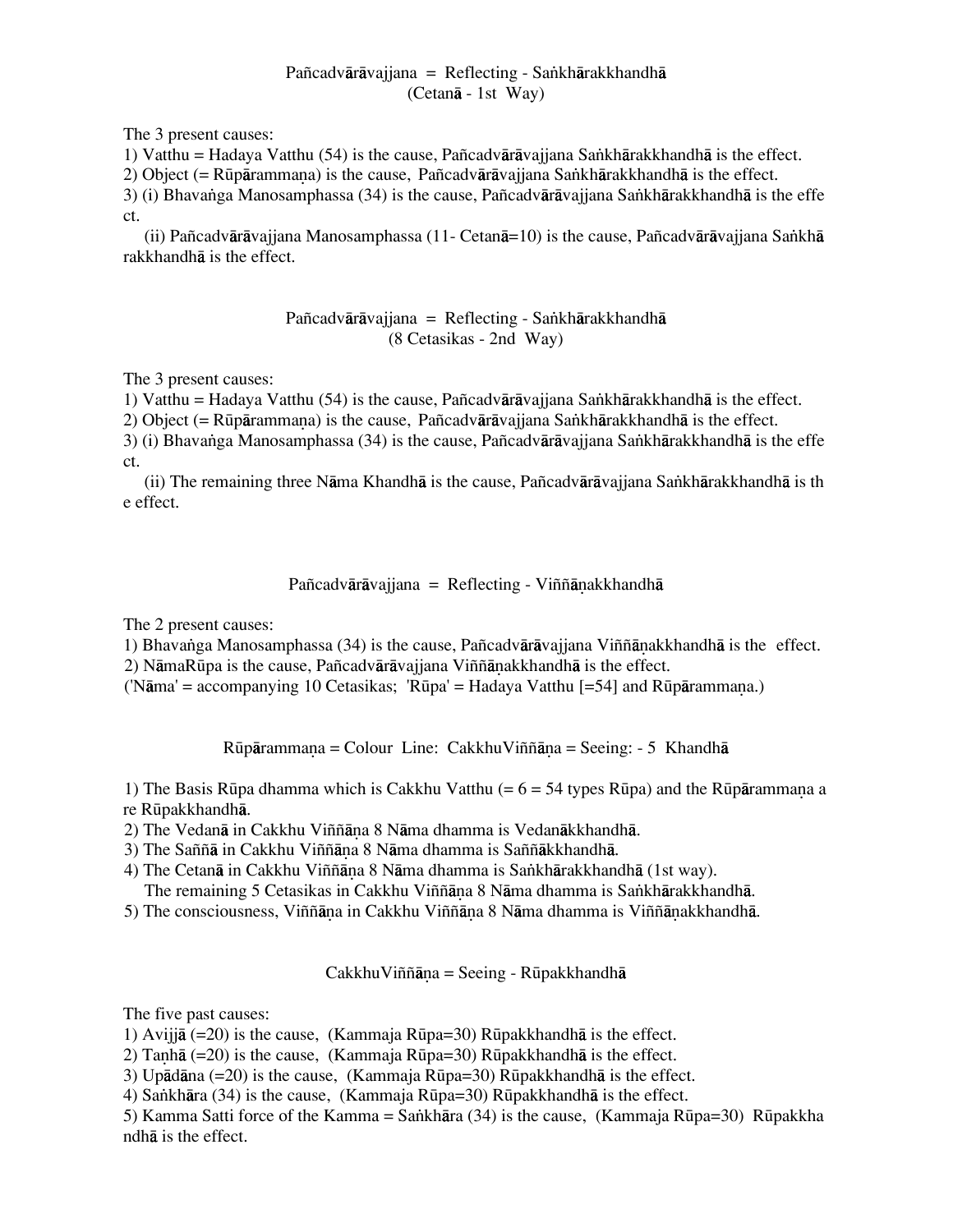### Pañcadvārāvajjana = Reflecting - Saṅkhārakkhandhā
### (Cetanā - 1st Way)

The 3 present causes:

1) Vatthu = Hadaya Vatthu (54) is the cause, Pañcadvārāvajjana Saṅkhārakkhandhā is the effect.
2) Object (= Rūpārammaṇa) is the cause, Pañcadvārāvajjana Saṅkhārakkhandhā is the effect.
3) (i) Bhavaṅga Manosamphassa (34) is the cause, Pañcadvārāvajjana Saṅkhārakkhandhā is the effect.
   (ii) Pañcadvārāvajjana Manosamphassa (11- Cetanā=10) is the cause, Pañcadvārāvajjana Saṅkhārakkhandhā is the effect.

### Pañcadvārāvajjana = Reflecting - Saṅkhārakkhandhā
### (8 Cetasikas - 2nd Way)

The 3 present causes:

1) Vatthu = Hadaya Vatthu (54) is the cause, Pañcadvārāvajjana Saṅkhārakkhandhā is the effect.
2) Object (= Rūpārammaṇa) is the cause, Pañcadvārāvajjana Saṅkhārakkhandhā is the effect.
3) (i) Bhavaṅga Manosamphassa (34) is the cause, Pañcadvārāvajjana Saṅkhārakkhandhā is the effect.
   (ii) The remaining three Nāma Khandhā is the cause, Pañcadvārāvajjana Saṅkhārakkhandhā is the effect.

### Pañcadvārāvajjana = Reflecting - Viññāṇakkhandhā

The 2 present causes:

1) Bhavaṅga Manosamphassa (34) is the cause, Pañcadvārāvajjana Viññāṇakkhandhā is the effect.
2) NāmaRūpa is the cause, Pañcadvārāvajjana Viññāṇakkhandhā is the effect.

('Nāma' = accompanying 10 Cetasikas; 'Rūpa' = Hadaya Vatthu [=54] and Rūpārammaṇa.)

### Rūpārammaṇa = Colour Line: CakkhuViññāṇa = Seeing: - 5 Khandhā

1) The Basis Rūpa dhamma which is Cakkhu Vatthu (= 6 = 54 types Rūpa) and the Rūpārammaṇa are Rūpakkhandhā.
2) The Vedanā in Cakkhu Viññāṇa 8 Nāma dhamma is Vedanākkhandhā.
3) The Saññā in Cakkhu Viññāṇa 8 Nāma dhamma is Saññākkhandhā.
4) The Cetanā in Cakkhu Viññāṇa 8 Nāma dhamma is Saṅkhārakkhandhā (1st way).
   The remaining 5 Cetasikas in Cakkhu Viññāṇa 8 Nāma dhamma is Saṅkhārakkhandhā.
5) The consciousness, Viññāṇa in Cakkhu Viññāṇa 8 Nāma dhamma is Viññāṇakkhandhā.

### CakkhuViññāṇa = Seeing - Rūpakkhandhā

The five past causes:

1) Avijjā (=20) is the cause, (Kammaja Rūpa=30) Rūpakkhandhā is the effect.
2) Taṇhā (=20) is the cause, (Kammaja Rūpa=30) Rūpakkhandhā is the effect.
3) Upādāna (=20) is the cause, (Kammaja Rūpa=30) Rūpakkhandhā is the effect.
4) Saṅkhāra (34) is the cause, (Kammaja Rūpa=30) Rūpakkhandhā is the effect.
5) Kamma Satti force of the Kamma = Saṅkhāra (34) is the cause, (Kammaja Rūpa=30) Rūpakkhandhā is the effect.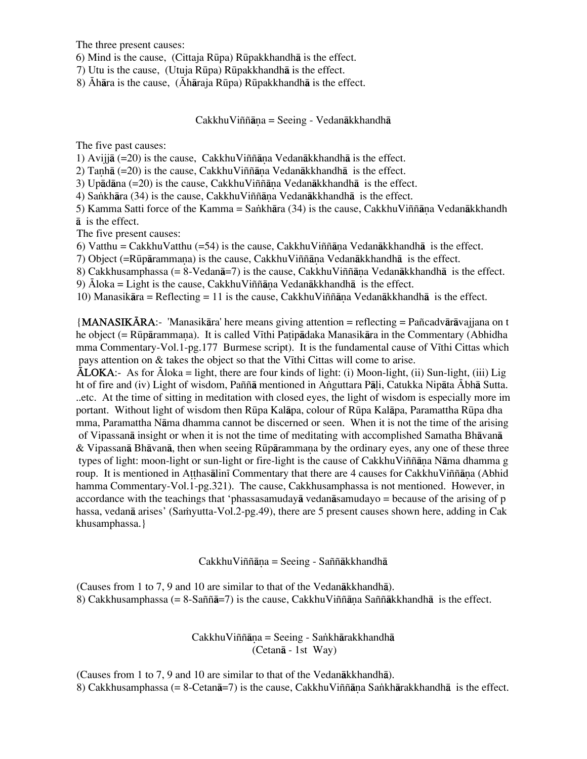The three present causes:
6) Mind is the cause, (Cittaja Rūpa) Rūpakkhandhā is the effect.
7) Utu is the cause, (Utuja Rūpa) Rūpakkhandhā is the effect.
8) Āhāra is the cause, (Āhāraja Rūpa) Rūpakkhandhā is the effect.

### CakkhuViññāṇa = Seeing - Vedanākkhandhā

The five past causes:
1) Avijjā (=20) is the cause, CakkhuViññāṇa Vedanākkhandhā is the effect.
2) Taṇhā (=20) is the cause, CakkhuViññāṇa Vedanākkhandhā is the effect.
3) Upādāna (=20) is the cause, CakkhuViññāṇa Vedanākkhandhā is the effect.
4) Saṅkhāra (34) is the cause, CakkhuViññāṇa Vedanākkhandhā is the effect.
5) Kamma Satti force of the Kamma = Saṅkhāra (34) is the cause, CakkhuViññāṇa Vedanākkhandhā is the effect.
The five present causes:
6) Vatthu = CakkhuVatthu (=54) is the cause, CakkhuViññāṇa Vedanākkhandhā is the effect.
7) Object (=Rūpārammaṇa) is the cause, CakkhuViññāṇa Vedanākkhandhā is the effect.
8) Cakkhusamphassa (= 8-Vedanā=7) is the cause, CakkhuViññāṇa Vedanākkhandhā is the effect.
9) Āloka = Light is the cause, CakkhuViññāṇa Vedanākkhandhā is the effect.
10) Manasikāra = Reflecting = 11 is the cause, CakkhuViññāṇa Vedanākkhandhā is the effect.

{**MANASIKĀRA**:- 'Manasikāra' here means giving attention = reflecting = Pañcadvārāvajjana on the object (= Rūpārammaṇa). It is called Vīthi Paṭipādaka Manasikāra in the Commentary (Abhidhamma Commentary-Vol.1-pg.177 Burmese script). It is the fundamental cause of Vīthi Cittas which pays attention on & takes the object so that the Vīthi Cittas will come to arise.
**ĀLOKA**:- As for Āloka = light, there are four kinds of light: (i) Moon-light, (ii) Sun-light, (iii) Light of fire and (iv) Light of wisdom, Paññā mentioned in Aṅguttara Pāḷi, Catukka Nipāta Ābhā Sutta. ..etc. At the time of sitting in meditation with closed eyes, the light of wisdom is especially more important. Without light of wisdom then Rūpa Kalāpa, colour of Rūpa Kalāpa, Paramattha Rūpa dhamma, Paramattha Nāma dhamma cannot be discerned or seen. When it is not the time of the arising of Vipassanā insight or when it is not the time of meditating with accomplished Samatha Bhāvanā & Vipassanā Bhāvanā, then when seeing Rūpārammaṇa by the ordinary eyes, any one of these three types of light: moon-light or sun-light or fire-light is the cause of CakkhuViññāṇa Nāma dhamma group. It is mentioned in Aṭṭhasālinī Commentary that there are 4 causes for CakkhuViññāṇa (Abhidhamma Commentary-Vol.1-pg.321). The cause, Cakkhusamphassa is not mentioned. However, in accordance with the teachings that 'phassasamudayā vedanāsamudayo = because of the arising of phassa, vedanā arises' (Saṁyutta-Vol.2-pg.49), there are 5 present causes shown here, adding in Cakkhusamphassa.}

### CakkhuViññāṇa = Seeing - Saññākkhandhā

(Causes from 1 to 7, 9 and 10 are similar to that of the Vedanākkhandhā).
8) Cakkhusamphassa (= 8-Saññā=7) is the cause, CakkhuViññāṇa Saññākkhandhā is the effect.

### CakkhuViññāṇa = Seeing - Saṅkhārakkhandhā
(Cetanā - 1st Way)

(Causes from 1 to 7, 9 and 10 are similar to that of the Vedanākkhandhā).
8) Cakkhusamphassa (= 8-Cetanā=7) is the cause, CakkhuViññāṇa Saṅkhārakkhandhā is the effect.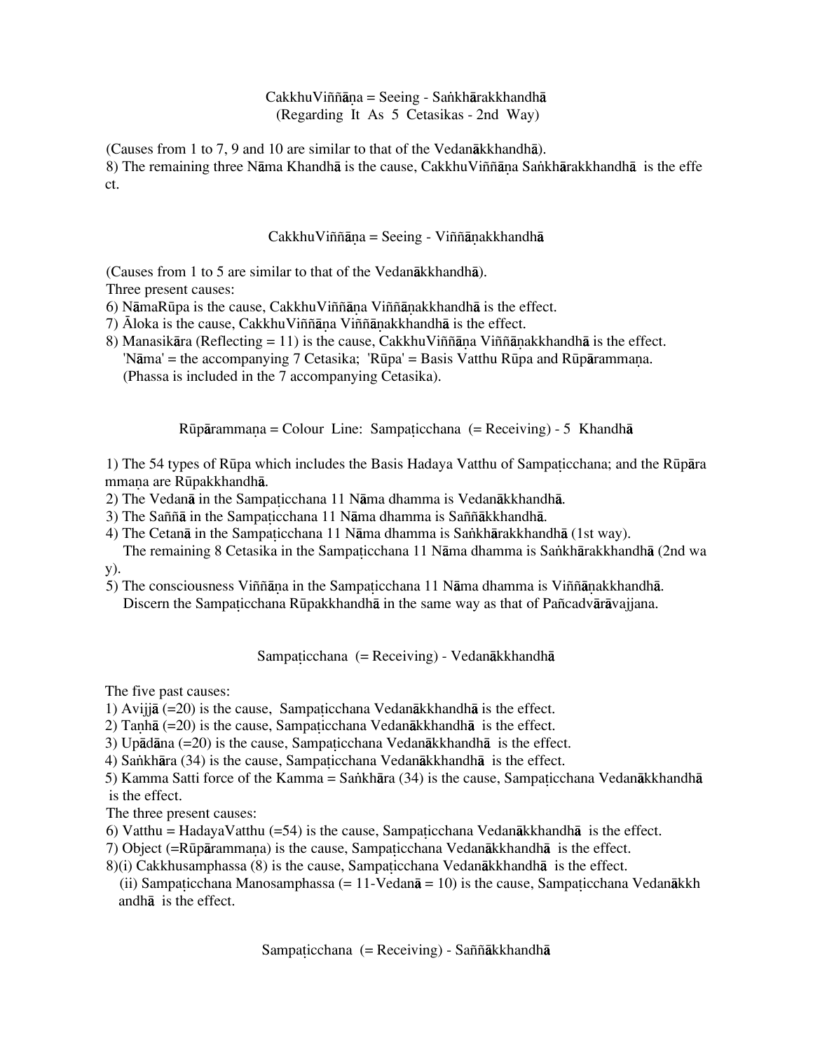### CakkhuViññāṇa = Seeing - Saṅkhārakkhandhā (Regarding It As 5 Cetasikas - 2nd Way)

(Causes from 1 to 7, 9 and 10 are similar to that of the Vedanākkhandhā).
8) The remaining three Nāma Khandhā is the cause, CakkhuViññāṇa Saṅkhārakkhandhā is the effect.

### CakkhuViññāṇa = Seeing - Viññāṇakkhandhā

(Causes from 1 to 5 are similar to that of the Vedanākkhandhā).
Three present causes:
6) NāmaRūpa is the cause, CakkhuViññāṇa Viññāṇakkhandhā is the effect.
7) Āloka is the cause, CakkhuViññāṇa Viññāṇakkhandhā is the effect.
8) Manasikāra (Reflecting = 11) is the cause, CakkhuViññāṇa Viññāṇakkhandhā is the effect.
   'Nāma' = the accompanying 7 Cetasika; 'Rūpa' = Basis Vatthu Rūpa and Rūpārammaṇa.
   (Phassa is included in the 7 accompanying Cetasika).

### Rūpārammaṇa = Colour Line: Sampaṭicchana (= Receiving) - 5 Khandhā

1) The 54 types of Rūpa which includes the Basis Hadaya Vatthu of Sampaṭicchana; and the Rūpārammaṇa are Rūpakkhandhā.
2) The Vedanā in the Sampaṭicchana 11 Nāma dhamma is Vedanākkhandhā.
3) The Saññā in the Sampaṭicchana 11 Nāma dhamma is Saññākkhandhā.
4) The Cetanā in the Sampaṭicchana 11 Nāma dhamma is Saṅkhārakkhandhā (1st way).
   The remaining 8 Cetasika in the Sampaṭicchana 11 Nāma dhamma is Saṅkhārakkhandhā (2nd way).
5) The consciousness Viññāṇa in the Sampaṭicchana 11 Nāma dhamma is Viññāṇakkhandhā.
   Discern the Sampaṭicchana Rūpakkhandhā in the same way as that of Pañcadvārāvajjana.

### Sampaṭicchana (= Receiving) - Vedanākkhandhā

The five past causes:
1) Avijjā (=20) is the cause, Sampaṭicchana Vedanākkhandhā is the effect.
2) Taṇhā (=20) is the cause, Sampaṭicchana Vedanākkhandhā is the effect.
3) Upādāna (=20) is the cause, Sampaṭicchana Vedanākkhandhā is the effect.
4) Saṅkhāra (34) is the cause, Sampaṭicchana Vedanākkhandhā is the effect.
5) Kamma Satti force of the Kamma = Saṅkhāra (34) is the cause, Sampaṭicchana Vedanākkhandhā is the effect.
The three present causes:
6) Vatthu = HadayaVatthu (=54) is the cause, Sampaṭicchana Vedanākkhandhā is the effect.
7) Object (=Rūpārammaṇa) is the cause, Sampaṭicchana Vedanākkhandhā is the effect.
8)(i) Cakkhusamphassa (8) is the cause, Sampaṭicchana Vedanākkhandhā is the effect.
   (ii) Sampaṭicchana Manosamphassa (= 11-Vedanā = 10) is the cause, Sampaṭicchana Vedanākkhandhā is the effect.

### Sampaṭicchana (= Receiving) - Saññākkhandhā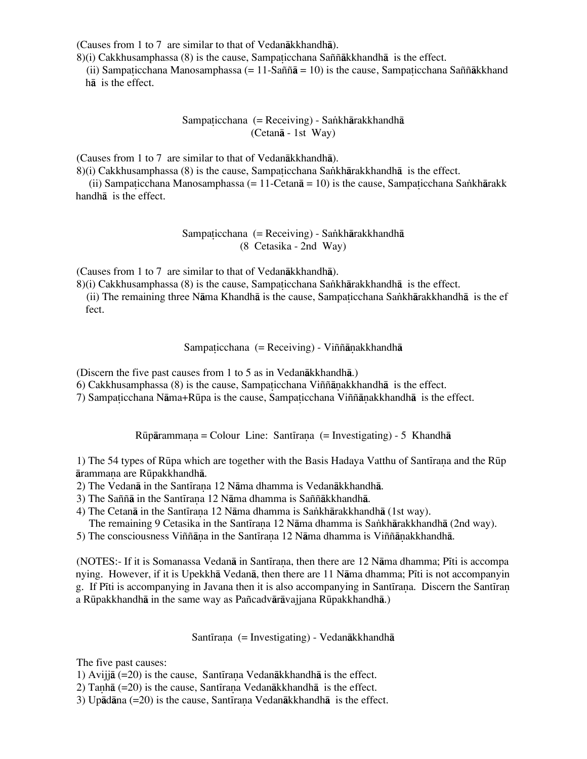(Causes from 1 to 7 are similar to that of Vedanākkhandhā).

8)(i) Cakkhusamphassa (8) is the cause, Sampaṭicchana Saññākkhandhā is the effect.

(ii) Sampaṭicchana Manosamphassa (= 11-Saññā = 10) is the cause, Sampaṭicchana Saññākkhandhā is the effect.

### Sampaṭicchana (= Receiving) - Saṅkhārakkhandhā (Cetanā - 1st Way)

(Causes from 1 to 7 are similar to that of Vedanākkhandhā).

8)(i) Cakkhusamphassa (8) is the cause, Sampaṭicchana Saṅkhārakkhandhā is the effect.

(ii) Sampaṭicchana Manosamphassa (= 11-Cetanā = 10) is the cause, Sampaṭicchana Saṅkhārakkhandhā is the effect.

### Sampaṭicchana (= Receiving) - Saṅkhārakkhandhā (8 Cetasika - 2nd Way)

(Causes from 1 to 7 are similar to that of Vedanākkhandhā).

8)(i) Cakkhusamphassa (8) is the cause, Sampaṭicchana Saṅkhārakkhandhā is the effect.

(ii) The remaining three Nāma Khandhā is the cause, Sampaṭicchana Saṅkhārakkhandhā is the effect.

### Sampaṭicchana (= Receiving) - Viññāṇakkhandhā

(Discern the five past causes from 1 to 5 as in Vedanākkhandhā.)

6) Cakkhusamphassa (8) is the cause, Sampaṭicchana Viññāṇakkhandhā is the effect.

7) Sampaṭicchana Nāma+Rūpa is the cause, Sampaṭicchana Viññāṇakkhandhā is the effect.

### Rūpārammaṇa = Colour Line: Santīraṇa (= Investigating) - 5 Khandhā

1) The 54 types of Rūpa which are together with the Basis Hadaya Vatthu of Santīraṇa and the Rūpārammaṇa are Rūpakkhandhā.

2) The Vedanā in the Santīraṇa 12 Nāma dhamma is Vedanākkhandhā.

3) The Saññā in the Santīraṇa 12 Nāma dhamma is Saññākkhandhā.

4) The Cetanā in the Santīraṇa 12 Nāma dhamma is Saṅkhārakkhandhā (1st way).
The remaining 9 Cetasika in the Santīraṇa 12 Nāma dhamma is Saṅkhārakkhandhā (2nd way).

5) The consciousness Viññāṇa in the Santīraṇa 12 Nāma dhamma is Viññāṇakkhandhā.

(NOTES:- If it is Somanassa Vedanā in Santīraṇa, then there are 12 Nāma dhamma; Pīti is accompanying. However, if it is Upekkhā Vedanā, then there are 11 Nāma dhamma; Pīti is not accompanying. If Pīti is accompanying in Javana then it is also accompanying in Santīraṇa. Discern the Santīraṇa Rūpakkhandhā in the same way as Pañcadvārāvajjana Rūpakkhandhā.)

### Santīraṇa (= Investigating) - Vedanākkhandhā

The five past causes:

1) Avijjā (=20) is the cause, Santīraṇa Vedanākkhandhā is the effect.

2) Taṇhā (=20) is the cause, Santīraṇa Vedanākkhandhā is the effect.

3) Upādāna (=20) is the cause, Santīraṇa Vedanākkhandhā is the effect.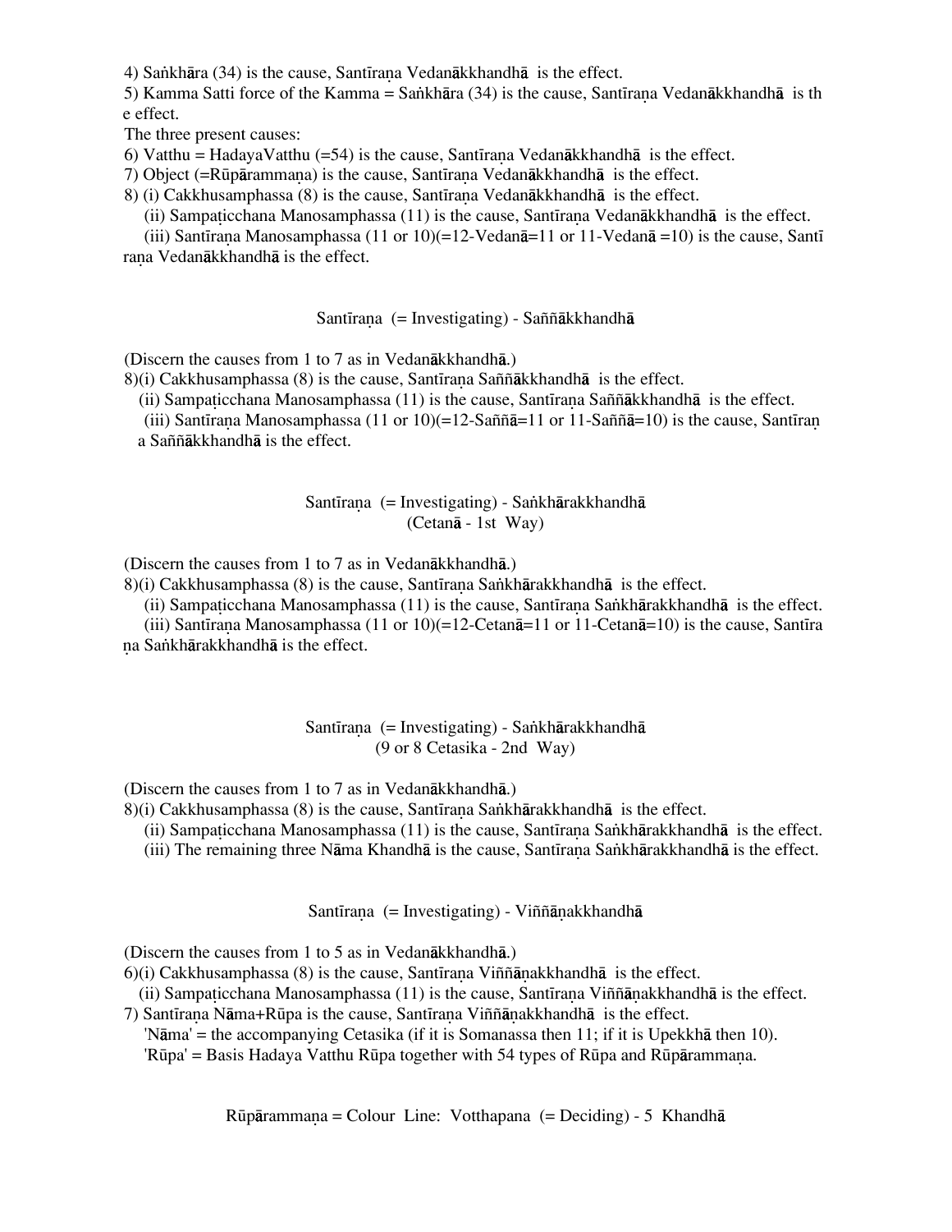4) Saṅkhāra (34) is the cause, Santīraṇa Vedanākkhandhā is the effect.

5) Kamma Satti force of the Kamma = Saṅkhāra (34) is the cause, Santīraṇa Vedanākkhandhā is the effect.

The three present causes:

6) Vatthu = HadayaVatthu (=54) is the cause, Santīraṇa Vedanākkhandhā is the effect.

7) Object (=Rūpārammaṇa) is the cause, Santīraṇa Vedanākkhandhā is the effect.

8) (i) Cakkhusamphassa (8) is the cause, Santīraṇa Vedanākkhandhā is the effect.

(ii) Sampaṭicchana Manosamphassa (11) is the cause, Santīraṇa Vedanākkhandhā is the effect.

(iii) Santīraṇa Manosamphassa (11 or 10)(=12-Vedanā=11 or 11-Vedanā =10) is the cause, Santīraṇa Vedanākkhandhā is the effect.

## Santīraṇa (= Investigating) - Saññākkhandhā

(Discern the causes from 1 to 7 as in Vedanākkhandhā.)

8)(i) Cakkhusamphassa (8) is the cause, Santīraṇa Saññākkhandhā is the effect.

(ii) Sampaṭicchana Manosamphassa (11) is the cause, Santīraṇa Saññākkhandhā is the effect.

(iii) Santīraṇa Manosamphassa (11 or 10)(=12-Saññā=11 or 11-Saññā=10) is the cause, Santīraṇa Saññākkhandhā is the effect.

## Santīraṇa (= Investigating) - Saṅkhārakkhandhā
### (Cetanā - 1st Way)

(Discern the causes from 1 to 7 as in Vedanākkhandhā.)

8)(i) Cakkhusamphassa (8) is the cause, Santīraṇa Saṅkhārakkhandhā is the effect.

(ii) Sampaṭicchana Manosamphassa (11) is the cause, Santīraṇa Saṅkhārakkhandhā is the effect.

(iii) Santīraṇa Manosamphassa (11 or 10)(=12-Cetanā=11 or 11-Cetanā=10) is the cause, Santīraṇa Saṅkhārakkhandhā is the effect.

## Santīraṇa (= Investigating) - Saṅkhārakkhandhā
### (9 or 8 Cetasika - 2nd Way)

(Discern the causes from 1 to 7 as in Vedanākkhandhā.)

8)(i) Cakkhusamphassa (8) is the cause, Santīraṇa Saṅkhārakkhandhā is the effect.

(ii) Sampaṭicchana Manosamphassa (11) is the cause, Santīraṇa Saṅkhārakkhandhā is the effect.

(iii) The remaining three Nāma Khandhā is the cause, Santīraṇa Saṅkhārakkhandhā is the effect.

## Santīraṇa (= Investigating) - Viññāṇakkhandhā

(Discern the causes from 1 to 5 as in Vedanākkhandhā.)

6)(i) Cakkhusamphassa (8) is the cause, Santīraṇa Viññāṇakkhandhā is the effect.

(ii) Sampaṭicchana Manosamphassa (11) is the cause, Santīraṇa Viññāṇakkhandhā is the effect.

7) Santīraṇa Nāma+Rūpa is the cause, Santīraṇa Viññāṇakkhandhā is the effect.

'Nāma' = the accompanying Cetasika (if it is Somanassa then 11; if it is Upekkhā then 10).

'Rūpa' = Basis Hadaya Vatthu Rūpa together with 54 types of Rūpa and Rūpārammaṇa.

## Rūpārammaṇa = Colour Line: Votthapana (= Deciding) - 5 Khandhā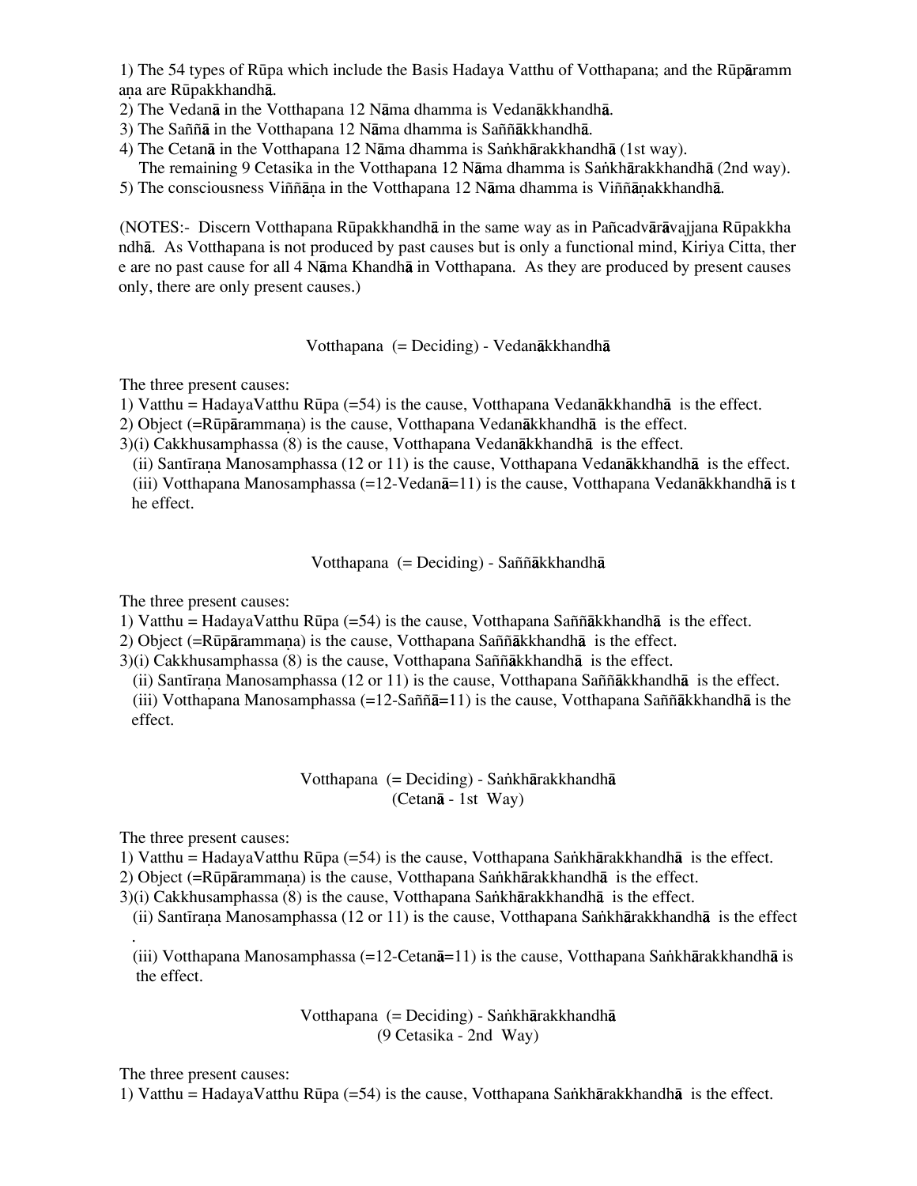1) The 54 types of Rūpa which include the Basis Hadaya Vatthu of Votthapana; and the Rūpārammaṇa are Rūpakkhandhā.
2) The Vedanā in the Votthapana 12 Nāma dhamma is Vedanākkhandhā.
3) The Saññā in the Votthapana 12 Nāma dhamma is Saññākkhandhā.
4) The Cetanā in the Votthapana 12 Nāma dhamma is Saṅkhārakkhandhā (1st way).
   The remaining 9 Cetasika in the Votthapana 12 Nāma dhamma is Saṅkhārakkhandhā (2nd way).
5) The consciousness Viññāṇa in the Votthapana 12 Nāma dhamma is Viññāṇakkhandhā.

(NOTES:- Discern Votthapana Rūpakkhandhā in the same way as in Pañcadvārāvajjana Rūpakkhandhā. As Votthapana is not produced by past causes but is only a functional mind, Kiriya Citta, there are no past cause for all 4 Nāma Khandhā in Votthapana. As they are produced by present causes only, there are only present causes.)

## Votthapana (= Deciding) - Vedanākkhandhā

The three present causes:
1) Vatthu = HadayaVatthu Rūpa (=54) is the cause, Votthapana Vedanākkhandhā is the effect.
2) Object (=Rūpārammaṇa) is the cause, Votthapana Vedanākkhandhā is the effect.
3)(i) Cakkhusamphassa (8) is the cause, Votthapana Vedanākkhandhā is the effect.
   (ii) Santīraṇa Manosamphassa (12 or 11) is the cause, Votthapana Vedanākkhandhā is the effect.
   (iii) Votthapana Manosamphassa (=12-Vedanā=11) is the cause, Votthapana Vedanākkhandhā is the effect.

## Votthapana (= Deciding) - Saññākkhandhā

The three present causes:
1) Vatthu = HadayaVatthu Rūpa (=54) is the cause, Votthapana Saññākkhandhā is the effect.
2) Object (=Rūpārammaṇa) is the cause, Votthapana Saññākkhandhā is the effect.
3)(i) Cakkhusamphassa (8) is the cause, Votthapana Saññākkhandhā is the effect.
   (ii) Santīraṇa Manosamphassa (12 or 11) is the cause, Votthapana Saññākkhandhā is the effect.
   (iii) Votthapana Manosamphassa (=12-Saññā=11) is the cause, Votthapana Saññākkhandhā is the effect.

## Votthapana (= Deciding) - Saṅkhārakkhandhā
### (Cetanā - 1st Way)

The three present causes:
1) Vatthu = HadayaVatthu Rūpa (=54) is the cause, Votthapana Saṅkhārakkhandhā is the effect.
2) Object (=Rūpārammaṇa) is the cause, Votthapana Saṅkhārakkhandhā is the effect.
3)(i) Cakkhusamphassa (8) is the cause, Votthapana Saṅkhārakkhandhā is the effect.
   (ii) Santīraṇa Manosamphassa (12 or 11) is the cause, Votthapana Saṅkhārakkhandhā is the effect.
   (iii) Votthapana Manosamphassa (=12-Cetanā=11) is the cause, Votthapana Saṅkhārakkhandhā is the effect.

## Votthapana (= Deciding) - Saṅkhārakkhandhā
### (9 Cetasika - 2nd Way)

The three present causes:
1) Vatthu = HadayaVatthu Rūpa (=54) is the cause, Votthapana Saṅkhārakkhandhā is the effect.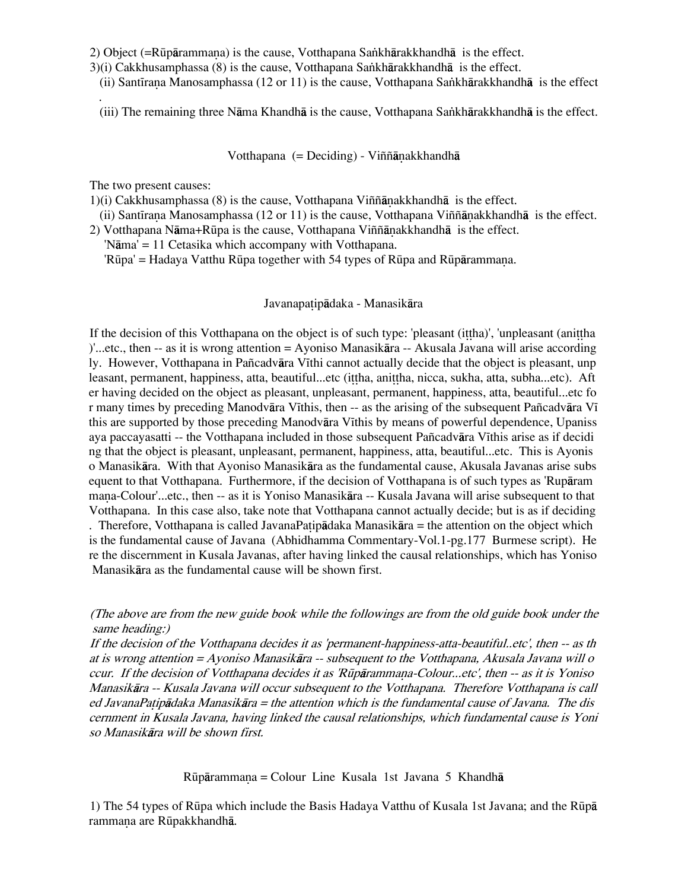2) Object (=Rūpārammaṇa) is the cause, Votthapana Saṅkhārakkhandhā is the effect.
3)(i) Cakkhusamphassa (8) is the cause, Votthapana Saṅkhārakkhandhā is the effect.
(ii) Santīraṇa Manosamphassa (12 or 11) is the cause, Votthapana Saṅkhārakkhandhā is the effect.
(iii) The remaining three Nāma Khandhā is the cause, Votthapana Saṅkhārakkhandhā is the effect.

### Votthapana (= Deciding) - Viññāṇakkhandhā

The two present causes:
1)(i) Cakkhusamphassa (8) is the cause, Votthapana Viññāṇakkhandhā is the effect.
(ii) Santīraṇa Manosamphassa (12 or 11) is the cause, Votthapana Viññāṇakkhandhā is the effect.
2) Votthapana Nāma+Rūpa is the cause, Votthapana Viññāṇakkhandhā is the effect.
'Nāma' = 11 Cetasika which accompany with Votthapana.
'Rūpa' = Hadaya Vatthu Rūpa together with 54 types of Rūpa and Rūpārammaṇa.

### Javanapaṭipādaka - Manasikāra

If the decision of this Votthapana on the object is of such type: 'pleasant (iṭṭha)', 'unpleasant (aniṭṭha)'...etc., then -- as it is wrong attention = Ayoniso Manasikāra -- Akusala Javana will arise accordingly. However, Votthapana in Pañcadvāra Vīthi cannot actually decide that the object is pleasant, unpleasant, permanent, happiness, atta, beautiful...etc (iṭṭha, aniṭṭha, nicca, sukha, atta, subha...etc). After having decided on the object as pleasant, unpleasant, permanent, happiness, atta, beautiful...etc for many times by preceding Manodvāra Vīthis, then -- as the arising of the subsequent Pañcadvāra Vīthis are supported by those preceding Manodvāra Vīthis by means of powerful dependence, Upanissaya paccayasatti -- the Votthapana included in those subsequent Pañcadvāra Vīthis arise as if deciding that the object is pleasant, unpleasant, permanent, happiness, atta, beautiful...etc. This is Ayoniso Manasikāra. With that Ayoniso Manasikāra as the fundamental cause, Akusala Javanas arise subsequent to that Votthapana. Furthermore, if the decision of Votthapana is of such types as 'Rupārammaṇa-Colour'...etc., then -- as it is Yoniso Manasikāra -- Kusala Javana will arise subsequent to that Votthapana. In this case also, take note that Votthapana cannot actually decide; but is as if deciding. Therefore, Votthapana is called JavanaPaṭipādaka Manasikāra = the attention on the object which is the fundamental cause of Javana (Abhidhamma Commentary-Vol.1-pg.177 Burmese script). Here the discernment in Kusala Javanas, after having linked the causal relationships, which has Yoniso Manasikāra as the fundamental cause will be shown first.

*(The above are from the new guide book while the followings are from the old guide book under the same heading:)*
*If the decision of the Votthapana decides it as 'permanent-happiness-atta-beautiful..etc', then -- as that is wrong attention = Ayoniso Manasikāra -- subsequent to the Votthapana, Akusala Javana will occur. If the decision of Votthapana decides it as 'Rūpārammaṇa-Colour...etc', then -- as it is Yoniso Manasikāra -- Kusala Javana will occur subsequent to the Votthapana. Therefore Votthapana is called JavanaPaṭipādaka Manasikāra = the attention which is the fundamental cause of Javana. The discernment in Kusala Javana, having linked the causal relationships, which fundamental cause is Yoniso Manasikāra will be shown first.*

### Rūpārammaṇa = Colour Line Kusala 1st Javana 5 Khandhā

1) The 54 types of Rūpa which include the Basis Hadaya Vatthu of Kusala 1st Javana; and the Rūpārammaṇa are Rūpakkhandhā.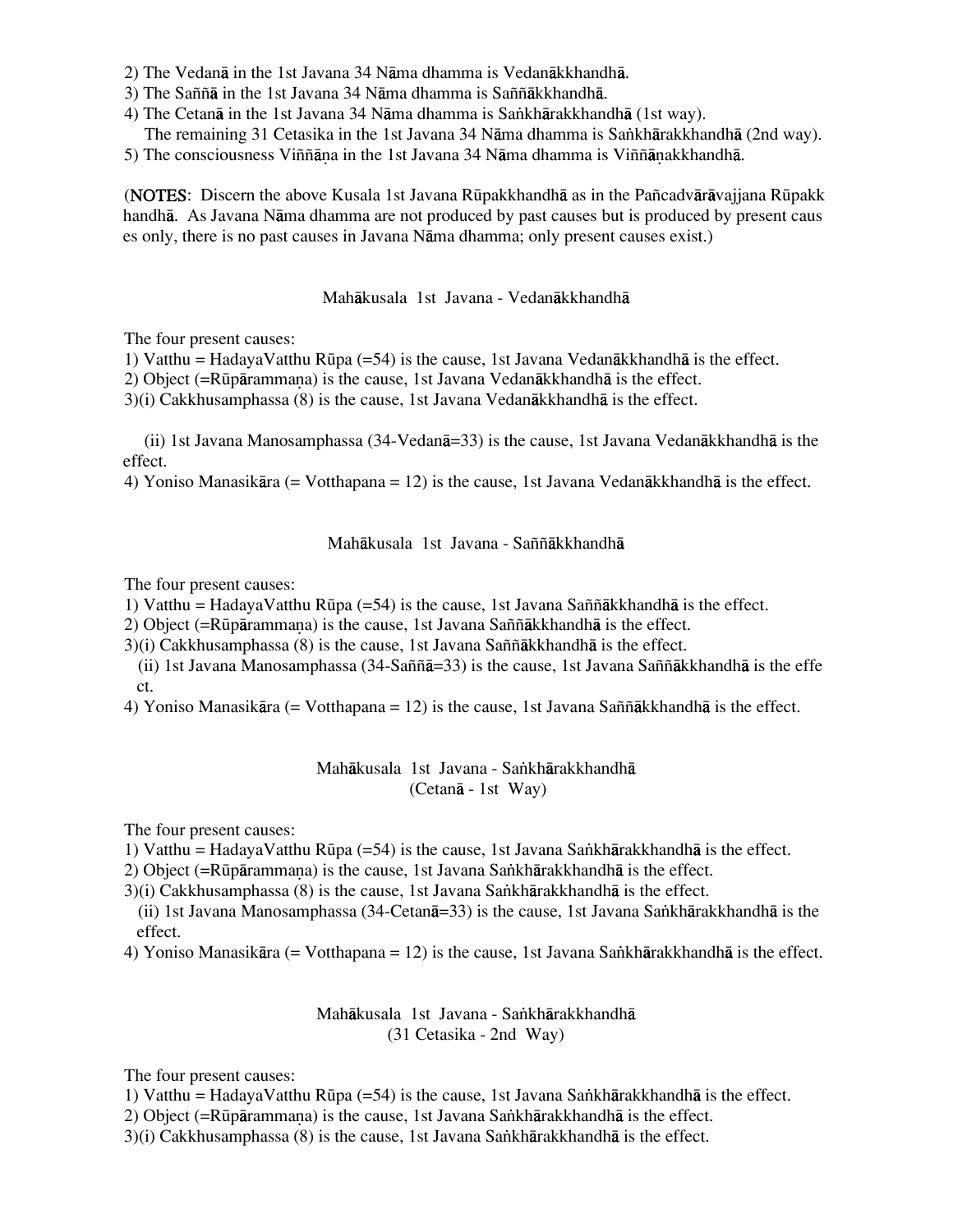2) The Vedanā in the 1st Javana 34 Nāma dhamma is Vedanākkhandhā.
3) The Saññā in the 1st Javana 34 Nāma dhamma is Saññākkhandhā.
4) The Cetanā in the 1st Javana 34 Nāma dhamma is Saṅkhārakkhandhā (1st way).
   The remaining 31 Cetasika in the 1st Javana 34 Nāma dhamma is Saṅkhārakkhandhā (2nd way).
5) The consciousness Viññāṇa in the 1st Javana 34 Nāma dhamma is Viññāṇakkhandhā.

(NOTES: Discern the above Kusala 1st Javana Rūpakkhandhā as in the Pañcadvārāvajjana Rūpakkhandhā. As Javana Nāma dhamma are not produced by past causes but is produced by present causes only, there is no past causes in Javana Nāma dhamma; only present causes exist.)

## Mahākusala 1st Javana - Vedanākkhandhā

The four present causes:
1) Vatthu = HadayaVatthu Rūpa (=54) is the cause, 1st Javana Vedanākkhandhā is the effect.
2) Object (=Rūpārammaṇa) is the cause, 1st Javana Vedanākkhandhā is the effect.
3)(i) Cakkhusamphassa (8) is the cause, 1st Javana Vedanākkhandhā is the effect.

   (ii) 1st Javana Manosamphassa (34-Vedanā=33) is the cause, 1st Javana Vedanākkhandhā is the effect.
4) Yoniso Manasikāra (= Votthapana = 12) is the cause, 1st Javana Vedanākkhandhā is the effect.

## Mahākusala 1st Javana - Saññākkhandhā

The four present causes:
1) Vatthu = HadayaVatthu Rūpa (=54) is the cause, 1st Javana Saññākkhandhā is the effect.
2) Object (=Rūpārammaṇa) is the cause, 1st Javana Saññākkhandhā is the effect.
3)(i) Cakkhusamphassa (8) is the cause, 1st Javana Saññākkhandhā is the effect.
   (ii) 1st Javana Manosamphassa (34-Saññā=33) is the cause, 1st Javana Saññākkhandhā is the effect.
4) Yoniso Manasikāra (= Votthapana = 12) is the cause, 1st Javana Saññākkhandhā is the effect.

## Mahākusala 1st Javana - Saṅkhārakkhandhā (Cetanā - 1st Way)

The four present causes:
1) Vatthu = HadayaVatthu Rūpa (=54) is the cause, 1st Javana Saṅkhārakkhandhā is the effect.
2) Object (=Rūpārammaṇa) is the cause, 1st Javana Saṅkhārakkhandhā is the effect.
3)(i) Cakkhusamphassa (8) is the cause, 1st Javana Saṅkhārakkhandhā is the effect.
   (ii) 1st Javana Manosamphassa (34-Cetanā=33) is the cause, 1st Javana Saṅkhārakkhandhā is the effect.
4) Yoniso Manasikāra (= Votthapana = 12) is the cause, 1st Javana Saṅkhārakkhandhā is the effect.

## Mahākusala 1st Javana - Saṅkhārakkhandhā (31 Cetasika - 2nd Way)

The four present causes:
1) Vatthu = HadayaVatthu Rūpa (=54) is the cause, 1st Javana Saṅkhārakkhandhā is the effect.
2) Object (=Rūpārammaṇa) is the cause, 1st Javana Saṅkhārakkhandhā is the effect.
3)(i) Cakkhusamphassa (8) is the cause, 1st Javana Saṅkhārakkhandhā is the effect.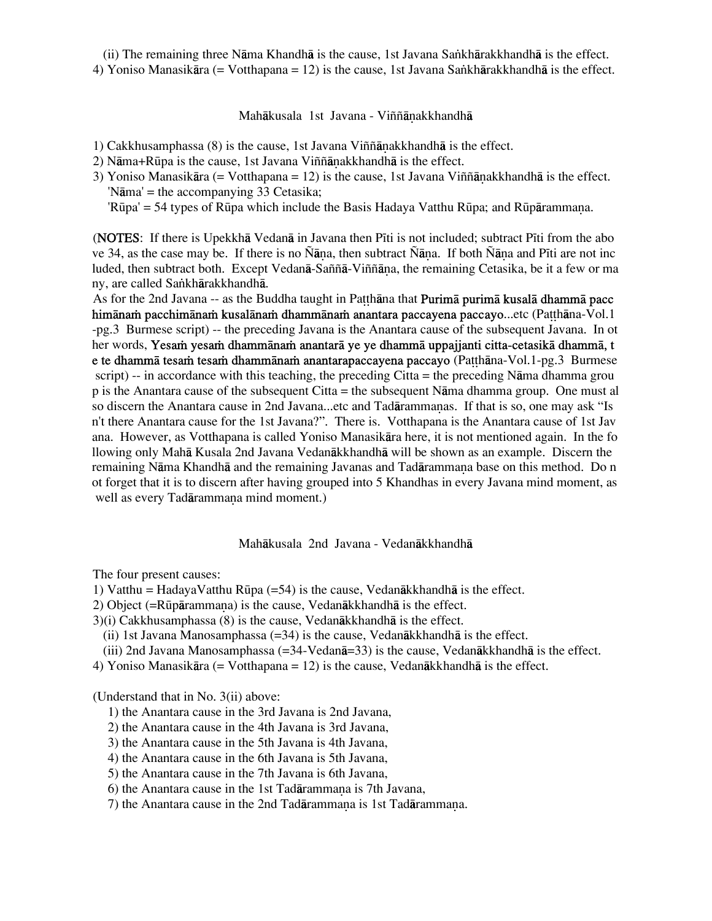(ii) The remaining three Nāma Khandhā is the cause, 1st Javana Saṅkhārakkhandhā is the effect.
4) Yoniso Manasikāra (= Votthapana = 12) is the cause, 1st Javana Saṅkhārakkhandhā is the effect.

### Mahākusala 1st Javana - Viññāṇakkhandhā

1) Cakkhusamphassa (8) is the cause, 1st Javana Viññāṇakkhandhā is the effect.
2) Nāma+Rūpa is the cause, 1st Javana Viññāṇakkhandhā is the effect.
3) Yoniso Manasikāra (= Votthapana = 12) is the cause, 1st Javana Viññāṇakkhandhā is the effect.
   'Nāma' = the accompanying 33 Cetasika;
   'Rūpa' = 54 types of Rūpa which include the Basis Hadaya Vatthu Rūpa; and Rūpārammaṇa.

(**NOTES**: If there is Upekkhā Vedanā in Javana then Pīti is not included; subtract Pīti from the above 34, as the case may be. If there is no Ñāṇa, then subtract Ñāṇa. If both Ñāṇa and Pīti are not included, then subtract both. Except Vedanā-Saññā-Viññāṇa, the remaining Cetasika, be it a few or many, are called Saṅkhārakkhandhā.
As for the 2nd Javana -- as the Buddha taught in Paṭṭhāna that **Purimā purimā kusalā dhammā pacchimānaṁ pacchimānaṁ kusalānaṁ dhammānaṁ anantara paccayena paccayo**...etc (Paṭṭhāna-Vol.1-pg.3 Burmese script) -- the preceding Javana is the Anantara cause of the subsequent Javana. In other words, **Yesaṁ yesaṁ dhammānaṁ anantarā ye ye dhammā uppajjanti citta-cetasikā dhammā, te te dhammā tesaṁ tesaṁ dhammānaṁ anantarapaccayena paccayo** (Paṭṭhāna-Vol.1-pg.3 Burmese script) -- in accordance with this teaching, the preceding Citta = the preceding Nāma dhamma group is the Anantara cause of the subsequent Citta = the subsequent Nāma dhamma group. One must also discern the Anantara cause in 2nd Javana...etc and Tadārammaṇas. If that is so, one may ask "Isn't there Anantara cause for the 1st Javana?". There is. Votthapana is the Anantara cause of 1st Javana. However, as Votthapana is called Yoniso Manasikāra here, it is not mentioned again. In the following only Mahā Kusala 2nd Javana Vedanākkhandhā will be shown as an example. Discern the remaining Nāma Khandhā and the remaining Javanas and Tadārammaṇas base on this method. Do not forget that it is to discern after having grouped into 5 Khandhas in every Javana mind moment, as well as every Tadārammaṇa mind moment.)

### Mahākusala 2nd Javana - Vedanākkhandhā

The four present causes:
1) Vatthu = HadayaVatthu Rūpa (=54) is the cause, Vedanākkhandhā is the effect.
2) Object (=Rūpārammaṇa) is the cause, Vedanākkhandhā is the effect.
3)(i) Cakkhusamphassa (8) is the cause, Vedanākkhandhā is the effect.
   (ii) 1st Javana Manosamphassa (=34) is the cause, Vedanākkhandhā is the effect.
   (iii) 2nd Javana Manosamphassa (=34-Vedanā=33) is the cause, Vedanākkhandhā is the effect.
4) Yoniso Manasikāra (= Votthapana = 12) is the cause, Vedanākkhandhā is the effect.

(Understand that in No. 3(ii) above:
1) the Anantara cause in the 3rd Javana is 2nd Javana,
2) the Anantara cause in the 4th Javana is 3rd Javana,
3) the Anantara cause in the 5th Javana is 4th Javana,
4) the Anantara cause in the 6th Javana is 5th Javana,
5) the Anantara cause in the 7th Javana is 6th Javana,
6) the Anantara cause in the 1st Tadārammaṇa is 7th Javana,
7) the Anantara cause in the 2nd Tadārammaṇa is 1st Tadārammaṇa.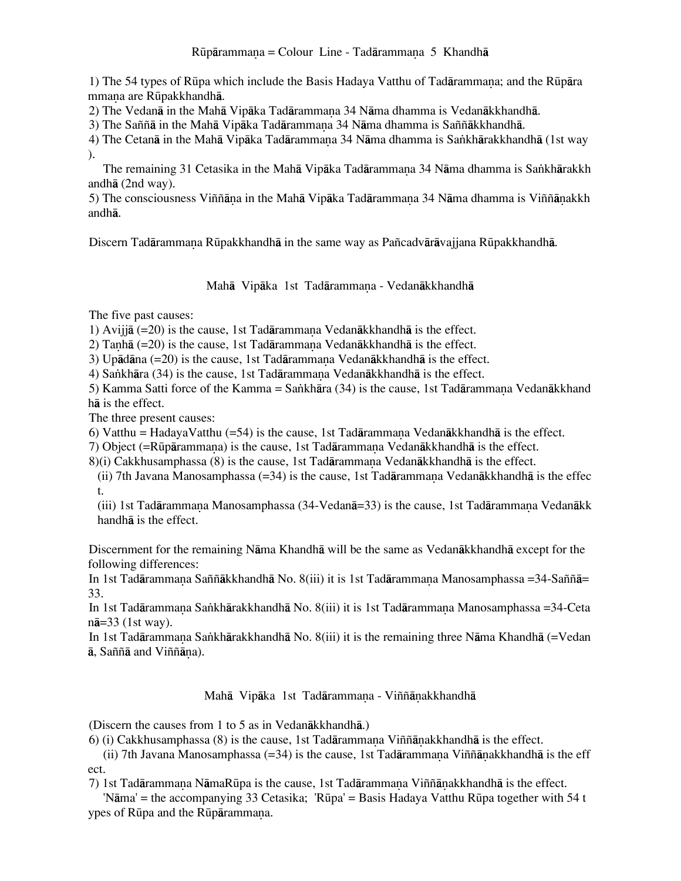## Rūpārammaṇa = Colour Line - Tadārammaṇa 5 Khandhā

1) The 54 types of Rūpa which include the Basis Hadaya Vatthu of Tadārammaṇa; and the Rūpārammaṇa are Rūpakkhandhā.
2) The Vedanā in the Mahā Vipāka Tadārammaṇa 34 Nāma dhamma is Vedanākkhandhā.
3) The Saññā in the Mahā Vipāka Tadārammaṇa 34 Nāma dhamma is Saññākkhandhā.
4) The Cetanā in the Mahā Vipāka Tadārammaṇa 34 Nāma dhamma is Saṅkhārakkhandhā (1st way).
The remaining 31 Cetasika in the Mahā Vipāka Tadārammaṇa 34 Nāma dhamma is Saṅkhārakkhandhā (2nd way).
5) The consciousness Viññāṇa in the Mahā Vipāka Tadārammaṇa 34 Nāma dhamma is Viññāṇakkhandhā.

Discern Tadārammaṇa Rūpakkhandhā in the same way as Pañcadvārāvajjana Rūpakkhandhā.

### Mahā Vipāka 1st Tadārammaṇa - Vedanākkhandhā

The five past causes:
1) Avijjā (=20) is the cause, 1st Tadārammaṇa Vedanākkhandhā is the effect.
2) Taṇhā (=20) is the cause, 1st Tadārammaṇa Vedanākkhandhā is the effect.
3) Upādāna (=20) is the cause, 1st Tadārammaṇa Vedanākkhandhā is the effect.
4) Saṅkhāra (34) is the cause, 1st Tadārammaṇa Vedanākkhandhā is the effect.
5) Kamma Satti force of the Kamma = Saṅkhāra (34) is the cause, 1st Tadārammaṇa Vedanākkhandhā is the effect.
The three present causes:
6) Vatthu = HadayaVatthu (=54) is the cause, 1st Tadārammaṇa Vedanākkhandhā is the effect.
7) Object (=Rūpārammaṇa) is the cause, 1st Tadārammaṇa Vedanākkhandhā is the effect.
8)(i) Cakkhusamphassa (8) is the cause, 1st Tadārammaṇa Vedanākkhandhā is the effect.
(ii) 7th Javana Manosamphassa (=34) is the cause, 1st Tadārammaṇa Vedanākkhandhā is the effect.
(iii) 1st Tadārammaṇa Manosamphassa (34-Vedanā=33) is the cause, 1st Tadārammaṇa Vedanākkhandhā is the effect.

Discernment for the remaining Nāma Khandhā will be the same as Vedanākkhandhā except for the following differences:
In 1st Tadārammaṇa Saññākkhandhā No. 8(iii) it is 1st Tadārammaṇa Manosamphassa =34-Saññā=33.
In 1st Tadārammaṇa Saṅkhārakkhandhā No. 8(iii) it is 1st Tadārammaṇa Manosamphassa =34-Cetanā=33 (1st way).
In 1st Tadārammaṇa Saṅkhārakkhandhā No. 8(iii) it is the remaining three Nāma Khandhā (=Vedanā, Saññā and Viññāṇa).

### Mahā Vipāka 1st Tadārammaṇa - Viññāṇakkhandhā

(Discern the causes from 1 to 5 as in Vedanākkhandhā.)
6) (i) Cakkhusamphassa (8) is the cause, 1st Tadārammaṇa Viññāṇakkhandhā is the effect.
(ii) 7th Javana Manosamphassa (=34) is the cause, 1st Tadārammaṇa Viññāṇakkhandhā is the effect.
7) 1st Tadārammaṇa NāmaRūpa is the cause, 1st Tadārammaṇa Viññāṇakkhandhā is the effect.
'Nāma' = the accompanying 33 Cetasika; 'Rūpa' = Basis Hadaya Vatthu Rūpa together with 54 types of Rūpa and the Rūpārammaṇa.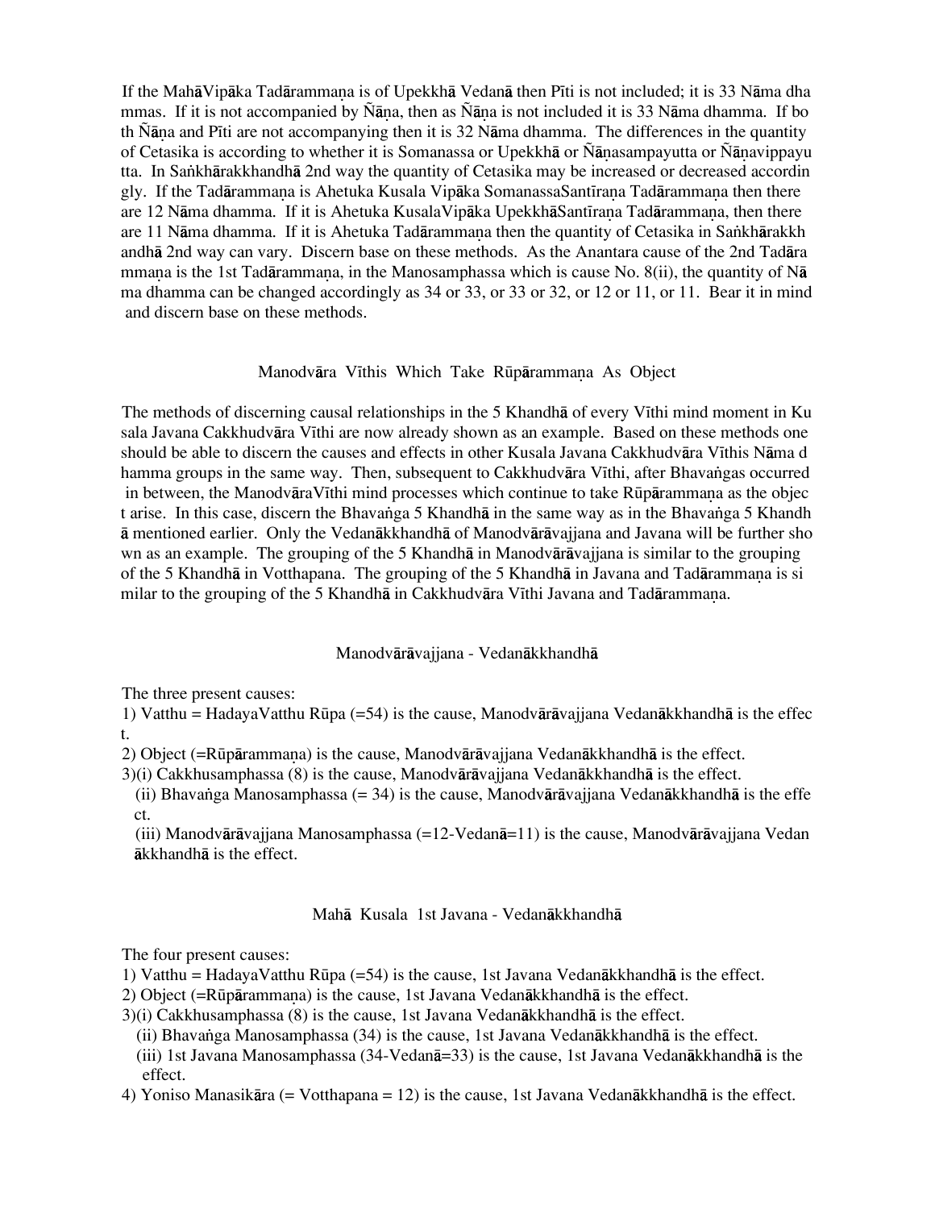If the MahāVipāka Tadārammaṇa is of Upekkhā Vedanā then Pīti is not included; it is 33 Nāma dhammas. If it is not accompanied by Ñāṇa, then as Ñāṇa is not included it is 33 Nāma dhamma. If both Ñāṇa and Pīti are not accompanying then it is 32 Nāma dhamma. The differences in the quantity of Cetasika is according to whether it is Somanassa or Upekkhā or Ñāṇasampayutta or Ñāṇavippayutta. In Saṅkhārakkhandhā 2nd way the quantity of Cetasika may be increased or decreased accordingly. If the Tadārammaṇa is Ahetuka Kusala Vipāka SomanassaSantīraṇa Tadārammaṇa then there are 12 Nāma dhamma. If it is Ahetuka KusalaVipāka UpekkhāSantīraṇa Tadārammaṇa, then there are 11 Nāma dhamma. If it is Ahetuka Tadārammaṇa then the quantity of Cetasika in Saṅkhārakkhandhā 2nd way can vary. Discern base on these methods. As the Anantara cause of the 2nd Tadārammaṇa is the 1st Tadārammaṇa, in the Manosamphassa which is cause No. 8(ii), the quantity of Nāma dhamma can be changed accordingly as 34 or 33, or 33 or 32, or 12 or 11, or 11. Bear it in mind and discern base on these methods.

## Manodvāra Vīthis Which Take Rūpārammaṇa As Object

The methods of discerning causal relationships in the 5 Khandhā of every Vīthi mind moment in Kusala Javana Cakkhudvāra Vīthi are now already shown as an example. Based on these methods one should be able to discern the causes and effects in other Kusala Javana Cakkhudvāra Vīthis Nāma dhamma groups in the same way. Then, subsequent to Cakkhudvāra Vīthi, after Bhavaṅgas occurred in between, the ManodvāraVīthi mind processes which continue to take Rūpārammaṇa as the object arise. In this case, discern the Bhavaṅga 5 Khandhā in the same way as in the Bhavaṅga 5 Khandhā mentioned earlier. Only the Vedanākkhandhā of Manodvārāvajjana and Javana will be further shown as an example. The grouping of the 5 Khandhā in Manodvārāvajjana is similar to the grouping of the 5 Khandhā in Votthapana. The grouping of the 5 Khandhā in Javana and Tadārammaṇa is similar to the grouping of the 5 Khandhā in Cakkhudvāra Vīthi Javana and Tadārammaṇa.

### Manodvārāvajjana - Vedanākkhandhā

The three present causes:

1) Vatthu = HadayaVatthu Rūpa (=54) is the cause, Manodvārāvajjana Vedanākkhandhā is the effect.
2) Object (=Rūpārammaṇa) is the cause, Manodvārāvajjana Vedanākkhandhā is the effect.
3)(i) Cakkhusamphassa (8) is the cause, Manodvārāvajjana Vedanākkhandhā is the effect.
   (ii) Bhavaṅga Manosamphassa (= 34) is the cause, Manodvārāvajjana Vedanākkhandhā is the effect.
   (iii) Manodvārāvajjana Manosamphassa (=12-Vedanā=11) is the cause, Manodvārāvajjana Vedanākkhandhā is the effect.

### Mahā Kusala 1st Javana - Vedanākkhandhā

The four present causes:

1) Vatthu = HadayaVatthu Rūpa (=54) is the cause, 1st Javana Vedanākkhandhā is the effect.
2) Object (=Rūpārammaṇa) is the cause, 1st Javana Vedanākkhandhā is the effect.
3)(i) Cakkhusamphassa (8) is the cause, 1st Javana Vedanākkhandhā is the effect.
   (ii) Bhavaṅga Manosamphassa (34) is the cause, 1st Javana Vedanākkhandhā is the effect.
   (iii) 1st Javana Manosamphassa (34-Vedanā=33) is the cause, 1st Javana Vedanākkhandhā is the effect.
4) Yoniso Manasikāra (= Votthapana = 12) is the cause, 1st Javana Vedanākkhandhā is the effect.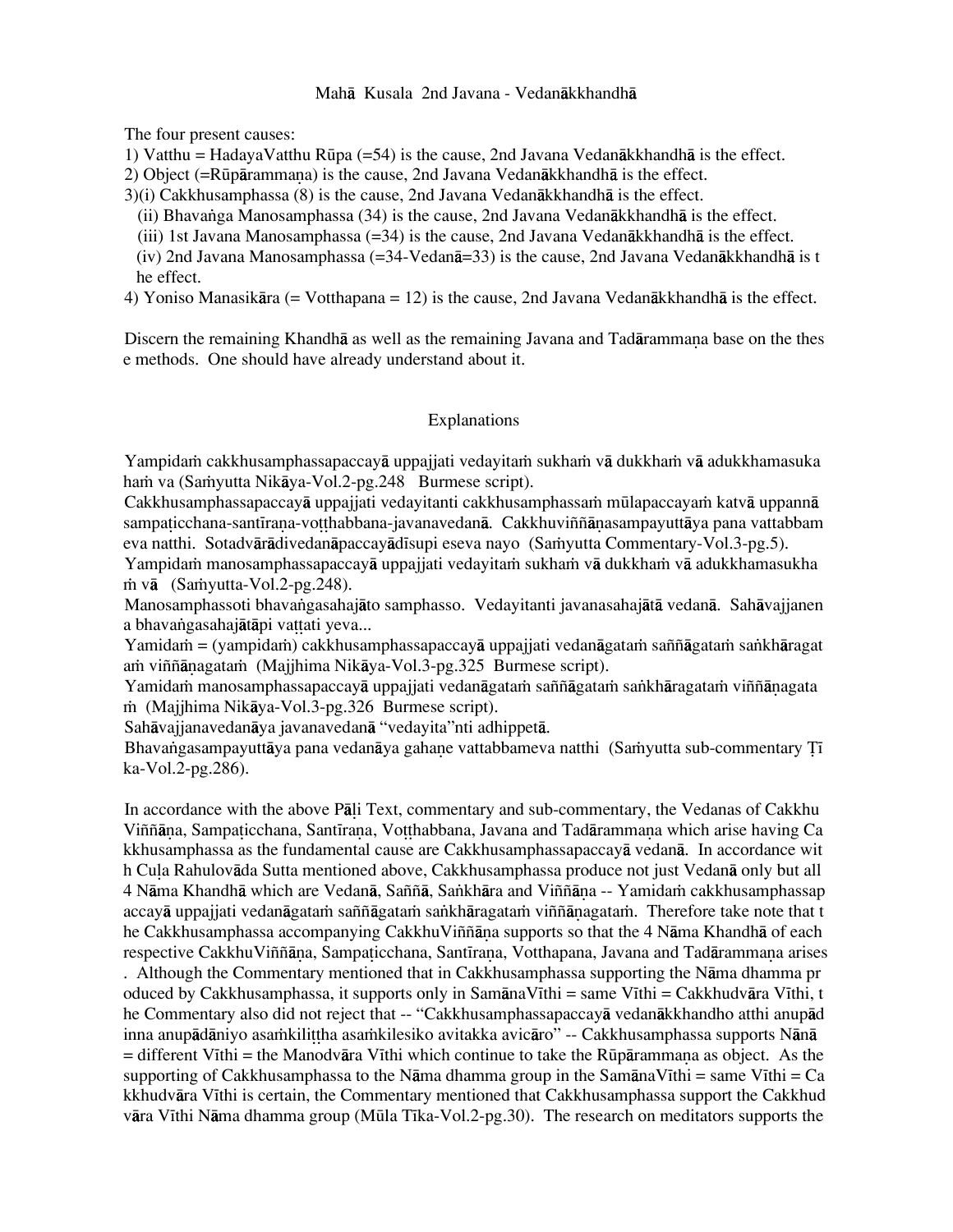# Mahā Kusala 2nd Javana - Vedanākkhandhā

The four present causes:

1) Vatthu = HadayaVatthu Rūpa (=54) is the cause, 2nd Javana Vedanākkhandhā is the effect.
2) Object (=Rūpārammaṇa) is the cause, 2nd Javana Vedanākkhandhā is the effect.
3)(i) Cakkhusamphassa (8) is the cause, 2nd Javana Vedanākkhandhā is the effect.
   (ii) Bhavaṅga Manosamphassa (34) is the cause, 2nd Javana Vedanākkhandhā is the effect.
   (iii) 1st Javana Manosamphassa (=34) is the cause, 2nd Javana Vedanākkhandhā is the effect.
   (iv) 2nd Javana Manosamphassa (=34-Vedanā=33) is the cause, 2nd Javana Vedanākkhandhā is the effect.
4) Yoniso Manasikāra (= Votthapana = 12) is the cause, 2nd Javana Vedanākkhandhā is the effect.

Discern the remaining Khandhā as well as the remaining Javana and Tadārammaṇa base on the these methods. One should have already understand about it.

## Explanations

Yampidaṁ cakkhusamphassapaccayā uppajjati vedayitaṁ sukhaṁ vā dukkhaṁ vā adukkhamasukhaṁ va (Saṁyutta Nikāya-Vol.2-pg.248 Burmese script).
Cakkhusamphassapaccayā uppajjati vedayitanti cakkhusamphassaṁ mūlapaccayaṁ katvā uppannā sampaṭicchana-santīraṇa-voṭṭhabbana-javanavedanā. Cakkhuviññāṇasampayuttāya pana vattabbam eva natthi. Sotadvārādivedanāpaccayādīsupi eseva nayo (Saṁyutta Commentary-Vol.3-pg.5).
Yampidaṁ manosamphassapaccayā uppajjati vedayitaṁ sukhaṁ vā dukkhaṁ vā adukkhamasukhaṁ vā (Saṁyutta-Vol.2-pg.248).
Manosamphassoti bhavaṅgasahajāto samphasso. Vedayitanti javanasahajātā vedanā. Sahāvajjanena bhavaṅgasahajātāpi vaṭṭati yeva...
Yamidaṁ = (yampidaṁ) cakkhusamphassapaccayā uppajjati vedanāgataṁ saññāgataṁ saṅkhāragataṁ viññāṇagataṁ (Majjhima Nikāya-Vol.3-pg.325 Burmese script).
Yamidaṁ manosamphassapaccayā uppajjati vedanāgataṁ saññāgataṁ saṅkhāragataṁ viññāṇagataṁ (Majjhima Nikāya-Vol.3-pg.326 Burmese script).
Sahāvajjanavedanāya javanavedanā "vedayita"nti adhippetā.
Bhavaṅgasampayuttāya pana vedanāya gahaṇe vattabbameva natthi (Saṁyutta sub-commentary Ṭīka-Vol.2-pg.286).

In accordance with the above Pāḷi Text, commentary and sub-commentary, the Vedanas of Cakkhu Viññāṇa, Sampaṭicchana, Santīraṇa, Voṭṭhabbana, Javana and Tadārammaṇa which arise having Cakkhusamphassa as the fundamental cause are Cakkhusamphassapaccayā vedanā. In accordance with Cuḷa Rahulovāda Sutta mentioned above, Cakkhusamphassa produce not just Vedanā only but all 4 Nāma Khandhā which are Vedanā, Saññā, Saṅkhāra and Viññāṇa -- Yamidaṁ cakkhusamphassapaccayā uppajjati vedanāgataṁ saññāgataṁ saṅkhāragataṁ viññāṇagataṁ. Therefore take note that the Cakkhusamphassa accompanying CakkhuViññāṇa supports so that the 4 Nāma Khandhā of each respective CakkhuViññāṇa, Sampaṭicchana, Santīraṇa, Votthapana, Javana and Tadārammaṇa arises. Although the Commentary mentioned that in Cakkhusamphassa supporting the Nāma dhamma produced by Cakkhusamphassa, it supports only in SamānaVīthi = same Vīthi = Cakkhudvāra Vīthi, the Commentary also did not reject that -- "Cakkhusamphassapaccayā vedanākkhandho atthi anupādinna anupādāniyo asaṁkiliṭṭha asaṁkilesiko avitakka avicāro" -- Cakkhusamphassa supports Nānā = different Vīthi = the Manodvāra Vīthi which continue to take the Rūpārammaṇa as object. As the supporting of Cakkhusamphassa to the Nāma dhamma group in the SamānaVīthi = same Vīthi = Cakkhudvāra Vīthi is certain, the Commentary mentioned that Cakkhusamphassa support the Cakkhudvāra Vīthi Nāma dhamma group (Mūla Tīka-Vol.2-pg.30). The research on meditators supports the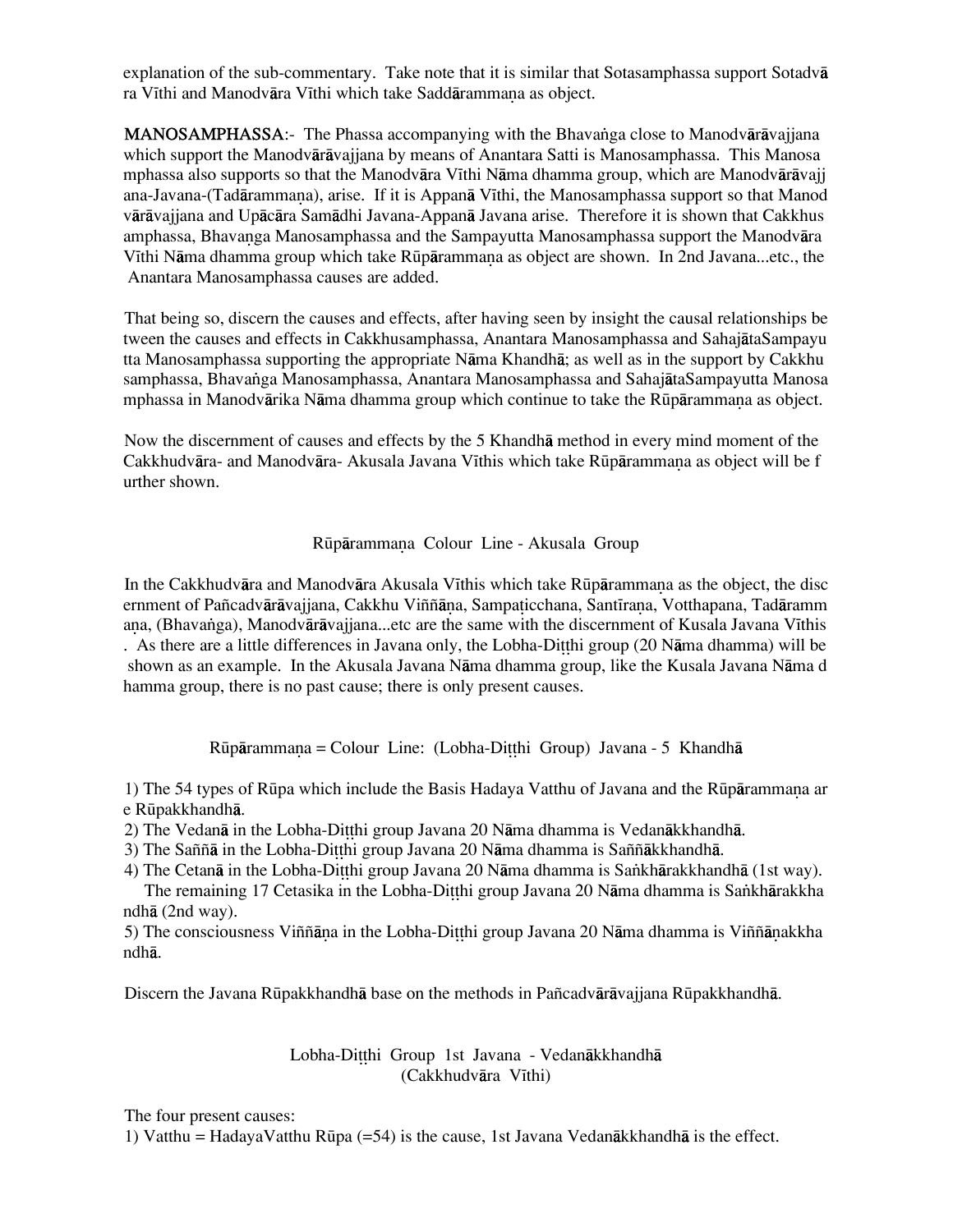explanation of the sub-commentary. Take note that it is similar that Sotasamphassa support Sotadvāra Vīthi and Manodvāra Vīthi which take Saddārammaṇa as object.

**MANOSAMPHASSA**:- The Phassa accompanying with the Bhavaṅga close to Manodvārāvajjana which support the Manodvārāvajjana by means of Anantara Satti is Manosamphassa. This Manosamphassa also supports so that the Manodvāra Vīthi Nāma dhamma group, which are Manodvārāvajjana-Javana-(Tadārammaṇa), arise. If it is Appanā Vīthi, the Manosamphassa support so that Manodvārāvajjana and Upācāra Samādhi Javana-Appanā Javana arise. Therefore it is shown that Cakkhusamphassa, Bhavaṅga Manosamphassa and the Sampayutta Manosamphassa support the Manodvāra Vīthi Nāma dhamma group which take Rūpārammaṇa as object are shown. In 2nd Javana...etc., the Anantara Manosamphassa causes are added.

That being so, discern the causes and effects, after having seen by insight the causal relationships between the causes and effects in Cakkhusamphassa, Anantara Manosamphassa and SahajātaSampayutta Manosamphassa supporting the appropriate Nāma Khandhā; as well as in the support by Cakkhusamphassa, Bhavaṅga Manosamphassa, Anantara Manosamphassa and SahajātaSampayutta Manosamphassa in Manodvārika Nāma dhamma group which continue to take the Rūpārammaṇa as object.

Now the discernment of causes and effects by the 5 Khandhā method in every mind moment of the Cakkhudvāra- and Manodvāra- Akusala Javana Vīthis which take Rūpārammaṇa as object will be further shown.

## Rūpārammaṇa Colour Line - Akusala Group

In the Cakkhudvāra and Manodvāra Akusala Vīthis which take Rūpārammaṇa as the object, the discernment of Pañcadvārāvajjana, Cakkhu Viññāṇa, Sampaṭicchana, Santīraṇa, Votthapana, Tadārammaṇa, (Bhavaṅga), Manodvārāvajjana...etc are the same with the discernment of Kusala Javana Vīthis. As there are a little differences in Javana only, the Lobha-Diṭṭhi group (20 Nāma dhamma) will be shown as an example. In the Akusala Javana Nāma dhamma group, like the Kusala Javana Nāma dhamma group, there is no past cause; there is only present causes.

### Rūpārammaṇa = Colour Line: (Lobha-Diṭṭhi Group) Javana - 5 Khandhā

1) The 54 types of Rūpa which include the Basis Hadaya Vatthu of Javana and the Rūpārammaṇa are Rūpakkhandhā.
2) The Vedanā in the Lobha-Diṭṭhi group Javana 20 Nāma dhamma is Vedanākkhandhā.
3) The Saññā in the Lobha-Diṭṭhi group Javana 20 Nāma dhamma is Saññākkhandhā.
4) The Cetanā in the Lobha-Diṭṭhi group Javana 20 Nāma dhamma is Saṅkhārakkhandhā (1st way).
The remaining 17 Cetasika in the Lobha-Diṭṭhi group Javana 20 Nāma dhamma is Saṅkhārakkhandhā (2nd way).
5) The consciousness Viññāṇa in the Lobha-Diṭṭhi group Javana 20 Nāma dhamma is Viññāṇakkhandhā.

Discern the Javana Rūpakkhandhā base on the methods in Pañcadvārāvajjana Rūpakkhandhā.

### Lobha-Diṭṭhi Group 1st Javana - Vedanākkhandhā
(Cakkhudvāra Vīthi)

The four present causes:
1) Vatthu = HadayaVatthu Rūpa (=54) is the cause, 1st Javana Vedanākkhandhā is the effect.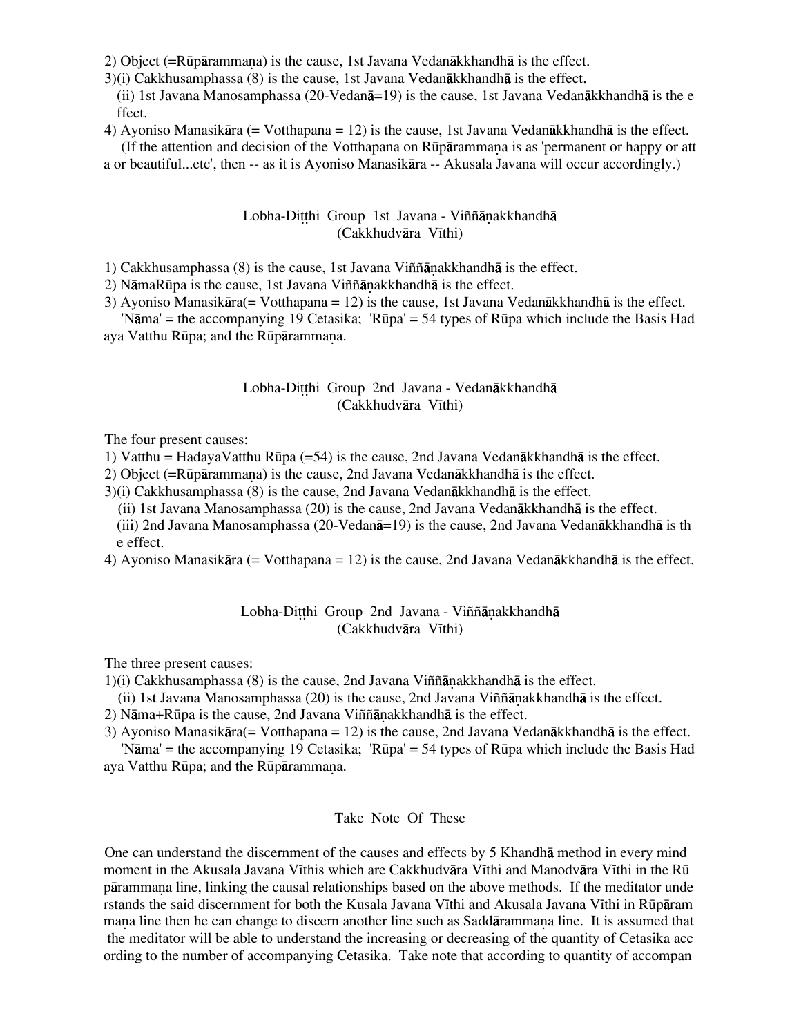2) Object (=Rūpārammaṇa) is the cause, 1st Javana Vedanākkhandhā is the effect.
3)(i) Cakkhusamphassa (8) is the cause, 1st Javana Vedanākkhandhā is the effect.
(ii) 1st Javana Manosamphassa (20-Vedanā=19) is the cause, 1st Javana Vedanākkhandhā is the effect.
4) Ayoniso Manasikāra (= Votthapana = 12) is the cause, 1st Javana Vedanākkhandhā is the effect.
(If the attention and decision of the Votthapana on Rūpārammaṇa is as 'permanent or happy or atta or beautiful...etc', then -- as it is Ayoniso Manasikāra -- Akusala Javana will occur accordingly.)

### Lobha-Diṭṭhi Group 1st Javana - Viññāṇakkhandhā
### (Cakkhudvāra Vīthi)

1) Cakkhusamphassa (8) is the cause, 1st Javana Viññāṇakkhandhā is the effect.
2) NāmaRūpa is the cause, 1st Javana Viññāṇakkhandhā is the effect.
3) Ayoniso Manasikāra(= Votthapana = 12) is the cause, 1st Javana Vedanākkhandhā is the effect.
'Nāma' = the accompanying 19 Cetasika; 'Rūpa' = 54 types of Rūpa which include the Basis Hadaya Vatthu Rūpa; and the Rūpārammaṇa.

### Lobha-Diṭṭhi Group 2nd Javana - Vedanākkhandhā
### (Cakkhudvāra Vīthi)

The four present causes:
1) Vatthu = HadayaVatthu Rūpa (=54) is the cause, 2nd Javana Vedanākkhandhā is the effect.
2) Object (=Rūpārammaṇa) is the cause, 2nd Javana Vedanākkhandhā is the effect.
3)(i) Cakkhusamphassa (8) is the cause, 2nd Javana Vedanākkhandhā is the effect.
(ii) 1st Javana Manosamphassa (20) is the cause, 2nd Javana Vedanākkhandhā is the effect.
(iii) 2nd Javana Manosamphassa (20-Vedanā=19) is the cause, 2nd Javana Vedanākkhandhā is the effect.
4) Ayoniso Manasikāra (= Votthapana = 12) is the cause, 2nd Javana Vedanākkhandhā is the effect.

### Lobha-Diṭṭhi Group 2nd Javana - Viññāṇakkhandhā
### (Cakkhudvāra Vīthi)

The three present causes:
1)(i) Cakkhusamphassa (8) is the cause, 2nd Javana Viññāṇakkhandhā is the effect.
(ii) 1st Javana Manosamphassa (20) is the cause, 2nd Javana Viññāṇakkhandhā is the effect.
2) Nāma+Rūpa is the cause, 2nd Javana Viññāṇakkhandhā is the effect.
3) Ayoniso Manasikāra(= Votthapana = 12) is the cause, 2nd Javana Vedanākkhandhā is the effect.
'Nāma' = the accompanying 19 Cetasika; 'Rūpa' = 54 types of Rūpa which include the Basis Hadaya Vatthu Rūpa; and the Rūpārammaṇa.

### Take Note Of These

One can understand the discernment of the causes and effects by 5 Khandhā method in every mind moment in the Akusala Javana Vīthis which are Cakkhudvāra Vīthi and Manodvāra Vīthi in the Rūpārammaṇa line, linking the causal relationships based on the above methods. If the meditator understands the said discernment for both the Kusala Javana Vīthi and Akusala Javana Vīthi in Rūpārammaṇa line then he can change to discern another line such as Saddārammaṇa line. It is assumed that the meditator will be able to understand the increasing or decreasing of the quantity of Cetasika according to the number of accompanying Cetasika. Take note that according to quantity of accompan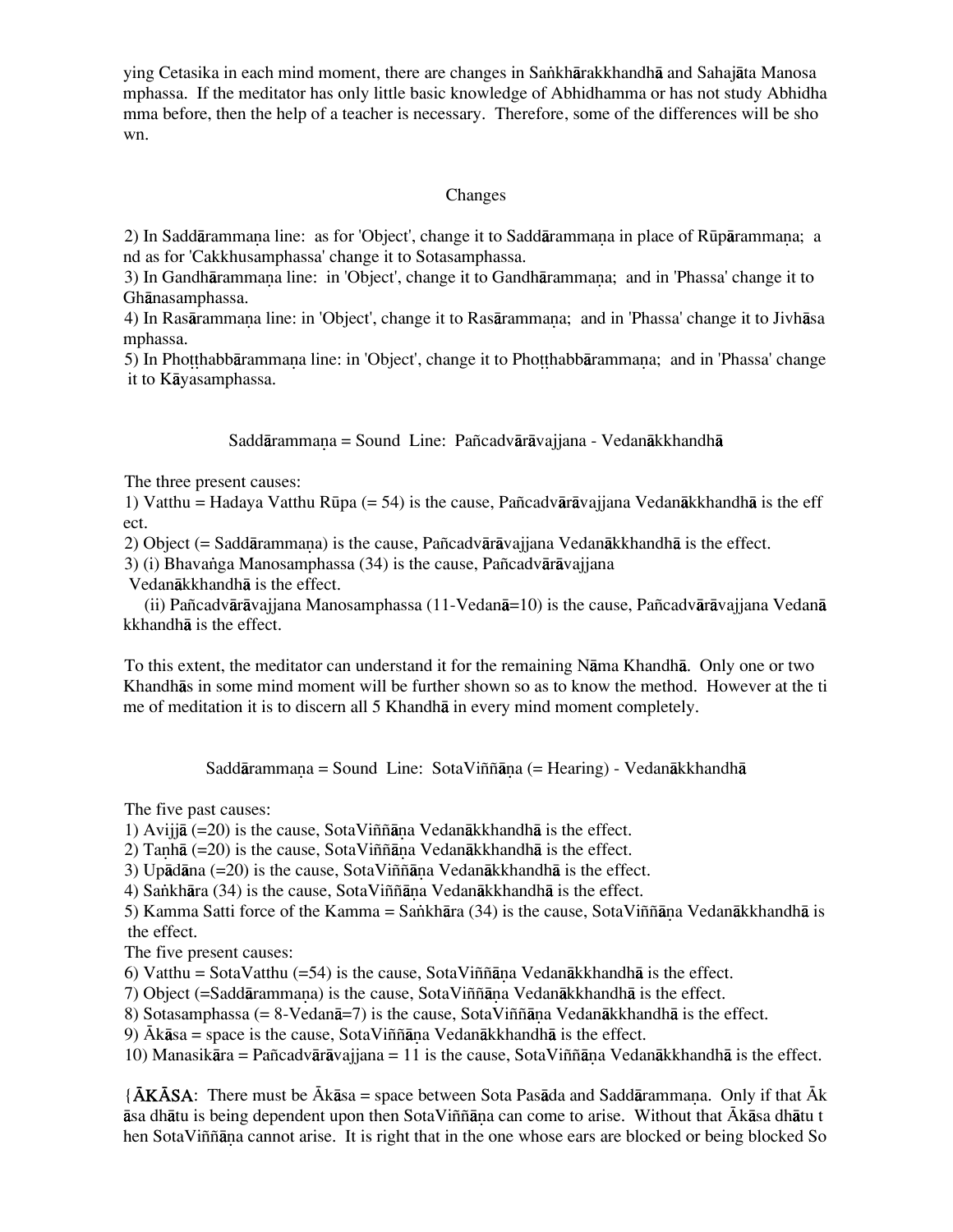ying Cetasika in each mind moment, there are changes in Saṅkhārakkhandhā and Sahajāta Manosamphassa. If the meditator has only little basic knowledge of Abhidhamma or has not study Abhidhamma before, then the help of a teacher is necessary. Therefore, some of the differences will be shown.

## Changes

2) In Saddārammaṇa line: as for 'Object', change it to Saddārammaṇa in place of Rūpārammaṇa; and as for 'Cakkhusamphassa' change it to Sotasamphassa.
3) In Gandhārammaṇa line: in 'Object', change it to Gandhārammaṇa; and in 'Phassa' change it to Ghānasamphassa.
4) In Rasārammaṇa line: in 'Object', change it to Rasārammaṇa; and in 'Phassa' change it to Jivhāsamphassa.
5) In Phoṭṭhabbārammaṇa line: in 'Object', change it to Phoṭṭhabbārammaṇa; and in 'Phassa' change it to Kāyasamphassa.

### Saddārammaṇa = Sound Line: Pañcadvārāvajjana - Vedanākkhandhā

The three present causes:
1) Vatthu = Hadaya Vatthu Rūpa (= 54) is the cause, Pañcadvārāvajjana Vedanākkhandhā is the effect.
2) Object (= Saddārammaṇa) is the cause, Pañcadvārāvajjana Vedanākkhandhā is the effect.
3) (i) Bhavaṅga Manosamphassa (34) is the cause, Pañcadvārāvajjana Vedanākkhandhā is the effect.
(ii) Pañcadvārāvajjana Manosamphassa (11-Vedanā=10) is the cause, Pañcadvārāvajjana Vedanākkhandhā is the effect.

To this extent, the meditator can understand it for the remaining Nāma Khandhā. Only one or two Khandhās in some mind moment will be further shown so as to know the method. However at the time of meditation it is to discern all 5 Khandhā in every mind moment completely.

### Saddārammaṇa = Sound Line: SotaViññāṇa (= Hearing) - Vedanākkhandhā

The five past causes:
1) Avijjā (=20) is the cause, SotaViññāṇa Vedanākkhandhā is the effect.
2) Taṇhā (=20) is the cause, SotaViññāṇa Vedanākkhandhā is the effect.
3) Upādāna (=20) is the cause, SotaViññāṇa Vedanākkhandhā is the effect.
4) Saṅkhāra (34) is the cause, SotaViññāṇa Vedanākkhandhā is the effect.
5) Kamma Satti force of the Kamma = Saṅkhāra (34) is the cause, SotaViññāṇa Vedanākkhandhā is the effect.
The five present causes:
6) Vatthu = SotaVatthu (=54) is the cause, SotaViññāṇa Vedanākkhandhā is the effect.
7) Object (=Saddārammaṇa) is the cause, SotaViññāṇa Vedanākkhandhā is the effect.
8) Sotasamphassa (= 8-Vedanā=7) is the cause, SotaViññāṇa Vedanākkhandhā is the effect.
9) Ākāsa = space is the cause, SotaViññāṇa Vedanākkhandhā is the effect.
10) Manasikāra = Pañcadvārāvajjana = 11 is the cause, SotaViññāṇa Vedanākkhandhā is the effect.

{**ĀKĀSA**: There must be Ākāsa = space between Sota Pasāda and Saddārammaṇa. Only if that Ākāsa dhātu is being dependent upon then SotaViññāṇa can come to arise. Without that Ākāsa dhātu then SotaViññāṇa cannot arise. It is right that in the one whose ears are blocked or being blocked So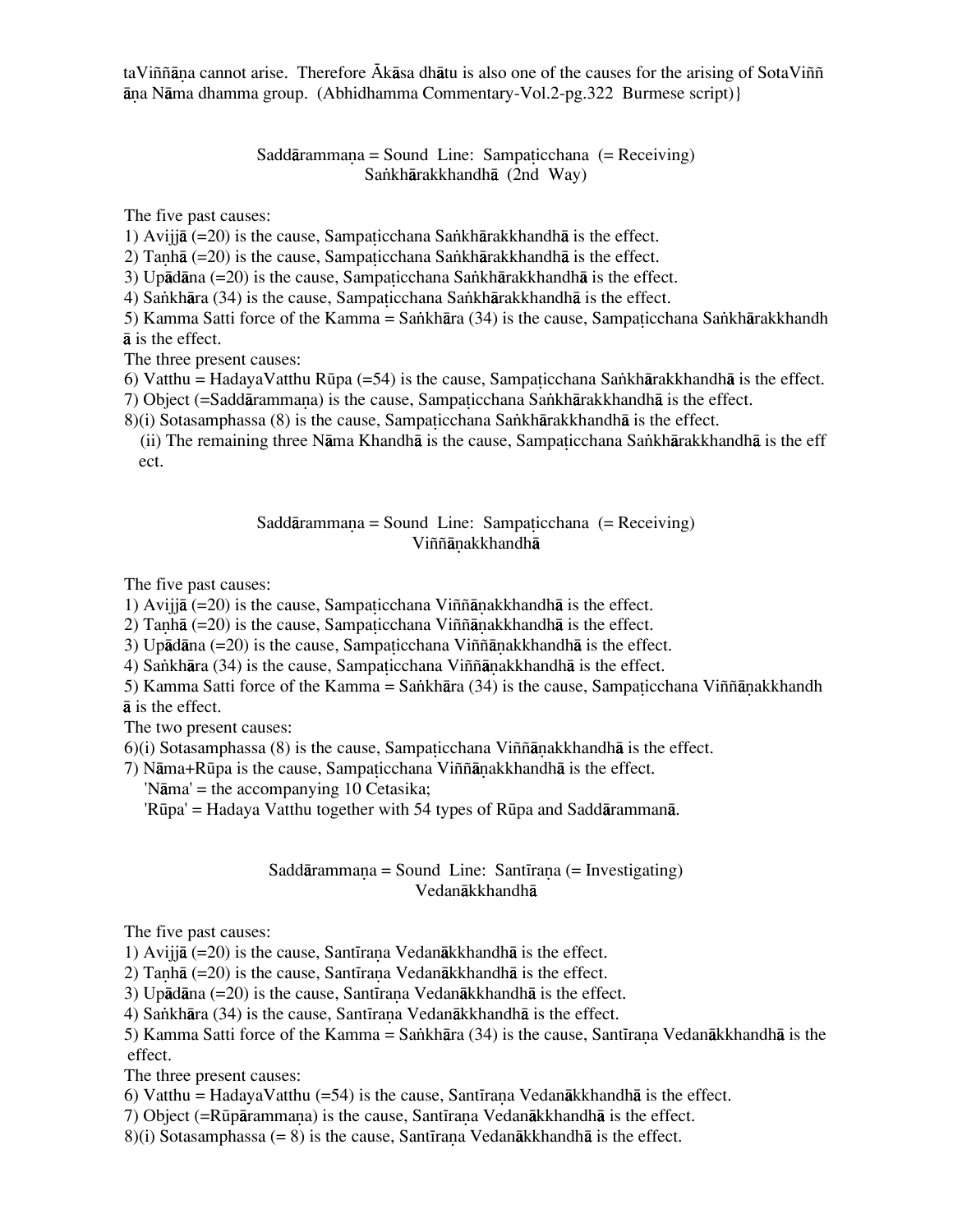taViññāṇa cannot arise. Therefore Ākāsa dhātu is also one of the causes for the arising of SotaViññāṇa Nāma dhamma group. (Abhidhamma Commentary-Vol.2-pg.322 Burmese script)}

### Saddārammaṇa = Sound Line: Sampaṭicchana (= Receiving) Saṅkhārakkhandhā (2nd Way)

The five past causes:
1) Avijjā (=20) is the cause, Sampaṭicchana Saṅkhārakkhandhā is the effect.
2) Taṇhā (=20) is the cause, Sampaṭicchana Saṅkhārakkhandhā is the effect.
3) Upādāna (=20) is the cause, Sampaṭicchana Saṅkhārakkhandhā is the effect.
4) Saṅkhāra (34) is the cause, Sampaṭicchana Saṅkhārakkhandhā is the effect.
5) Kamma Satti force of the Kamma = Saṅkhāra (34) is the cause, Sampaṭicchana Saṅkhārakkhandhā is the effect.

The three present causes:
6) Vatthu = HadayaVatthu Rūpa (=54) is the cause, Sampaṭicchana Saṅkhārakkhandhā is the effect.
7) Object (=Saddārammaṇa) is the cause, Sampaṭicchana Saṅkhārakkhandhā is the effect.
8)(i) Sotasamphassa (8) is the cause, Sampaṭicchana Saṅkhārakkhandhā is the effect.
  (ii) The remaining three Nāma Khandhā is the cause, Sampaṭicchana Saṅkhārakkhandhā is the effect.

### Saddārammaṇa = Sound Line: Sampaṭicchana (= Receiving) Viññāṇakkhandhā

The five past causes:
1) Avijjā (=20) is the cause, Sampaṭicchana Viññāṇakkhandhā is the effect.
2) Taṇhā (=20) is the cause, Sampaṭicchana Viññāṇakkhandhā is the effect.
3) Upādāna (=20) is the cause, Sampaṭicchana Viññāṇakkhandhā is the effect.
4) Saṅkhāra (34) is the cause, Sampaṭicchana Viññāṇakkhandhā is the effect.
5) Kamma Satti force of the Kamma = Saṅkhāra (34) is the cause, Sampaṭicchana Viññāṇakkhandhā is the effect.

The two present causes:
6)(i) Sotasamphassa (8) is the cause, Sampaṭicchana Viññāṇakkhandhā is the effect.
7) Nāma+Rūpa is the cause, Sampaṭicchana Viññāṇakkhandhā is the effect.
  'Nāma' = the accompanying 10 Cetasika;
  'Rūpa' = Hadaya Vatthu together with 54 types of Rūpa and Saddārammanā.

### Saddārammaṇa = Sound Line: Santīraṇa (= Investigating) Vedanākkhandhā

The five past causes:
1) Avijjā (=20) is the cause, Santīraṇa Vedanākkhandhā is the effect.
2) Taṇhā (=20) is the cause, Santīraṇa Vedanākkhandhā is the effect.
3) Upādāna (=20) is the cause, Santīraṇa Vedanākkhandhā is the effect.
4) Saṅkhāra (34) is the cause, Santīraṇa Vedanākkhandhā is the effect.
5) Kamma Satti force of the Kamma = Saṅkhāra (34) is the cause, Santīraṇa Vedanākkhandhā is the effect.

The three present causes:
6) Vatthu = HadayaVatthu (=54) is the cause, Santīraṇa Vedanākkhandhā is the effect.
7) Object (=Rūpārammaṇa) is the cause, Santīraṇa Vedanākkhandhā is the effect.
8)(i) Sotasamphassa (= 8) is the cause, Santīraṇa Vedanākkhandhā is the effect.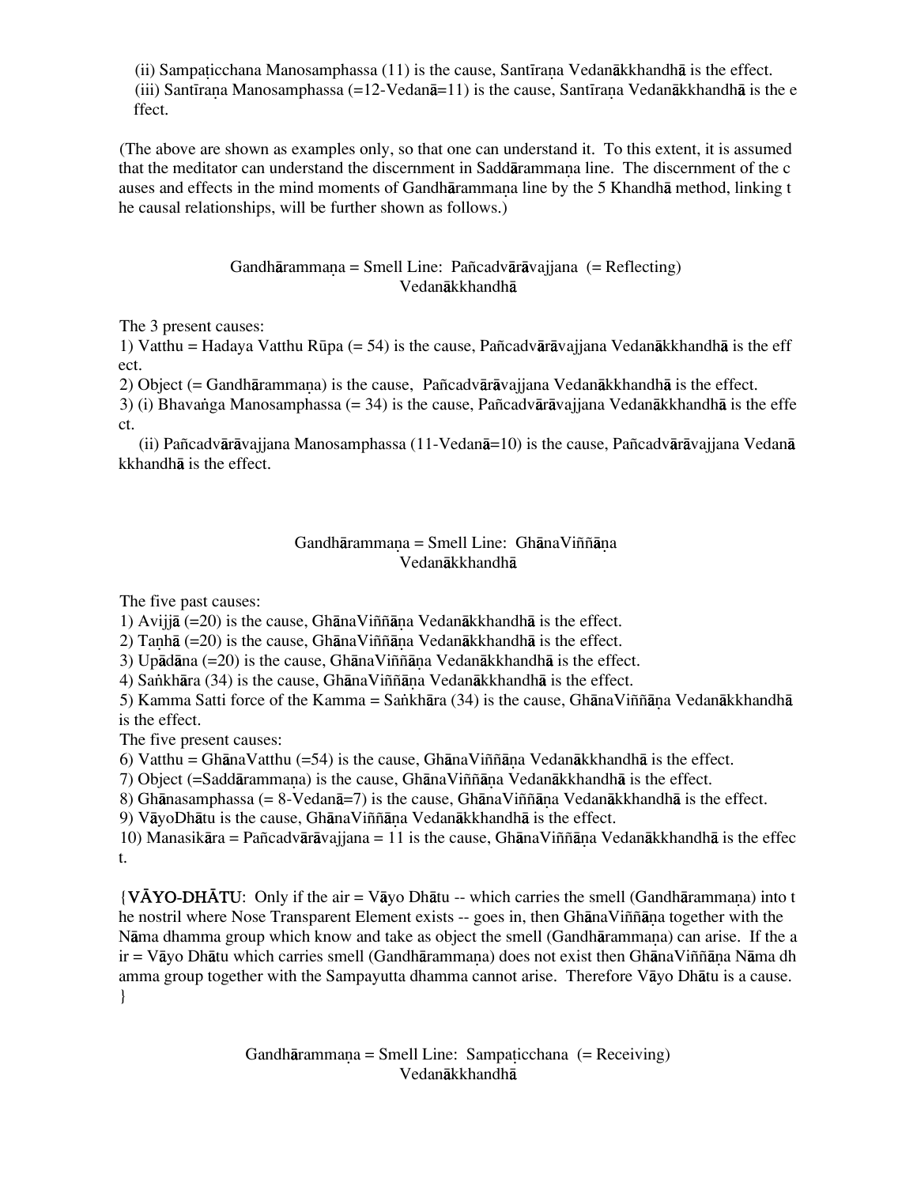(ii) Sampaṭicchana Manosamphassa (11) is the cause, Santīraṇa Vedanākkhandhā is the effect.
(iii) Santīraṇa Manosamphassa (=12-Vedanā=11) is the cause, Santīraṇa Vedanākkhandhā is the effect.

(The above are shown as examples only, so that one can understand it. To this extent, it is assumed that the meditator can understand the discernment in Saddārammaṇa line. The discernment of the causes and effects in the mind moments of Gandhārammaṇa line by the 5 Khandhā method, linking the causal relationships, will be further shown as follows.)

### Gandhārammaṇa = Smell Line: Pañcadvārāvajjana (= Reflecting) Vedanākkhandhā

The 3 present causes:
1) Vatthu = Hadaya Vatthu Rūpa (= 54) is the cause, Pañcadvārāvajjana Vedanākkhandhā is the effect.
2) Object (= Gandhārammaṇa) is the cause, Pañcadvārāvajjana Vedanākkhandhā is the effect.
3) (i) Bhavaṅga Manosamphassa (= 34) is the cause, Pañcadvārāvajjana Vedanākkhandhā is the effect.
   (ii) Pañcadvārāvajjana Manosamphassa (11-Vedanā=10) is the cause, Pañcadvārāvajjana Vedanākkhandhā is the effect.

### Gandhārammaṇa = Smell Line: GhānaViññāṇa Vedanākkhandhā

The five past causes:
1) Avijjā (=20) is the cause, GhānaViññāṇa Vedanākkhandhā is the effect.
2) Taṇhā (=20) is the cause, GhānaViññāṇa Vedanākkhandhā is the effect.
3) Upādāna (=20) is the cause, GhānaViññāṇa Vedanākkhandhā is the effect.
4) Saṅkhāra (34) is the cause, GhānaViññāṇa Vedanākkhandhā is the effect.
5) Kamma Satti force of the Kamma = Saṅkhāra (34) is the cause, GhānaViññāṇa Vedanākkhandhā is the effect.
The five present causes:
6) Vatthu = GhānaVatthu (=54) is the cause, GhānaViññāṇa Vedanākkhandhā is the effect.
7) Object (=Saddārammaṇa) is the cause, GhānaViññāṇa Vedanākkhandhā is the effect.
8) Ghānasamphassa (= 8-Vedanā=7) is the cause, GhānaViññāṇa Vedanākkhandhā is the effect.
9) VāyoDhātu is the cause, GhānaViññāṇa Vedanākkhandhā is the effect.
10) Manasikāra = Pañcadvārāvajjana = 11 is the cause, GhānaViññāṇa Vedanākkhandhā is the effect.

{**VĀYO-DHĀTU**: Only if the air = Vāyo Dhātu -- which carries the smell (Gandhārammaṇa) into the nostril where Nose Transparent Element exists -- goes in, then GhānaViññāṇa together with the Nāma dhamma group which know and take as object the smell (Gandhārammaṇa) can arise. If the air = Vāyo Dhātu which carries smell (Gandhārammaṇa) does not exist then GhānaViññāṇa Nāma dhamma group together with the Sampayutta dhamma cannot arise. Therefore Vāyo Dhātu is a cause.
}

### Gandhārammaṇa = Smell Line: Sampaṭicchana (= Receiving) Vedanākkhandhā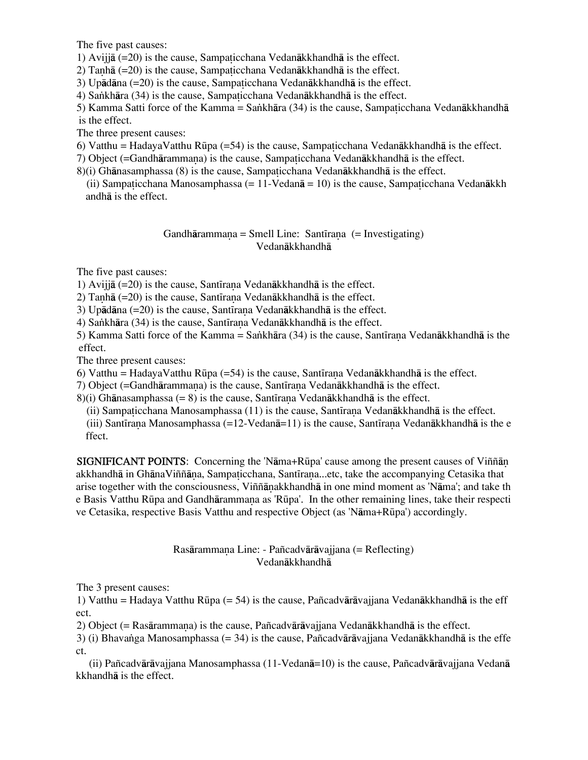The five past causes:
1) Avijjā (=20) is the cause, Sampaṭicchana Vedanākkhandhā is the effect.
2) Taṇhā (=20) is the cause, Sampaṭicchana Vedanākkhandhā is the effect.
3) Upādāna (=20) is the cause, Sampaṭicchana Vedanākkhandhā is the effect.
4) Saṅkhāra (34) is the cause, Sampaṭicchana Vedanākkhandhā is the effect.
5) Kamma Satti force of the Kamma = Saṅkhāra (34) is the cause, Sampaṭicchana Vedanākkhandhā is the effect.

The three present causes:
6) Vatthu = HadayaVatthu Rūpa (=54) is the cause, Sampaṭicchana Vedanākkhandhā is the effect.
7) Object (=Gandhārammaṇa) is the cause, Sampaṭicchana Vedanākkhandhā is the effect.
8)(i) Ghānasamphassa (8) is the cause, Sampaṭicchana Vedanākkhandhā is the effect.
(ii) Sampaṭicchana Manosamphassa (= 11-Vedanā = 10) is the cause, Sampaṭicchana Vedanākkhandhā is the effect.

### Gandhārammaṇa = Smell Line: Santīraṇa (= Investigating) Vedanākkhandhā

The five past causes:
1) Avijjā (=20) is the cause, Santīraṇa Vedanākkhandhā is the effect.
2) Taṇhā (=20) is the cause, Santīraṇa Vedanākkhandhā is the effect.
3) Upādāna (=20) is the cause, Santīraṇa Vedanākkhandhā is the effect.
4) Saṅkhāra (34) is the cause, Santīraṇa Vedanākkhandhā is the effect.
5) Kamma Satti force of the Kamma = Saṅkhāra (34) is the cause, Santīraṇa Vedanākkhandhā is the effect.

The three present causes:
6) Vatthu = HadayaVatthu Rūpa (=54) is the cause, Santīraṇa Vedanākkhandhā is the effect.
7) Object (=Gandhārammaṇa) is the cause, Santīraṇa Vedanākkhandhā is the effect.
8)(i) Ghānasamphassa (= 8) is the cause, Santīraṇa Vedanākkhandhā is the effect.
(ii) Sampaṭicchana Manosamphassa (11) is the cause, Santīraṇa Vedanākkhandhā is the effect.
(iii) Santīraṇa Manosamphassa (=12-Vedanā=11) is the cause, Santīraṇa Vedanākkhandhā is the effect.

**SIGNIFICANT POINTS**: Concerning the 'Nāma+Rūpa' cause among the present causes of Viññāṇakkhandhā in GhānaViññāṇa, Sampaṭicchana, Santīraṇa...etc, take the accompanying Cetasika that arise together with the consciousness, Viññāṇakkhandhā in one mind moment as 'Nāma'; and take the Basis Vatthu Rūpa and Gandhārammaṇa as 'Rūpa'. In the other remaining lines, take their respective Cetasika, respective Basis Vatthu and respective Object (as 'Nāma+Rūpa') accordingly.

### Rasārammaṇa Line: - Pañcadvārāvajjana (= Reflecting) Vedanākkhandhā

The 3 present causes:
1) Vatthu = Hadaya Vatthu Rūpa (= 54) is the cause, Pañcadvārāvajjana Vedanākkhandhā is the effect.
2) Object (= Rasārammaṇa) is the cause, Pañcadvārāvajjana Vedanākkhandhā is the effect.
3) (i) Bhavaṅga Manosamphassa (= 34) is the cause, Pañcadvārāvajjana Vedanākkhandhā is the effect.
(ii) Pañcadvārāvajjana Manosamphassa (11-Vedanā=10) is the cause, Pañcadvārāvajjana Vedanākkhandhā is the effect.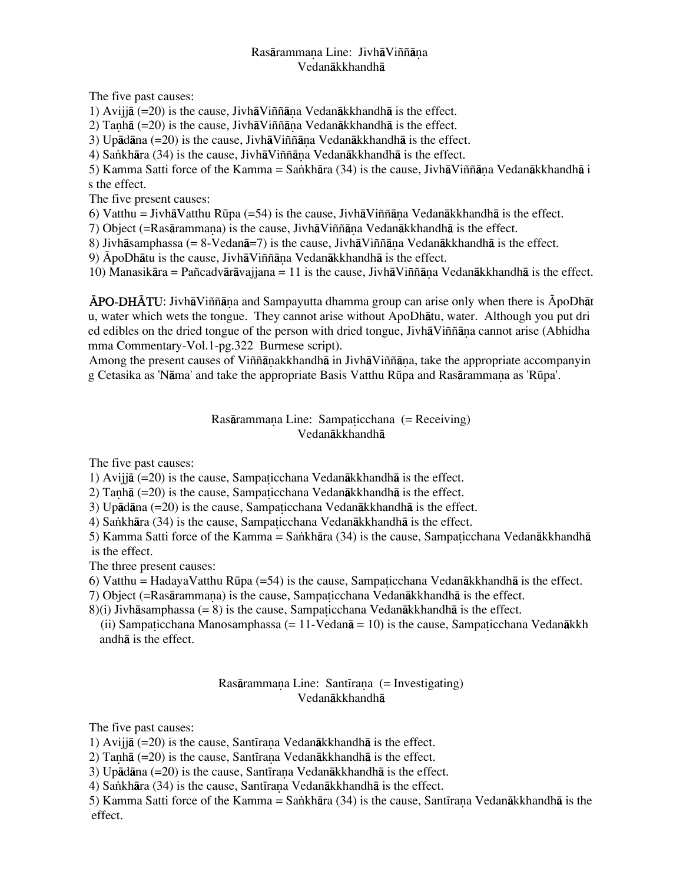## Rasārammaṇa Line: JivhāViññāṇa Vedanākkhandhā

The five past causes:
1) Avijjā (=20) is the cause, JivhāViññāṇa Vedanākkhandhā is the effect.
2) Taṇhā (=20) is the cause, JivhāViññāṇa Vedanākkhandhā is the effect.
3) Upādāna (=20) is the cause, JivhāViññāṇa Vedanākkhandhā is the effect.
4) Saṅkhāra (34) is the cause, JivhāViññāṇa Vedanākkhandhā is the effect.
5) Kamma Satti force of the Kamma = Saṅkhāra (34) is the cause, JivhāViññāṇa Vedanākkhandhā is the effect.

The five present causes:
6) Vatthu = JivhāVatthu Rūpa (=54) is the cause, JivhāViññāṇa Vedanākkhandhā is the effect.
7) Object (=Rasārammaṇa) is the cause, JivhāViññāṇa Vedanākkhandhā is the effect.
8) Jivhāsamphassa (= 8-Vedanā=7) is the cause, JivhāViññāṇa Vedanākkhandhā is the effect.
9) ĀpoDhātu is the cause, JivhāViññāṇa Vedanākkhandhā is the effect.
10) Manasikāra = Pañcadvārāvajjana = 11 is the cause, JivhāViññāṇa Vedanākkhandhā is the effect.

**ĀPO-DHĀTU**: JivhāViññāṇa and Sampayutta dhamma group can arise only when there is ĀpoDhātu, water which wets the tongue. They cannot arise without ApoDhātu, water. Although you put dried edibles on the dried tongue of the person with dried tongue, JivhāViññāṇa cannot arise (Abhidhamma Commentary-Vol.1-pg.322 Burmese script).
Among the present causes of Viññāṇakkhandhā in JivhāViññāṇa, take the appropriate accompanying Cetasika as 'Nāma' and take the appropriate Basis Vatthu Rūpa and Rasārammaṇa as 'Rūpa'.

## Rasārammaṇa Line: Sampaṭicchana (= Receiving) Vedanākkhandhā

The five past causes:
1) Avijjā (=20) is the cause, Sampaṭicchana Vedanākkhandhā is the effect.
2) Taṇhā (=20) is the cause, Sampaṭicchana Vedanākkhandhā is the effect.
3) Upādāna (=20) is the cause, Sampaṭicchana Vedanākkhandhā is the effect.
4) Saṅkhāra (34) is the cause, Sampaṭicchana Vedanākkhandhā is the effect.
5) Kamma Satti force of the Kamma = Saṅkhāra (34) is the cause, Sampaṭicchana Vedanākkhandhā is the effect.

The three present causes:
6) Vatthu = HadayaVatthu Rūpa (=54) is the cause, Sampaṭicchana Vedanākkhandhā is the effect.
7) Object (=Rasārammaṇa) is the cause, Sampaṭicchana Vedanākkhandhā is the effect.
8)(i) Jivhāsamphassa (= 8) is the cause, Sampaṭicchana Vedanākkhandhā is the effect.
(ii) Sampaṭicchana Manosamphassa (= 11-Vedanā = 10) is the cause, Sampaṭicchana Vedanākkhandhā is the effect.

## Rasārammaṇa Line: Santīraṇa (= Investigating) Vedanākkhandhā

The five past causes:
1) Avijjā (=20) is the cause, Santīraṇa Vedanākkhandhā is the effect.
2) Taṇhā (=20) is the cause, Santīraṇa Vedanākkhandhā is the effect.
3) Upādāna (=20) is the cause, Santīraṇa Vedanākkhandhā is the effect.
4) Saṅkhāra (34) is the cause, Santīraṇa Vedanākkhandhā is the effect.
5) Kamma Satti force of the Kamma = Saṅkhāra (34) is the cause, Santīraṇa Vedanākkhandhā is the effect.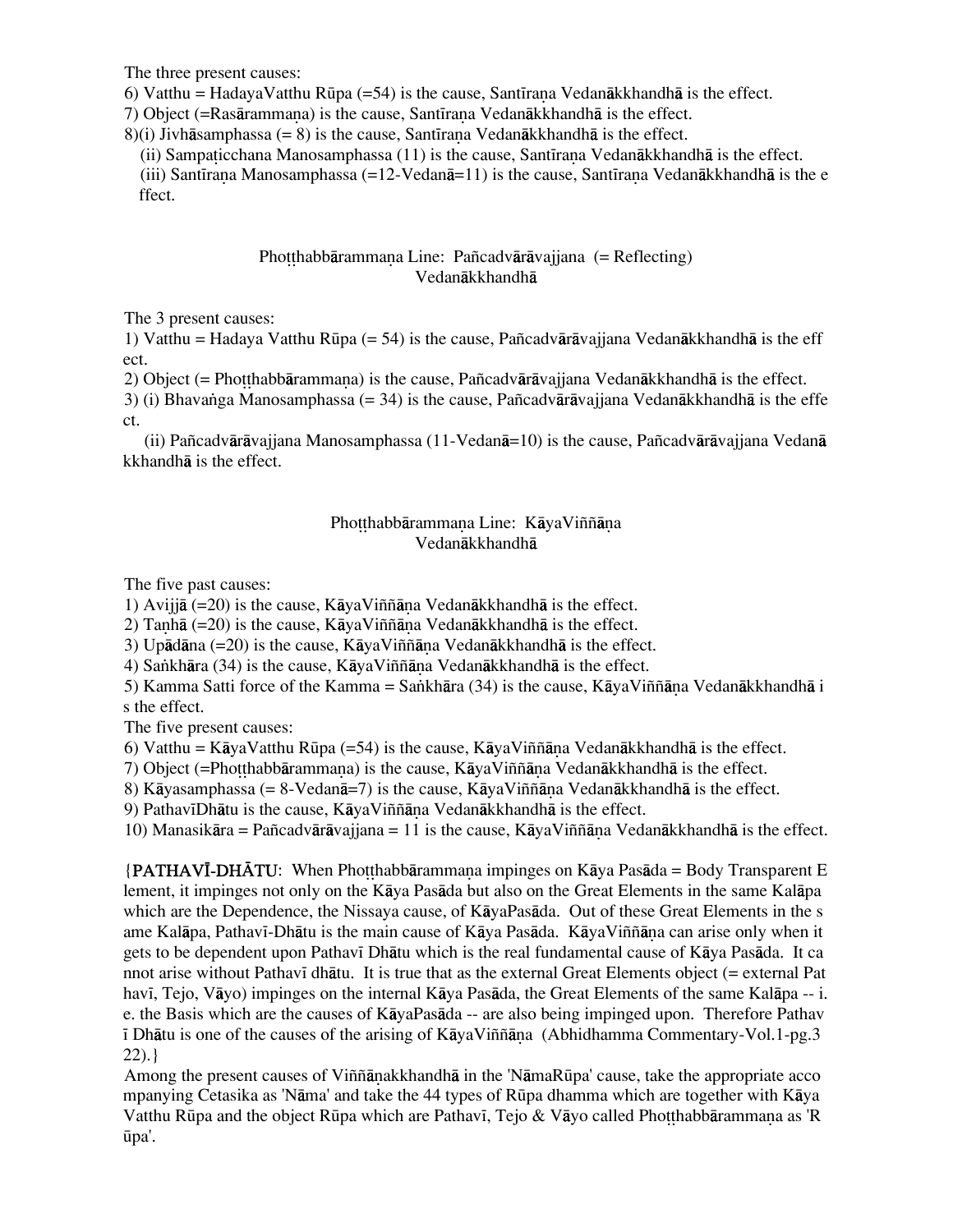The three present causes:
6) Vatthu = HadayaVatthu Rūpa (=54) is the cause, Santīraṇa Vedanākkhandhā is the effect.
7) Object (=Rasārammaṇa) is the cause, Santīraṇa Vedanākkhandhā is the effect.
8)(i) Jivhāsamphassa (= 8) is the cause, Santīraṇa Vedanākkhandhā is the effect.
(ii) Sampaṭicchana Manosamphassa (11) is the cause, Santīraṇa Vedanākkhandhā is the effect.
(iii) Santīraṇa Manosamphassa (=12-Vedanā=11) is the cause, Santīraṇa Vedanākkhandhā is the effect.

### Phoṭṭhabbārammaṇa Line: Pañcadvārāvajjana (= Reflecting) Vedanākkhandhā

The 3 present causes:
1) Vatthu = Hadaya Vatthu Rūpa (= 54) is the cause, Pañcadvārāvajjana Vedanākkhandhā is the effect.
2) Object (= Phoṭṭhabbārammaṇa) is the cause, Pañcadvārāvajjana Vedanākkhandhā is the effect.
3) (i) Bhavaṅga Manosamphassa (= 34) is the cause, Pañcadvārāvajjana Vedanākkhandhā is the effect.
(ii) Pañcadvārāvajjana Manosamphassa (11-Vedanā=10) is the cause, Pañcadvārāvajjana Vedanākkhandhā is the effect.

### Phoṭṭhabbārammaṇa Line: KāyaViññāṇa Vedanākkhandhā

The five past causes:
1) Avijjā (=20) is the cause, KāyaViññāṇa Vedanākkhandhā is the effect.
2) Taṇhā (=20) is the cause, KāyaViññāṇa Vedanākkhandhā is the effect.
3) Upādāna (=20) is the cause, KāyaViññāṇa Vedanākkhandhā is the effect.
4) Saṅkhāra (34) is the cause, KāyaViññāṇa Vedanākkhandhā is the effect.
5) Kamma Satti force of the Kamma = Saṅkhāra (34) is the cause, KāyaViññāṇa Vedanākkhandhā is the effect.
The five present causes:
6) Vatthu = KāyaVatthu Rūpa (=54) is the cause, KāyaViññāṇa Vedanākkhandhā is the effect.
7) Object (=Phoṭṭhabbārammaṇa) is the cause, KāyaViññāṇa Vedanākkhandhā is the effect.
8) Kāyasamphassa (= 8-Vedanā=7) is the cause, KāyaViññāṇa Vedanākkhandhā is the effect.
9) PathavīDhātu is the cause, KāyaViññāṇa Vedanākkhandhā is the effect.
10) Manasikāra = Pañcadvārāvajjana = 11 is the cause, KāyaViññāṇa Vedanākkhandhā is the effect.

{**PATHAVĪ-DHĀTU**: When Phoṭṭhabbārammaṇa impinges on Kāya Pasāda = Body Transparent Element, it impinges not only on the Kāya Pasāda but also on the Great Elements in the same Kalāpa which are the Dependence, the Nissaya cause, of KāyaPasāda. Out of these Great Elements in the same Kalāpa, Pathavī-Dhātu is the main cause of Kāya Pasāda. KāyaViññāṇa can arise only when it gets to be dependent upon Pathavī Dhātu which is the real fundamental cause of Kāya Pasāda. It cannot arise without Pathavī dhātu. It is true that as the external Great Elements object (= external Pathavī, Tejo, Vāyo) impinges on the internal Kāya Pasāda, the Great Elements of the same Kalāpa -- i.e. the Basis which are the causes of KāyaPasāda -- are also being impinged upon. Therefore Pathavī Dhātu is one of the causes of the arising of KāyaViññāṇa (Abhidhamma Commentary-Vol.1-pg.322).}
Among the present causes of Viññāṇakkhandhā in the 'NāmaRūpa' cause, take the appropriate accompanying Cetasika as 'Nāma' and take the 44 types of Rūpa dhamma which are together with Kāya Vatthu Rūpa and the object Rūpa which are Pathavī, Tejo & Vāyo called Phoṭṭhabbārammaṇa as 'Rūpa'.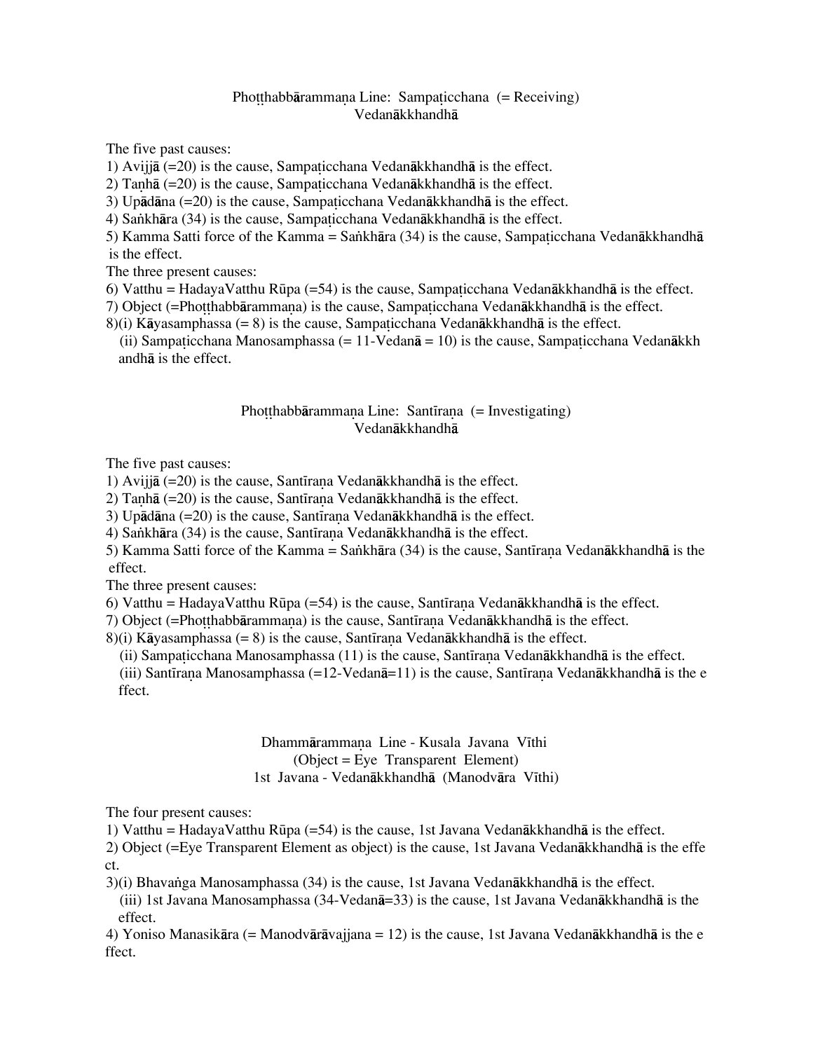## Phoṭṭhabbārammaṇa Line: Sampaṭicchana (= Receiving) Vedanākkhandhā

The five past causes:

1) Avijjā (=20) is the cause, Sampaṭicchana Vedanākkhandhā is the effect.
2) Taṇhā (=20) is the cause, Sampaṭicchana Vedanākkhandhā is the effect.
3) Upādāna (=20) is the cause, Sampaṭicchana Vedanākkhandhā is the effect.
4) Saṅkhāra (34) is the cause, Sampaṭicchana Vedanākkhandhā is the effect.
5) Kamma Satti force of the Kamma = Saṅkhāra (34) is the cause, Sampaṭicchana Vedanākkhandhā is the effect.

The three present causes:

6) Vatthu = HadayaVatthu Rūpa (=54) is the cause, Sampaṭicchana Vedanākkhandhā is the effect.
7) Object (=Phoṭṭhabbārammaṇa) is the cause, Sampaṭicchana Vedanākkhandhā is the effect.
8)(i) Kāyasamphassa (= 8) is the cause, Sampaṭicchana Vedanākkhandhā is the effect.
   (ii) Sampaṭicchana Manosamphassa (= 11-Vedanā = 10) is the cause, Sampaṭicchana Vedanākkhandhā is the effect.

## Phoṭṭhabbārammaṇa Line: Santīraṇa (= Investigating) Vedanākkhandhā

The five past causes:

1) Avijjā (=20) is the cause, Santīraṇa Vedanākkhandhā is the effect.
2) Taṇhā (=20) is the cause, Santīraṇa Vedanākkhandhā is the effect.
3) Upādāna (=20) is the cause, Santīraṇa Vedanākkhandhā is the effect.
4) Saṅkhāra (34) is the cause, Santīraṇa Vedanākkhandhā is the effect.
5) Kamma Satti force of the Kamma = Saṅkhāra (34) is the cause, Santīraṇa Vedanākkhandhā is the effect.

The three present causes:

6) Vatthu = HadayaVatthu Rūpa (=54) is the cause, Santīraṇa Vedanākkhandhā is the effect.
7) Object (=Phoṭṭhabbārammaṇa) is the cause, Santīraṇa Vedanākkhandhā is the effect.
8)(i) Kāyasamphassa (= 8) is the cause, Santīraṇa Vedanākkhandhā is the effect.
   (ii) Sampaṭicchana Manosamphassa (11) is the cause, Santīraṇa Vedanākkhandhā is the effect.
   (iii) Santīraṇa Manosamphassa (=12-Vedanā=11) is the cause, Santīraṇa Vedanākkhandhā is the effect.

## Dhammārammaṇa Line - Kusala Javana Vīthi (Object = Eye Transparent Element) 1st Javana - Vedanākkhandhā (Manodvāra Vīthi)

The four present causes:

1) Vatthu = HadayaVatthu Rūpa (=54) is the cause, 1st Javana Vedanākkhandhā is the effect.
2) Object (=Eye Transparent Element as object) is the cause, 1st Javana Vedanākkhandhā is the effect.
3)(i) Bhavaṅga Manosamphassa (34) is the cause, 1st Javana Vedanākkhandhā is the effect.
   (iii) 1st Javana Manosamphassa (34-Vedanā=33) is the cause, 1st Javana Vedanākkhandhā is the effect.
4) Yoniso Manasikāra (= Manodvārāvajjana = 12) is the cause, 1st Javana Vedanākkhandhā is the effect.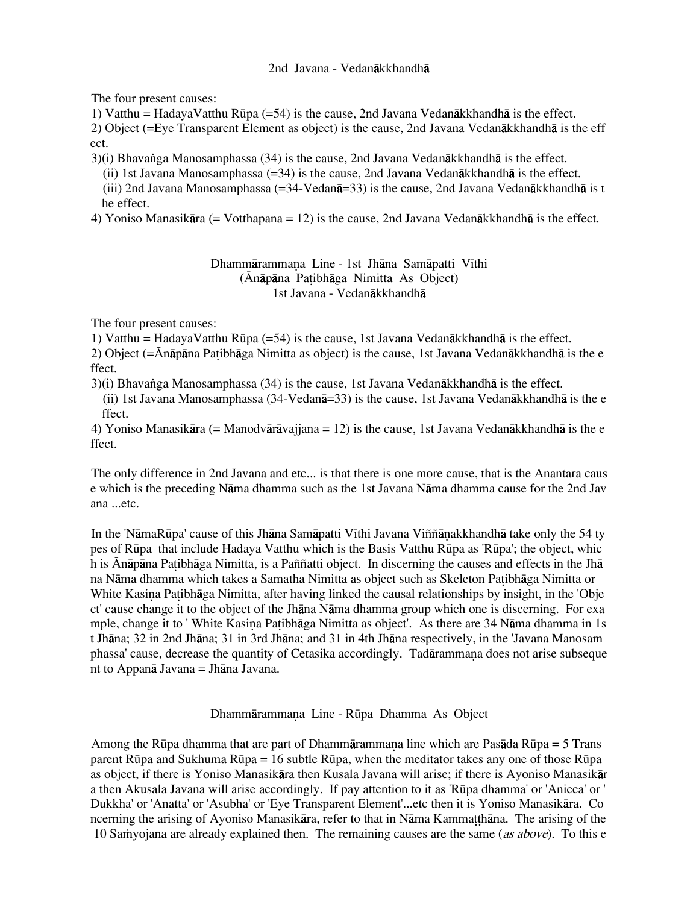## 2nd Javana - Vedanākkhandhā

The four present causes:

1) Vatthu = HadayaVatthu Rūpa (=54) is the cause, 2nd Javana Vedanākkhandhā is the effect.
2) Object (=Eye Transparent Element as object) is the cause, 2nd Javana Vedanākkhandhā is the effect.
3)(i) Bhavaṅga Manosamphassa (34) is the cause, 2nd Javana Vedanākkhandhā is the effect.
   (ii) 1st Javana Manosamphassa (=34) is the cause, 2nd Javana Vedanākkhandhā is the effect.
   (iii) 2nd Javana Manosamphassa (=34-Vedanā=33) is the cause, 2nd Javana Vedanākkhandhā is the effect.
4) Yoniso Manasikāra (= Votthapana = 12) is the cause, 2nd Javana Vedanākkhandhā is the effect.

## Dhammārammaṇa Line - 1st Jhāna Samāpatti Vīthi (Ānāpāna Paṭibhāga Nimitta As Object) 1st Javana - Vedanākkhandhā

The four present causes:

1) Vatthu = HadayaVatthu Rūpa (=54) is the cause, 1st Javana Vedanākkhandhā is the effect.
2) Object (=Ānāpāna Paṭibhāga Nimitta as object) is the cause, 1st Javana Vedanākkhandhā is the effect.
3)(i) Bhavaṅga Manosamphassa (34) is the cause, 1st Javana Vedanākkhandhā is the effect.
   (ii) 1st Javana Manosamphassa (34-Vedanā=33) is the cause, 1st Javana Vedanākkhandhā is the effect.
4) Yoniso Manasikāra (= Manodvārāvajjana = 12) is the cause, 1st Javana Vedanākkhandhā is the effect.

The only difference in 2nd Javana and etc... is that there is one more cause, that is the Anantara cause which is the preceding Nāma dhamma such as the 1st Javana Nāma dhamma cause for the 2nd Javana ...etc.

In the 'NāmaRūpa' cause of this Jhāna Samāpatti Vīthi Javana Viññāṇakkhandhā take only the 54 types of Rūpa that include Hadaya Vatthu which is the Basis Vatthu Rūpa as 'Rūpa'; the object, which is Ānāpāna Paṭibhāga Nimitta, is a Paññatti object. In discerning the causes and effects in the Jhāna Nāma dhamma which takes a Samatha Nimitta as object such as Skeleton Paṭibhāga Nimitta or White Kasiṇa Paṭibhāga Nimitta, after having linked the causal relationships by insight, in the 'Object' cause change it to the object of the Jhāna Nāma dhamma group which one is discerning. For example, change it to ' White Kasiṇa Paṭibhāga Nimitta as object'. As there are 34 Nāma dhamma in 1st Jhāna; 32 in 2nd Jhāna; 31 in 3rd Jhāna; and 31 in 4th Jhāna respectively, in the 'Javana Manosamphassa' cause, decrease the quantity of Cetasika accordingly. Tadārammaṇa does not arise subsequent to Appanā Javana = Jhāna Javana.

## Dhammārammaṇa Line - Rūpa Dhamma As Object

Among the Rūpa dhamma that are part of Dhammārammaṇa line which are Pasāda Rūpa = 5 Transparent Rūpa and Sukhuma Rūpa = 16 subtle Rūpa, when the meditator takes any one of those Rūpa as object, if there is Yoniso Manasikāra then Kusala Javana will arise; if there is Ayoniso Manasikāra then Akusala Javana will arise accordingly. If pay attention to it as 'Rūpa dhamma' or 'Anicca' or 'Dukkha' or 'Anatta' or 'Asubha' or 'Eye Transparent Element'...etc then it is Yoniso Manasikāra. Concerning the arising of Ayoniso Manasikāra, refer to that in Nāma Kammaṭṭhāna. The arising of the 10 Saṁyojana are already explained then. The remaining causes are the same (*as above*). To this e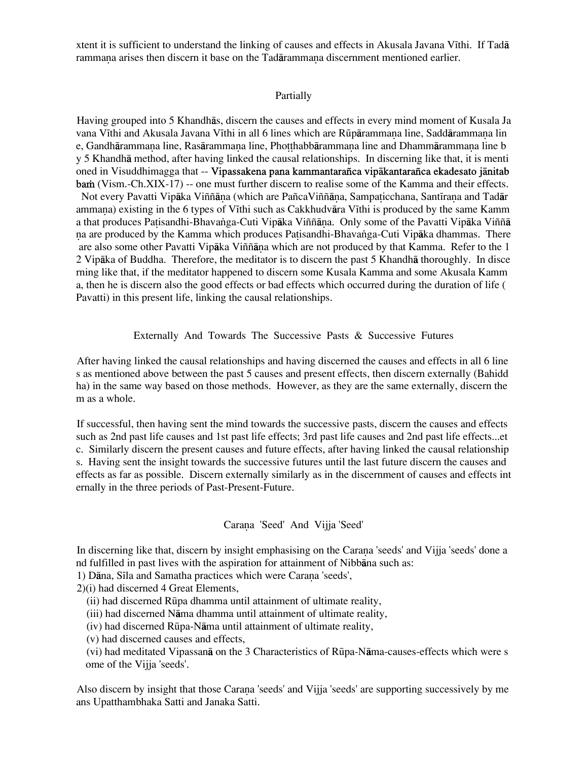xtent it is sufficient to understand the linking of causes and effects in Akusala Javana Vīthi. If Tadārammaṇa arises then discern it base on the Tadārammaṇa discernment mentioned earlier.

### Partially

Having grouped into 5 Khandhās, discern the causes and effects in every mind moment of Kusala Javana Vīthi and Akusala Javana Vīthi in all 6 lines which are Rūpārammaṇa line, Saddārammaṇa line, Gandhārammaṇa line, Rasārammaṇa line, Phoṭṭhabbārammaṇa line and Dhammārammaṇa line by 5 Khandhā method, after having linked the causal relationships. In discerning like that, it is mentioned in Visuddhimagga that -- **Vipassakena pana kammantarañca vipākantarañca ekadesato jānitabbaṁ** (Vism.-Ch.XIX-17) -- one must further discern to realise some of the Kamma and their effects. Not every Pavatti Vipāka Viññāṇa (which are PañcaViññāṇa, Sampaṭicchana, Santīraṇa and Tadārammaṇa) existing in the 6 types of Vīthi such as Cakkhudvāra Vīthi is produced by the same Kamma that produces Paṭisandhi-Bhavaṅga-Cuti Vipāka Viññāṇa. Only some of the Pavatti Vipāka Viññāṇa are produced by the Kamma which produces Paṭisandhi-Bhavaṅga-Cuti Vipāka dhammas. There are also some other Pavatti Vipāka Viññāṇa which are not produced by that Kamma. Refer to the 12 Vipāka of Buddha. Therefore, the meditator is to discern the past 5 Khandhā thoroughly. In discerning like that, if the meditator happened to discern some Kusala Kamma and some Akusala Kamma, then he is discern also the good effects or bad effects which occurred during the duration of life (Pavatti) in this present life, linking the causal relationships.

### Externally And Towards The Successive Pasts & Successive Futures

After having linked the causal relationships and having discerned the causes and effects in all 6 lines as mentioned above between the past 5 causes and present effects, then discern externally (Bahiddha) in the same way based on those methods. However, as they are the same externally, discern them as a whole.

If successful, then having sent the mind towards the successive pasts, discern the causes and effects such as 2nd past life causes and 1st past life effects; 3rd past life causes and 2nd past life effects...etc. Similarly discern the present causes and future effects, after having linked the causal relationships. Having sent the insight towards the successive futures until the last future discern the causes and effects as far as possible. Discern externally similarly as in the discernment of causes and effects internally in the three periods of Past-Present-Future.

### Caraṇa 'Seed' And Vijja 'Seed'

In discerning like that, discern by insight emphasising on the Caraṇa 'seeds' and Vijja 'seeds' done and fulfilled in past lives with the aspiration for attainment of Nibbāna such as:

1) Dāna, Sīla and Samatha practices which were Caraṇa 'seeds',

2)(i) had discerned 4 Great Elements,

   (ii) had discerned Rūpa dhamma until attainment of ultimate reality,

   (iii) had discerned Nāma dhamma until attainment of ultimate reality,

   (iv) had discerned Rūpa-Nāma until attainment of ultimate reality,

   (v) had discerned causes and effects,

   (vi) had meditated Vipassanā on the 3 Characteristics of Rūpa-Nāma-causes-effects which were some of the Vijja 'seeds'.

Also discern by insight that those Caraṇa 'seeds' and Vijja 'seeds' are supporting successively by means Upatthambhaka Satti and Janaka Satti.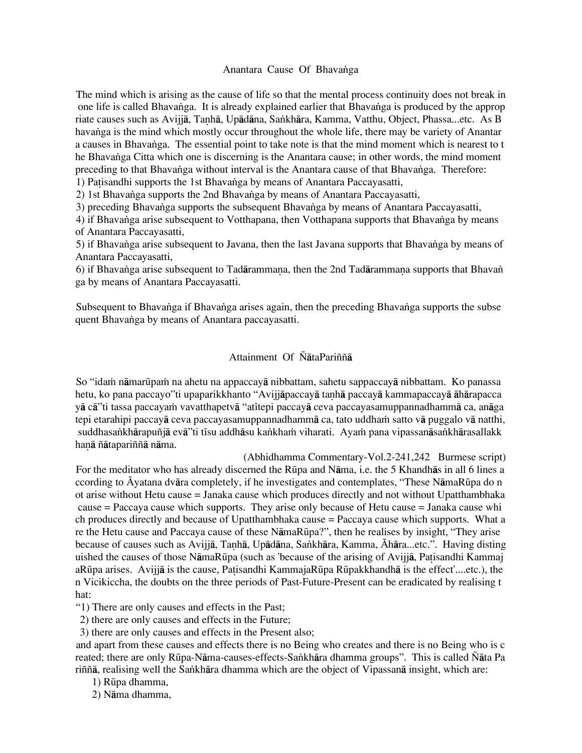## Anantara Cause Of Bhavaṅga

The mind which is arising as the cause of life so that the mental process continuity does not break in one life is called Bhavaṅga. It is already explained earlier that Bhavaṅga is produced by the appropriate causes such as Avijjā, Taṇhā, Upādāna, Saṅkhāra, Kamma, Vatthu, Object, Phassa...etc. As Bhavaṅga is the mind which mostly occur throughout the whole life, there may be variety of Anantara causes in Bhavaṅga. The essential point to take note is that the mind moment which is nearest to the Bhavaṅga Citta which one is discerning is the Anantara cause; in other words, the mind moment preceding to that Bhavaṅga without interval is the Anantara cause of that Bhavaṅga. Therefore:

1) Paṭisandhi supports the 1st Bhavaṅga by means of Anantara Paccayasatti,
2) 1st Bhavaṅga supports the 2nd Bhavaṅga by means of Anantara Paccayasatti,
3) preceding Bhavaṅga supports the subsequent Bhavaṅga by means of Anantara Paccayasatti,
4) if Bhavaṅga arise subsequent to Votthapana, then Votthapana supports that Bhavaṅga by means of Anantara Paccayasatti,
5) if Bhavaṅga arise subsequent to Javana, then the last Javana supports that Bhavaṅga by means of Anantara Paccayasatti,
6) if Bhavaṅga arise subsequent to Tadārammaṇa, then the 2nd Tadārammaṇa supports that Bhavaṅga by means of Anantara Paccayasatti.

Subsequent to Bhavaṅga if Bhavaṅga arises again, then the preceding Bhavaṅga supports the subsequent Bhavaṅga by means of Anantara paccayasatti.

## Attainment Of ÑātaPariññā

So "idaṁ nāmarūpaṁ na ahetu na appaccayā nibbattam, sahetu sappaccayā nibbattam. Ko panassa hetu, ko pana paccayo"ti upaparikkhanto "Avijjāpaccayā taṇhā paccayā kammapaccayā āhārapaccayā cā"ti tassa paccayaṁ vavatthapetvā "atītepi paccayā ceva paccayasamuppannadhammā ca, anāgatepi etarahipi paccayā ceva paccayasamuppannadhammā ca, tato uddhaṁ satto vā puggalo vā natthi, suddhasaṅkhārapuñjā evā"ti tīsu addhāsu kaṅkhaṁ viharati. Ayaṁ pana vipassanāsaṅkhārasallakkhaṇā ñātapariññā nāma.

(Abhidhamma Commentary-Vol.2-241,242 Burmese script)

For the meditator who has already discerned the Rūpa and Nāma, i.e. the 5 Khandhās in all 6 lines according to Āyatana dvāra completely, if he investigates and contemplates, "These NāmaRūpa do not arise without Hetu cause = Janaka cause which produces directly and not without Upatthambhaka cause = Paccaya cause which supports. They arise only because of Hetu cause = Janaka cause which produces directly and because of Upatthambhaka cause = Paccaya cause which supports. What are the Hetu cause and Paccaya cause of these NāmaRūpa?", then he realises by insight, "They arise because of causes such as Avijjā, Taṇhā, Upādāna, Saṅkhāra, Kamma, Āhāra...etc.". Having distinguished the causes of those NāmaRūpa (such as 'because of the arising of Avijjā, Paṭisandhi KammajaRūpa arises. Avijjā is the cause, Paṭisandhi KammajaRūpa Rūpakkhandhā is the effect'....etc.), then Vicikiccha, the doubts on the three periods of Past-Future-Present can be eradicated by realising that:

"1) There are only causes and effects in the Past;
2) there are only causes and effects in the Future;
3) there are only causes and effects in the Present also;

and apart from these causes and effects there is no Being who creates and there is no Being who is created; there are only Rūpa-Nāma-causes-effects-Saṅkhāra dhamma groups". This is called Ñāta Pariññā, realising well the Saṅkhāra dhamma which are the object of Vipassanā insight, which are:

1) Rūpa dhamma,
2) Nāma dhamma,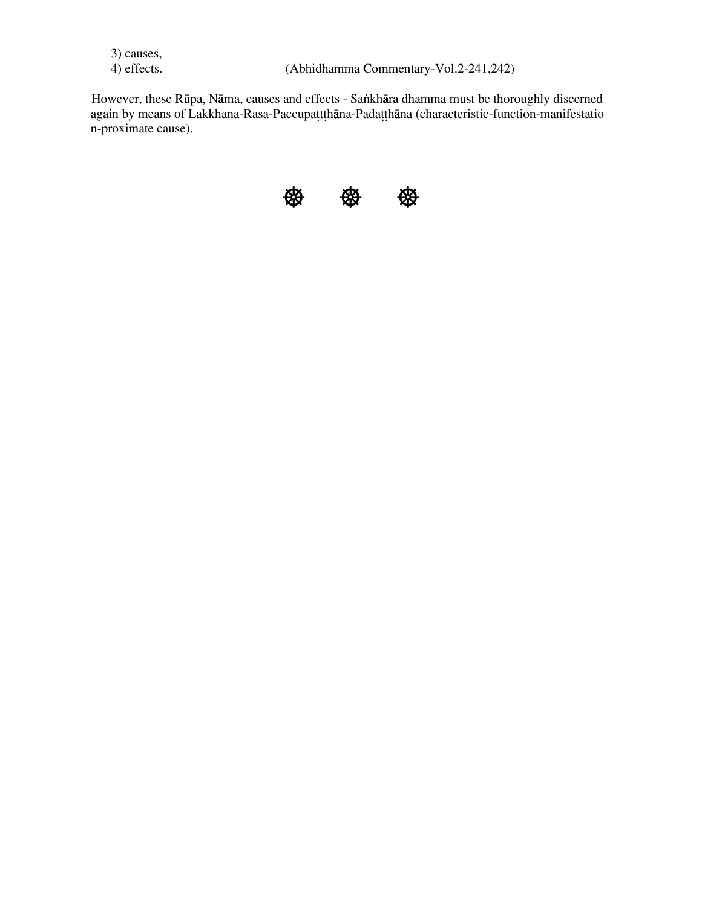3) causes,
4) effects. (Abhidhamma Commentary-Vol.2-241,242)

However, these Rūpa, Nāma, causes and effects - Saṅkhāra dhamma must be thoroughly discerned again by means of Lakkhana-Rasa-Paccupaṭṭhāna-Padaṭṭhāna (characteristic-function-manifestation-proximate cause).

☸ ☸ ☸